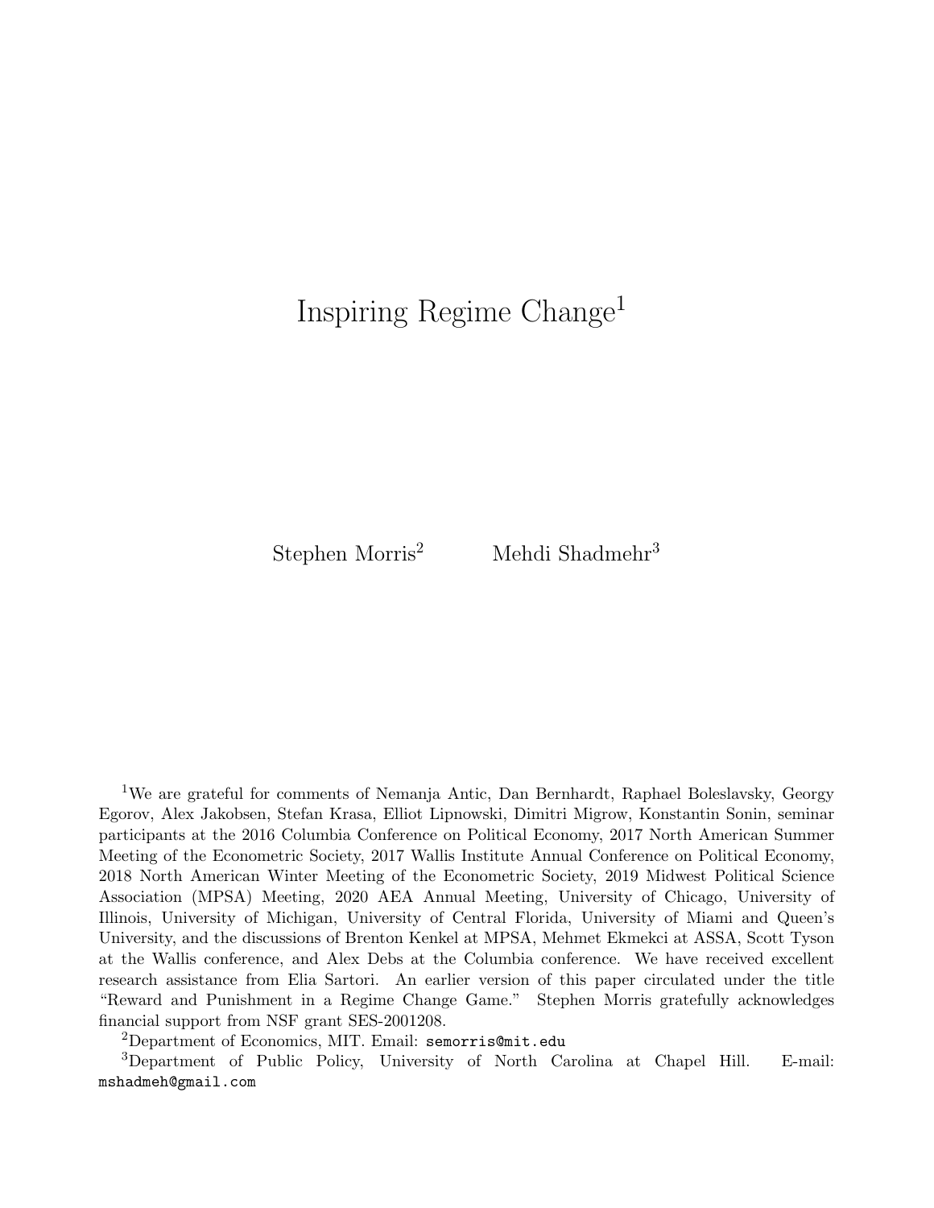# Inspiring Regime Change[1]

Stephen Morris[2] Mehdi Shadmehr[3]

[1]We are grateful for comments of Nemanja Antic, Dan Bernhardt, Raphael Boleslavsky, Georgy Egorov, Alex Jakobsen, Stefan Krasa, Elliot Lipnowski, Dimitri Migrow, Konstantin Sonin, seminar participants at the 2016 Columbia Conference on Political Economy, 2017 North American Summer Meeting of the Econometric Society, 2017 Wallis Institute Annual Conference on Political Economy, 2018 North American Winter Meeting of the Econometric Society, 2019 Midwest Political Science Association (MPSA) Meeting, 2020 AEA Annual Meeting, University of Chicago, University of Illinois, University of Michigan, University of Central Florida, University of Miami and Queen's University, and the discussions of Brenton Kenkel at MPSA, Mehmet Ekmekci at ASSA, Scott Tyson at the Wallis conference, and Alex Debs at the Columbia conference. We have received excellent research assistance from Elia Sartori. An earlier version of this paper circulated under the title "Reward and Punishment in a Regime Change Game." Stephen Morris gratefully acknowledges financial support from NSF grant SES-2001208.

[2]Department of Economics, MIT. Email: semorris@mit.edu

[3]Department of Public Policy, University of North Carolina at Chapel Hill. E-mail: mshadmeh@gmail.com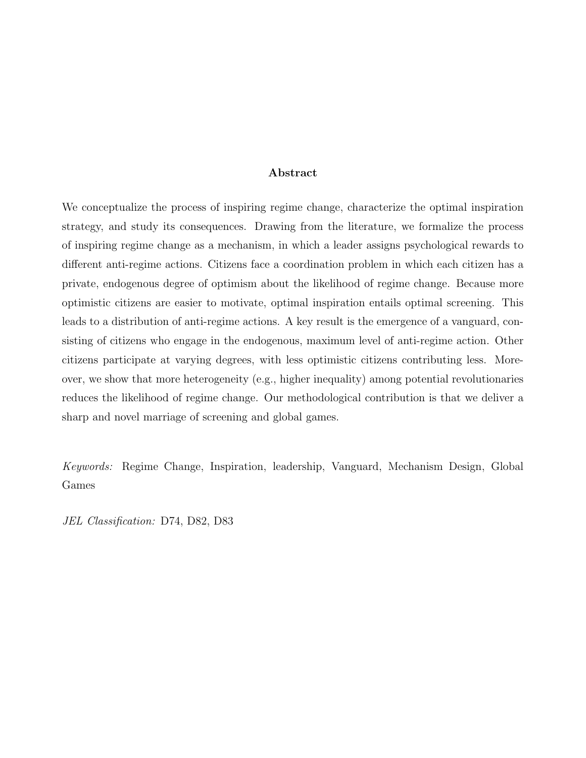**Abstract**

We conceptualize the process of inspiring regime change, characterize the optimal inspiration strategy, and study its consequences. Drawing from the literature, we formalize the process of inspiring regime change as a mechanism, in which a leader assigns psychological rewards to different anti-regime actions. Citizens face a coordination problem in which each citizen has a private, endogenous degree of optimism about the likelihood of regime change. Because more optimistic citizens are easier to motivate, optimal inspiration entails optimal screening. This leads to a distribution of anti-regime actions. A key result is the emergence of a vanguard, consisting of citizens who engage in the endogenous, maximum level of anti-regime action. Other citizens participate at varying degrees, with less optimistic citizens contributing less. Moreover, we show that more heterogeneity (e.g., higher inequality) among potential revolutionaries reduces the likelihood of regime change. Our methodological contribution is that we deliver a sharp and novel marriage of screening and global games.

*Keywords:* Regime Change, Inspiration, leadership, Vanguard, Mechanism Design, Global Games

*JEL Classification:* D74, D82, D83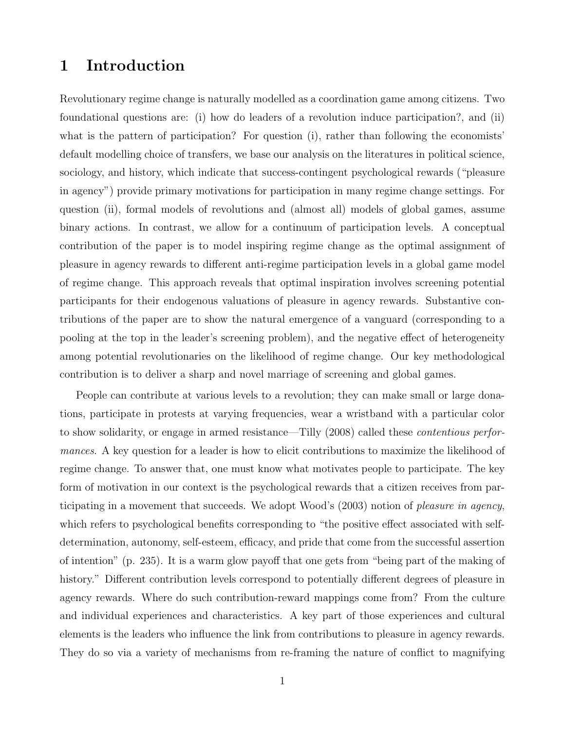# 1 Introduction

Revolutionary regime change is naturally modelled as a coordination game among citizens. Two foundational questions are: (i) how do leaders of a revolution induce participation?, and (ii) what is the pattern of participation? For question (i), rather than following the economists' default modelling choice of transfers, we base our analysis on the literatures in political science, sociology, and history, which indicate that success-contingent psychological rewards ("pleasure in agency") provide primary motivations for participation in many regime change settings. For question (ii), formal models of revolutions and (almost all) models of global games, assume binary actions. In contrast, we allow for a continuum of participation levels. A conceptual contribution of the paper is to model inspiring regime change as the optimal assignment of pleasure in agency rewards to different anti-regime participation levels in a global game model of regime change. This approach reveals that optimal inspiration involves screening potential participants for their endogenous valuations of pleasure in agency rewards. Substantive contributions of the paper are to show the natural emergence of a vanguard (corresponding to a pooling at the top in the leader's screening problem), and the negative effect of heterogeneity among potential revolutionaries on the likelihood of regime change. Our key methodological contribution is to deliver a sharp and novel marriage of screening and global games.

People can contribute at various levels to a revolution; they can make small or large donations, participate in protests at varying frequencies, wear a wristband with a particular color to show solidarity, or engage in armed resistance—Tilly (2008) called these *contentious performances*. A key question for a leader is how to elicit contributions to maximize the likelihood of regime change. To answer that, one must know what motivates people to participate. The key form of motivation in our context is the psychological rewards that a citizen receives from participating in a movement that succeeds. We adopt Wood's (2003) notion of *pleasure in agency*, which refers to psychological benefits corresponding to "the positive effect associated with self-determination, autonomy, self-esteem, efficacy, and pride that come from the successful assertion of intention" (p. 235). It is a warm glow payoff that one gets from "being part of the making of history." Different contribution levels correspond to potentially different degrees of pleasure in agency rewards. Where do such contribution-reward mappings come from? From the culture and individual experiences and characteristics. A key part of those experiences and cultural elements is the leaders who influence the link from contributions to pleasure in agency rewards. They do so via a variety of mechanisms from re-framing the nature of conflict to magnifying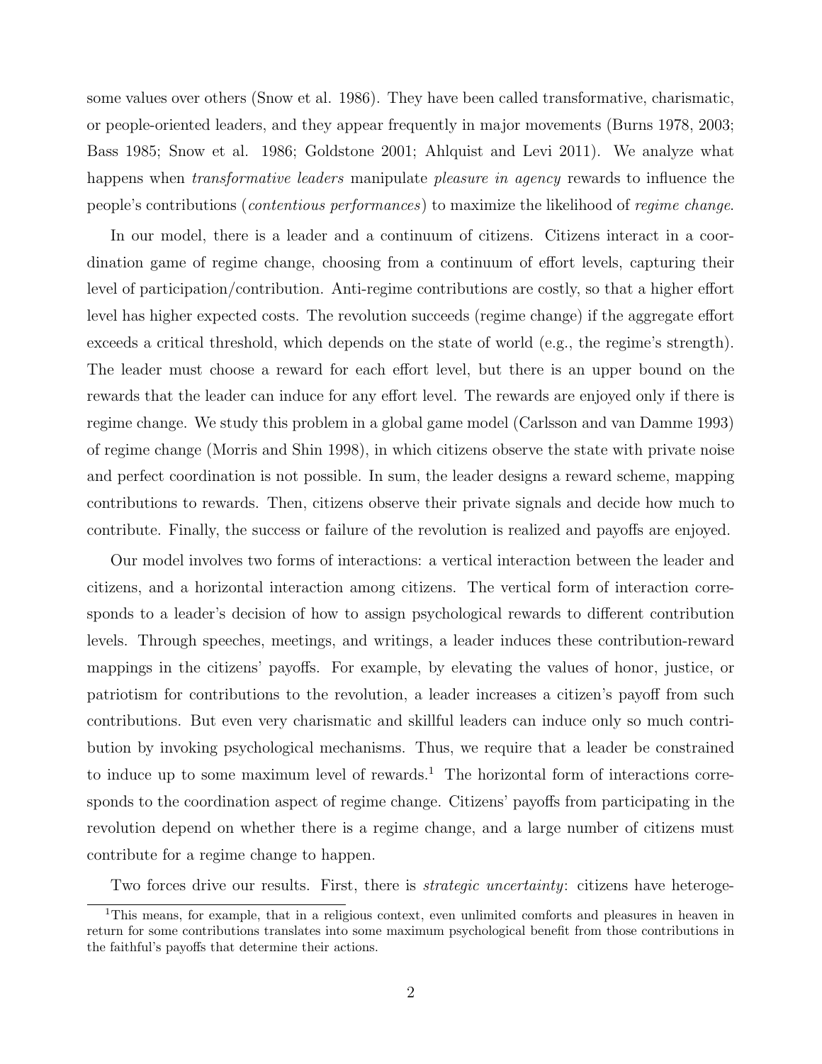some values over others (Snow et al. 1986). They have been called transformative, charismatic, or people-oriented leaders, and they appear frequently in major movements (Burns 1978, 2003; Bass 1985; Snow et al. 1986; Goldstone 2001; Ahlquist and Levi 2011). We analyze what happens when *transformative leaders* manipulate *pleasure in agency* rewards to influence the people's contributions (*contentious performances*) to maximize the likelihood of *regime change*.

In our model, there is a leader and a continuum of citizens. Citizens interact in a coordination game of regime change, choosing from a continuum of effort levels, capturing their level of participation/contribution. Anti-regime contributions are costly, so that a higher effort level has higher expected costs. The revolution succeeds (regime change) if the aggregate effort exceeds a critical threshold, which depends on the state of world (e.g., the regime's strength). The leader must choose a reward for each effort level, but there is an upper bound on the rewards that the leader can induce for any effort level. The rewards are enjoyed only if there is regime change. We study this problem in a global game model (Carlsson and van Damme 1993) of regime change (Morris and Shin 1998), in which citizens observe the state with private noise and perfect coordination is not possible. In sum, the leader designs a reward scheme, mapping contributions to rewards. Then, citizens observe their private signals and decide how much to contribute. Finally, the success or failure of the revolution is realized and payoffs are enjoyed.

Our model involves two forms of interactions: a vertical interaction between the leader and citizens, and a horizontal interaction among citizens. The vertical form of interaction corresponds to a leader's decision of how to assign psychological rewards to different contribution levels. Through speeches, meetings, and writings, a leader induces these contribution-reward mappings in the citizens' payoffs. For example, by elevating the values of honor, justice, or patriotism for contributions to the revolution, a leader increases a citizen's payoff from such contributions. But even very charismatic and skillful leaders can induce only so much contribution by invoking psychological mechanisms. Thus, we require that a leader be constrained to induce up to some maximum level of rewards.[1] The horizontal form of interactions corresponds to the coordination aspect of regime change. Citizens' payoffs from participating in the revolution depend on whether there is a regime change, and a large number of citizens must contribute for a regime change to happen.

Two forces drive our results. First, there is *strategic uncertainty*: citizens have heteroge-

[1] This means, for example, that in a religious context, even unlimited comforts and pleasures in heaven in return for some contributions translates into some maximum psychological benefit from those contributions in the faithful's payoffs that determine their actions.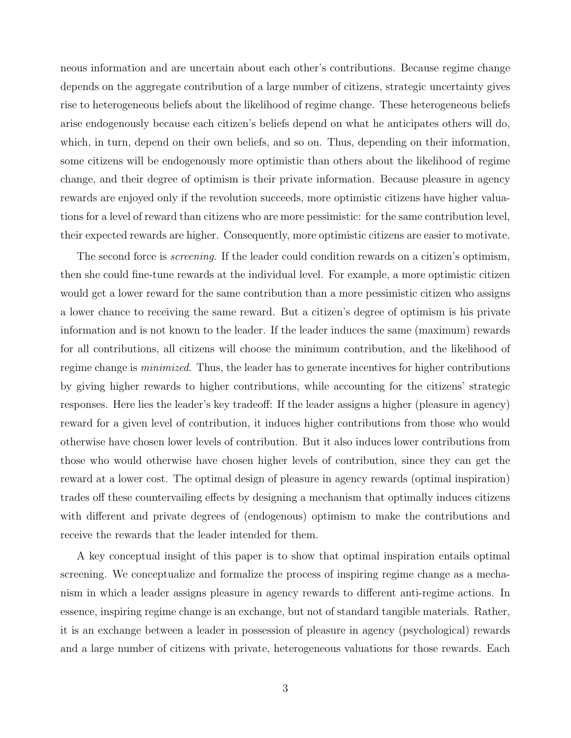neous information and are uncertain about each other's contributions. Because regime change depends on the aggregate contribution of a large number of citizens, strategic uncertainty gives rise to heterogeneous beliefs about the likelihood of regime change. These heterogeneous beliefs arise endogenously because each citizen's beliefs depend on what he anticipates others will do, which, in turn, depend on their own beliefs, and so on. Thus, depending on their information, some citizens will be endogenously more optimistic than others about the likelihood of regime change, and their degree of optimism is their private information. Because pleasure in agency rewards are enjoyed only if the revolution succeeds, more optimistic citizens have higher valuations for a level of reward than citizens who are more pessimistic: for the same contribution level, their expected rewards are higher. Consequently, more optimistic citizens are easier to motivate.

The second force is *screening*. If the leader could condition rewards on a citizen's optimism, then she could fine-tune rewards at the individual level. For example, a more optimistic citizen would get a lower reward for the same contribution than a more pessimistic citizen who assigns a lower chance to receiving the same reward. But a citizen's degree of optimism is his private information and is not known to the leader. If the leader induces the same (maximum) rewards for all contributions, all citizens will choose the minimum contribution, and the likelihood of regime change is *minimized*. Thus, the leader has to generate incentives for higher contributions by giving higher rewards to higher contributions, while accounting for the citizens' strategic responses. Here lies the leader's key tradeoff: If the leader assigns a higher (pleasure in agency) reward for a given level of contribution, it induces higher contributions from those who would otherwise have chosen lower levels of contribution. But it also induces lower contributions from those who would otherwise have chosen higher levels of contribution, since they can get the reward at a lower cost. The optimal design of pleasure in agency rewards (optimal inspiration) trades off these countervailing effects by designing a mechanism that optimally induces citizens with different and private degrees of (endogenous) optimism to make the contributions and receive the rewards that the leader intended for them.

A key conceptual insight of this paper is to show that optimal inspiration entails optimal screening. We conceptualize and formalize the process of inspiring regime change as a mechanism in which a leader assigns pleasure in agency rewards to different anti-regime actions. In essence, inspiring regime change is an exchange, but not of standard tangible materials. Rather, it is an exchange between a leader in possession of pleasure in agency (psychological) rewards and a large number of citizens with private, heterogeneous valuations for those rewards. Each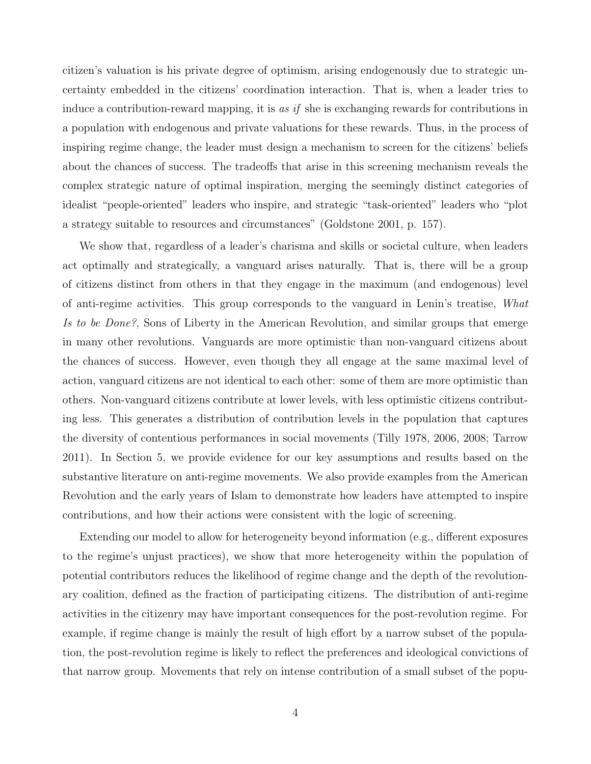citizen's valuation is his private degree of optimism, arising endogenously due to strategic uncertainty embedded in the citizens' coordination interaction. That is, when a leader tries to induce a contribution-reward mapping, it is *as if* she is exchanging rewards for contributions in a population with endogenous and private valuations for these rewards. Thus, in the process of inspiring regime change, the leader must design a mechanism to screen for the citizens' beliefs about the chances of success. The tradeoffs that arise in this screening mechanism reveals the complex strategic nature of optimal inspiration, merging the seemingly distinct categories of idealist "people-oriented" leaders who inspire, and strategic "task-oriented" leaders who "plot a strategy suitable to resources and circumstances" (Goldstone 2001, p. 157).

We show that, regardless of a leader's charisma and skills or societal culture, when leaders act optimally and strategically, a vanguard arises naturally. That is, there will be a group of citizens distinct from others in that they engage in the maximum (and endogenous) level of anti-regime activities. This group corresponds to the vanguard in Lenin's treatise, *What Is to be Done?*, Sons of Liberty in the American Revolution, and similar groups that emerge in many other revolutions. Vanguards are more optimistic than non-vanguard citizens about the chances of success. However, even though they all engage at the same maximal level of action, vanguard citizens are not identical to each other: some of them are more optimistic than others. Non-vanguard citizens contribute at lower levels, with less optimistic citizens contributing less. This generates a distribution of contribution levels in the population that captures the diversity of contentious performances in social movements (Tilly 1978, 2006, 2008; Tarrow 2011). In Section 5, we provide evidence for our key assumptions and results based on the substantive literature on anti-regime movements. We also provide examples from the American Revolution and the early years of Islam to demonstrate how leaders have attempted to inspire contributions, and how their actions were consistent with the logic of screening.

Extending our model to allow for heterogeneity beyond information (e.g., different exposures to the regime's unjust practices), we show that more heterogeneity within the population of potential contributors reduces the likelihood of regime change and the depth of the revolutionary coalition, defined as the fraction of participating citizens. The distribution of anti-regime activities in the citizenry may have important consequences for the post-revolution regime. For example, if regime change is mainly the result of high effort by a narrow subset of the population, the post-revolution regime is likely to reflect the preferences and ideological convictions of that narrow group. Movements that rely on intense contribution of a small subset of the popu-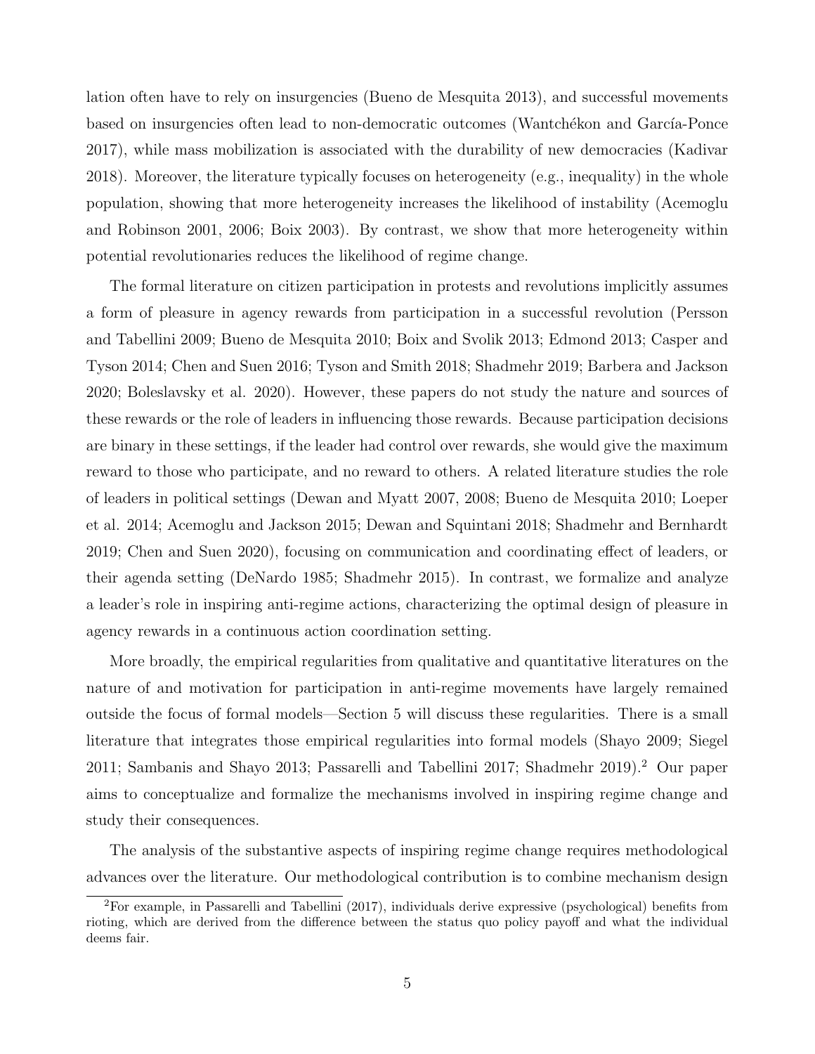lation often have to rely on insurgencies (Bueno de Mesquita 2013), and successful movements based on insurgencies often lead to non-democratic outcomes (Wantchékon and García-Ponce 2017), while mass mobilization is associated with the durability of new democracies (Kadivar 2018). Moreover, the literature typically focuses on heterogeneity (e.g., inequality) in the whole population, showing that more heterogeneity increases the likelihood of instability (Acemoglu and Robinson 2001, 2006; Boix 2003). By contrast, we show that more heterogeneity within potential revolutionaries reduces the likelihood of regime change.

The formal literature on citizen participation in protests and revolutions implicitly assumes a form of pleasure in agency rewards from participation in a successful revolution (Persson and Tabellini 2009; Bueno de Mesquita 2010; Boix and Svolik 2013; Edmond 2013; Casper and Tyson 2014; Chen and Suen 2016; Tyson and Smith 2018; Shadmehr 2019; Barbera and Jackson 2020; Boleslavsky et al. 2020). However, these papers do not study the nature and sources of these rewards or the role of leaders in influencing those rewards. Because participation decisions are binary in these settings, if the leader had control over rewards, she would give the maximum reward to those who participate, and no reward to others. A related literature studies the role of leaders in political settings (Dewan and Myatt 2007, 2008; Bueno de Mesquita 2010; Loeper et al. 2014; Acemoglu and Jackson 2015; Dewan and Squintani 2018; Shadmehr and Bernhardt 2019; Chen and Suen 2020), focusing on communication and coordinating effect of leaders, or their agenda setting (DeNardo 1985; Shadmehr 2015). In contrast, we formalize and analyze a leader's role in inspiring anti-regime actions, characterizing the optimal design of pleasure in agency rewards in a continuous action coordination setting.

More broadly, the empirical regularities from qualitative and quantitative literatures on the nature of and motivation for participation in anti-regime movements have largely remained outside the focus of formal models—Section 5 will discuss these regularities. There is a small literature that integrates those empirical regularities into formal models (Shayo 2009; Siegel 2011; Sambanis and Shayo 2013; Passarelli and Tabellini 2017; Shadmehr 2019).[2] Our paper aims to conceptualize and formalize the mechanisms involved in inspiring regime change and study their consequences.

The analysis of the substantive aspects of inspiring regime change requires methodological advances over the literature. Our methodological contribution is to combine mechanism design

[2] For example, in Passarelli and Tabellini (2017), individuals derive expressive (psychological) benefits from rioting, which are derived from the difference between the status quo policy payoff and what the individual deems fair.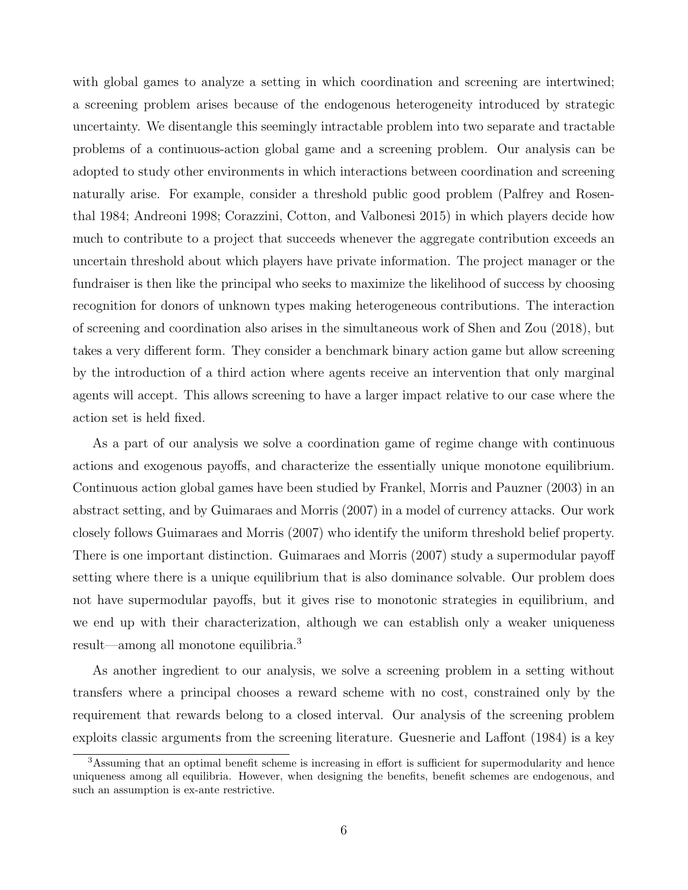with global games to analyze a setting in which coordination and screening are intertwined; a screening problem arises because of the endogenous heterogeneity introduced by strategic uncertainty. We disentangle this seemingly intractable problem into two separate and tractable problems of a continuous-action global game and a screening problem. Our analysis can be adopted to study other environments in which interactions between coordination and screening naturally arise. For example, consider a threshold public good problem (Palfrey and Rosenthal 1984; Andreoni 1998; Corazzini, Cotton, and Valbonesi 2015) in which players decide how much to contribute to a project that succeeds whenever the aggregate contribution exceeds an uncertain threshold about which players have private information. The project manager or the fundraiser is then like the principal who seeks to maximize the likelihood of success by choosing recognition for donors of unknown types making heterogeneous contributions. The interaction of screening and coordination also arises in the simultaneous work of Shen and Zou (2018), but takes a very different form. They consider a benchmark binary action game but allow screening by the introduction of a third action where agents receive an intervention that only marginal agents will accept. This allows screening to have a larger impact relative to our case where the action set is held fixed.

As a part of our analysis we solve a coordination game of regime change with continuous actions and exogenous payoffs, and characterize the essentially unique monotone equilibrium. Continuous action global games have been studied by Frankel, Morris and Pauzner (2003) in an abstract setting, and by Guimaraes and Morris (2007) in a model of currency attacks. Our work closely follows Guimaraes and Morris (2007) who identify the uniform threshold belief property. There is one important distinction. Guimaraes and Morris (2007) study a supermodular payoff setting where there is a unique equilibrium that is also dominance solvable. Our problem does not have supermodular payoffs, but it gives rise to monotonic strategies in equilibrium, and we end up with their characterization, although we can establish only a weaker uniqueness result—among all monotone equilibria.[3]

As another ingredient to our analysis, we solve a screening problem in a setting without transfers where a principal chooses a reward scheme with no cost, constrained only by the requirement that rewards belong to a closed interval. Our analysis of the screening problem exploits classic arguments from the screening literature. Guesnerie and Laffont (1984) is a key

[3] Assuming that an optimal benefit scheme is increasing in effort is sufficient for supermodularity and hence uniqueness among all equilibria. However, when designing the benefits, benefit schemes are endogenous, and such an assumption is ex-ante restrictive.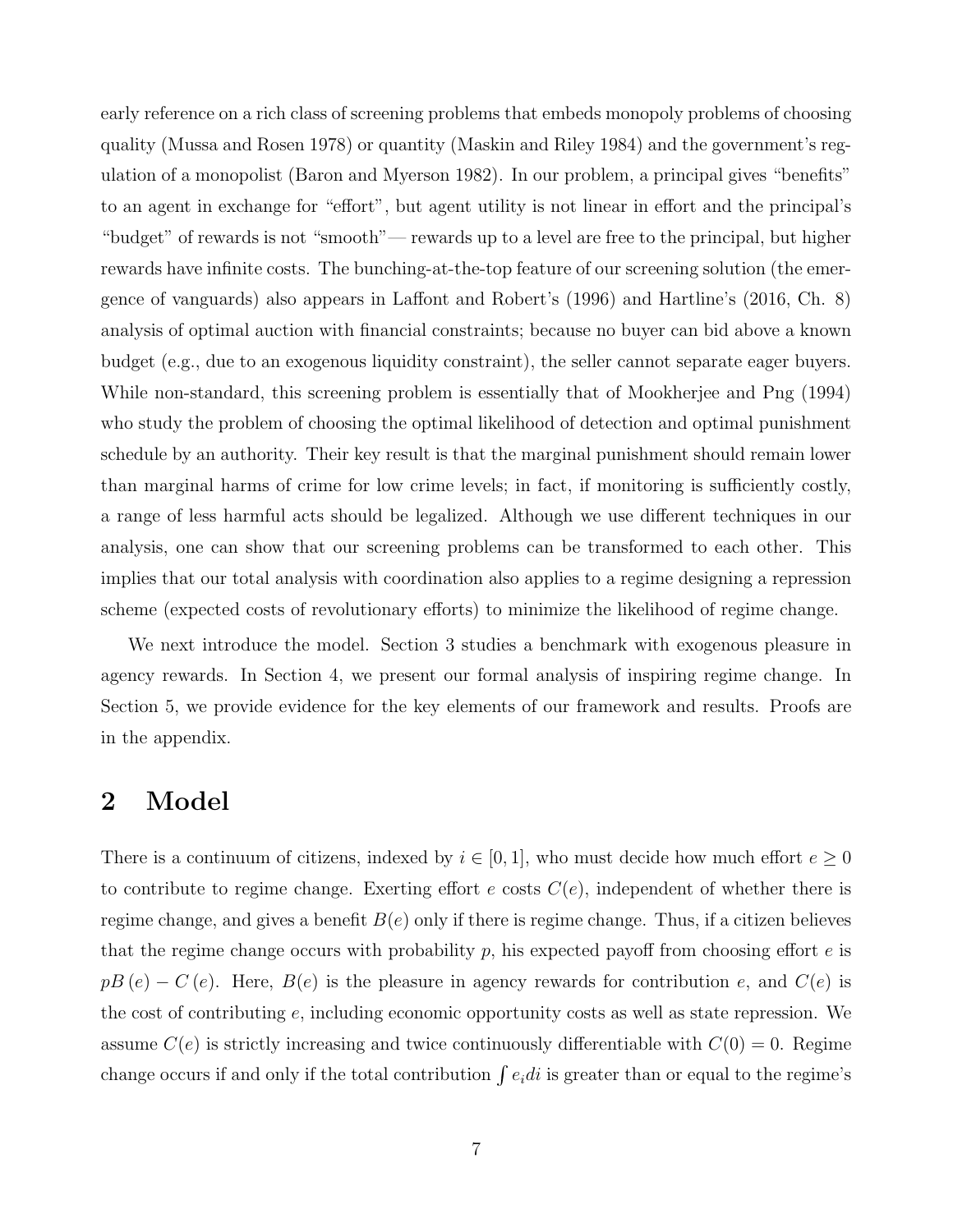early reference on a rich class of screening problems that embeds monopoly problems of choosing quality (Mussa and Rosen 1978) or quantity (Maskin and Riley 1984) and the government's regulation of a monopolist (Baron and Myerson 1982). In our problem, a principal gives "benefits" to an agent in exchange for "effort", but agent utility is not linear in effort and the principal's "budget" of rewards is not "smooth"— rewards up to a level are free to the principal, but higher rewards have infinite costs. The bunching-at-the-top feature of our screening solution (the emergence of vanguards) also appears in Laffont and Robert's (1996) and Hartline's (2016, Ch. 8) analysis of optimal auction with financial constraints; because no buyer can bid above a known budget (e.g., due to an exogenous liquidity constraint), the seller cannot separate eager buyers. While non-standard, this screening problem is essentially that of Mookherjee and Png (1994) who study the problem of choosing the optimal likelihood of detection and optimal punishment schedule by an authority. Their key result is that the marginal punishment should remain lower than marginal harms of crime for low crime levels; in fact, if monitoring is sufficiently costly, a range of less harmful acts should be legalized. Although we use different techniques in our analysis, one can show that our screening problems can be transformed to each other. This implies that our total analysis with coordination also applies to a regime designing a repression scheme (expected costs of revolutionary efforts) to minimize the likelihood of regime change.

We next introduce the model. Section 3 studies a benchmark with exogenous pleasure in agency rewards. In Section 4, we present our formal analysis of inspiring regime change. In Section 5, we provide evidence for the key elements of our framework and results. Proofs are in the appendix.

# 2 Model

There is a continuum of citizens, indexed by $i \in [0, 1]$, who must decide how much effort $e \geq 0$ to contribute to regime change. Exerting effort $e$ costs $C(e)$, independent of whether there is regime change, and gives a benefit $B(e)$ only if there is regime change. Thus, if a citizen believes that the regime change occurs with probability $p$, his expected payoff from choosing effort $e$ is $pB(e) - C(e)$. Here, $B(e)$ is the pleasure in agency rewards for contribution $e$, and $C(e)$ is the cost of contributing $e$, including economic opportunity costs as well as state repression. We assume $C(e)$ is strictly increasing and twice continuously differentiable with $C(0) = 0$. Regime change occurs if and only if the total contribution $\int e_i di$ is greater than or equal to the regime's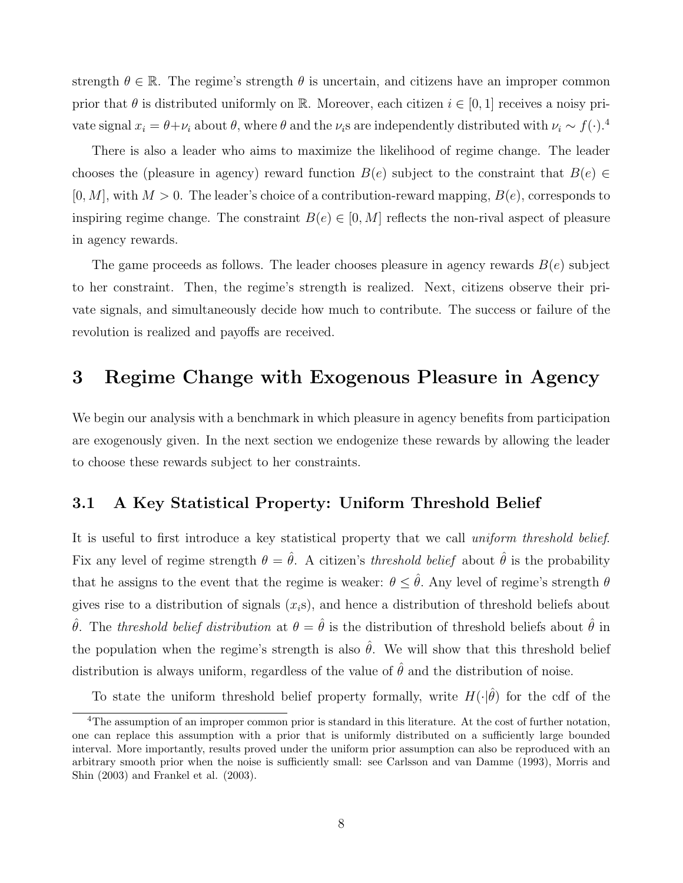strength $\theta \in \mathbb{R}$. The regime's strength $\theta$ is uncertain, and citizens have an improper common prior that $\theta$ is distributed uniformly on $\mathbb{R}$. Moreover, each citizen $i \in [0, 1]$ receives a noisy private signal $x_i = \theta + \nu_i$ about $\theta$, where $\theta$ and the $\nu_i$s are independently distributed with $\nu_i \sim f(\cdot)$.[4]

There is also a leader who aims to maximize the likelihood of regime change. The leader chooses the (pleasure in agency) reward function $B(e)$ subject to the constraint that $B(e) \in [0, M]$, with $M > 0$. The leader's choice of a contribution-reward mapping, $B(e)$, corresponds to inspiring regime change. The constraint $B(e) \in [0, M]$ reflects the non-rival aspect of pleasure in agency rewards.

The game proceeds as follows. The leader chooses pleasure in agency rewards $B(e)$ subject to her constraint. Then, the regime's strength is realized. Next, citizens observe their private signals, and simultaneously decide how much to contribute. The success or failure of the revolution is realized and payoffs are received.

# 3 Regime Change with Exogenous Pleasure in Agency

We begin our analysis with a benchmark in which pleasure in agency benefits from participation are exogenously given. In the next section we endogenize these rewards by allowing the leader to choose these rewards subject to her constraints.

## 3.1 A Key Statistical Property: Uniform Threshold Belief

It is useful to first introduce a key statistical property that we call *uniform threshold belief*. Fix any level of regime strength $\theta = \hat{\theta}$. A citizen's *threshold belief* about $\hat{\theta}$ is the probability that he assigns to the event that the regime is weaker: $\theta \leq \hat{\theta}$. Any level of regime's strength $\theta$ gives rise to a distribution of signals ($x_i$s), and hence a distribution of threshold beliefs about $\hat{\theta}$. The *threshold belief distribution* at $\theta = \hat{\theta}$ is the distribution of threshold beliefs about $\hat{\theta}$ in the population when the regime's strength is also $\hat{\theta}$. We will show that this threshold belief distribution is always uniform, regardless of the value of $\hat{\theta}$ and the distribution of noise.

To state the uniform threshold belief property formally, write $H(\cdot|\hat{\theta})$ for the cdf of the

[4] The assumption of an improper common prior is standard in this literature. At the cost of further notation, one can replace this assumption with a prior that is uniformly distributed on a sufficiently large bounded interval. More importantly, results proved under the uniform prior assumption can also be reproduced with an arbitrary smooth prior when the noise is sufficiently small: see Carlsson and van Damme (1993), Morris and Shin (2003) and Frankel et al. (2003).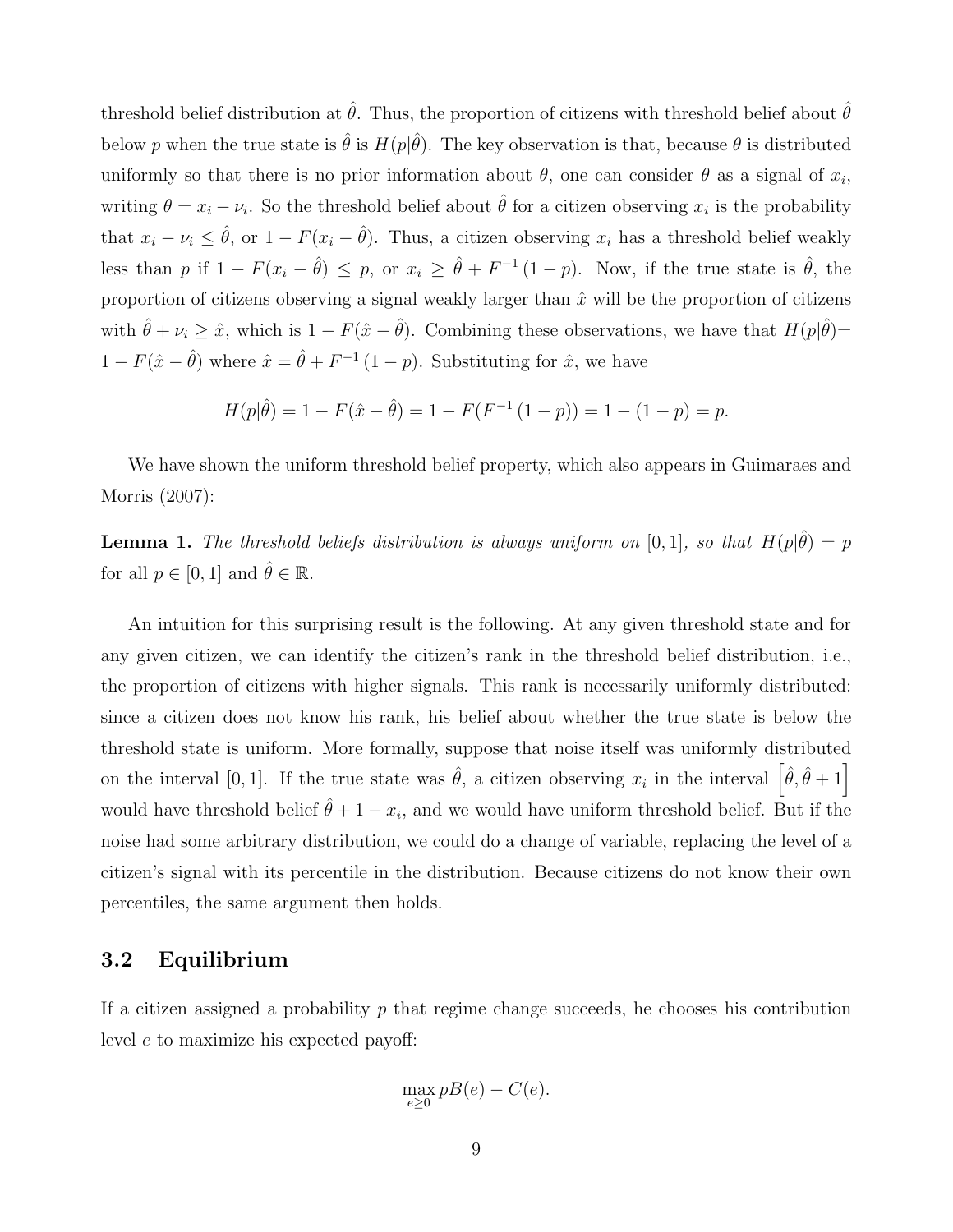threshold belief distribution at $\hat{\theta}$. Thus, the proportion of citizens with threshold belief about $\hat{\theta}$ below $p$ when the true state is $\hat{\theta}$ is $H(p|\hat{\theta})$. The key observation is that, because $\theta$ is distributed uniformly so that there is no prior information about $\theta$, one can consider $\theta$ as a signal of $x_i$, writing $\theta = x_i - \nu_i$. So the threshold belief about $\hat{\theta}$ for a citizen observing $x_i$ is the probability that $x_i - \nu_i \leq \hat{\theta}$, or $1 - F(x_i - \hat{\theta})$. Thus, a citizen observing $x_i$ has a threshold belief weakly less than $p$ if $1 - F(x_i - \hat{\theta}) \leq p$, or $x_i \geq \hat{\theta} + F^{-1}(1-p)$. Now, if the true state is $\hat{\theta}$, the proportion of citizens observing a signal weakly larger than $\hat{x}$ will be the proportion of citizens with $\hat{\theta} + \nu_i \geq \hat{x}$, which is $1 - F(\hat{x} - \hat{\theta})$. Combining these observations, we have that $H(p|\hat{\theta}) = 1 - F(\hat{x} - \hat{\theta})$ where $\hat{x} = \hat{\theta} + F^{-1}(1-p)$. Substituting for $\hat{x}$, we have

$$H(p|\hat{\theta}) = 1 - F(\hat{x} - \hat{\theta}) = 1 - F(F^{-1}(1-p)) = 1 - (1-p) = p.$$

We have shown the uniform threshold belief property, which also appears in Guimaraes and Morris (2007):

**Lemma 1.** *The threshold beliefs distribution is always uniform on* $[0, 1]$*, so that* $H(p|\hat{\theta}) = p$ *for all* $p \in [0, 1]$ and $\hat{\theta} \in \mathbb{R}$.

An intuition for this surprising result is the following. At any given threshold state and for any given citizen, we can identify the citizen's rank in the threshold belief distribution, i.e., the proportion of citizens with higher signals. This rank is necessarily uniformly distributed: since a citizen does not know his rank, his belief about whether the true state is below the threshold state is uniform. More formally, suppose that noise itself was uniformly distributed on the interval $[0, 1]$. If the true state was $\hat{\theta}$, a citizen observing $x_i$ in the interval $\left[\hat{\theta}, \hat{\theta} + 1\right]$ would have threshold belief $\hat{\theta} + 1 - x_i$, and we would have uniform threshold belief. But if the noise had some arbitrary distribution, we could do a change of variable, replacing the level of a citizen's signal with its percentile in the distribution. Because citizens do not know their own percentiles, the same argument then holds.

## 3.2 Equilibrium

If a citizen assigned a probability $p$ that regime change succeeds, he chooses his contribution level $e$ to maximize his expected payoff:

$$\max_{e \geq 0} pB(e) - C(e).$$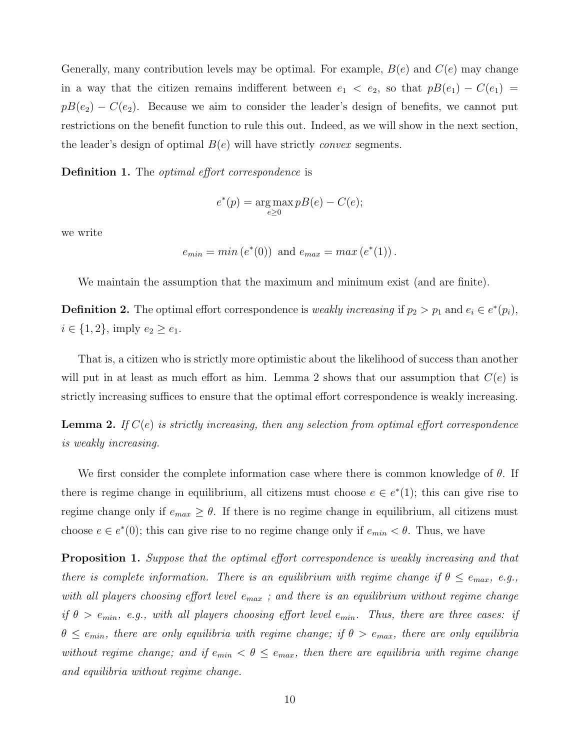Generally, many contribution levels may be optimal. For example, $B(e)$ and $C(e)$ may change in a way that the citizen remains indifferent between $e_1 < e_2$, so that $pB(e_1) - C(e_1) = pB(e_2) - C(e_2)$. Because we aim to consider the leader's design of benefits, we cannot put restrictions on the benefit function to rule this out. Indeed, as we will show in the next section, the leader's design of optimal $B(e)$ will have strictly *convex* segments.

**Definition 1.** The *optimal effort correspondence* is

$$e^*(p) = \arg\max_{e \geq 0} pB(e) - C(e);$$

we write

$$e_{min} = min\left(e^*(0)\right) \text{ and } e_{max} = max\left(e^*(1)\right).$$

We maintain the assumption that the maximum and minimum exist (and are finite).

**Definition 2.** The optimal effort correspondence is *weakly increasing* if $p_2 > p_1$ and $e_i \in e^*(p_i)$, $i \in \{1, 2\}$, imply $e_2 \geq e_1$.

That is, a citizen who is strictly more optimistic about the likelihood of success than another will put in at least as much effort as him. Lemma 2 shows that our assumption that $C(e)$ is strictly increasing suffices to ensure that the optimal effort correspondence is weakly increasing.

**Lemma 2.** *If $C(e)$ is strictly increasing, then any selection from optimal effort correspondence is weakly increasing.*

We first consider the complete information case where there is common knowledge of $\theta$. If there is regime change in equilibrium, all citizens must choose $e \in e^*(1)$; this can give rise to regime change only if $e_{max} \geq \theta$. If there is no regime change in equilibrium, all citizens must choose $e \in e^*(0)$; this can give rise to no regime change only if $e_{min} < \theta$. Thus, we have

**Proposition 1.** *Suppose that the optimal effort correspondence is weakly increasing and that there is complete information. There is an equilibrium with regime change if $\theta \leq e_{max}$, e.g., with all players choosing effort level $e_{max}$ ; and there is an equilibrium without regime change if $\theta > e_{min}$, e.g., with all players choosing effort level $e_{min}$. Thus, there are three cases: if $\theta \leq e_{min}$, there are only equilibria with regime change; if $\theta > e_{max}$, there are only equilibria without regime change; and if $e_{min} < \theta \leq e_{max}$, then there are equilibria with regime change and equilibria without regime change.*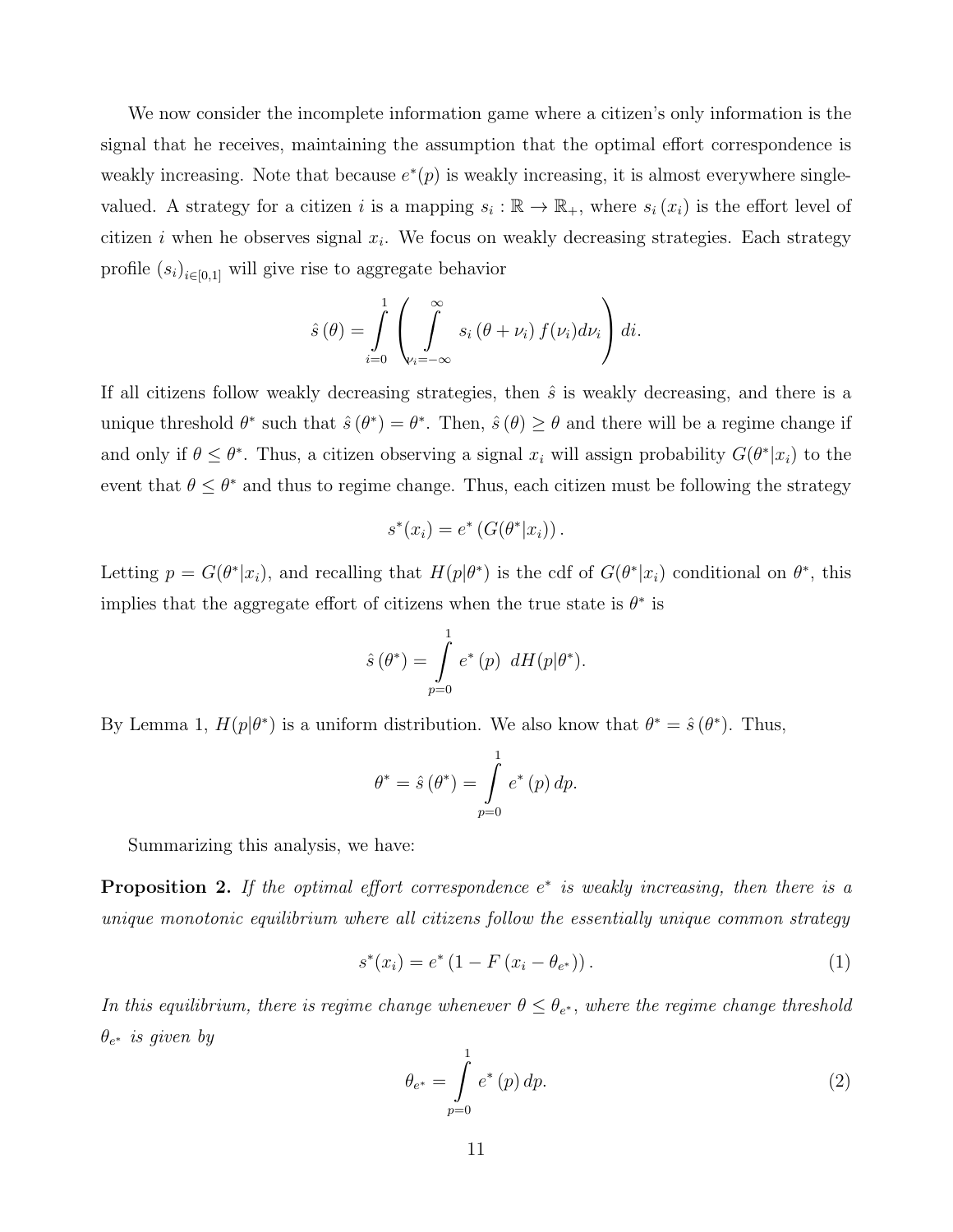We now consider the incomplete information game where a citizen's only information is the signal that he receives, maintaining the assumption that the optimal effort correspondence is weakly increasing. Note that because $e^*(p)$ is weakly increasing, it is almost everywhere single-valued. A strategy for a citizen $i$ is a mapping $s_i : \mathbb{R} \to \mathbb{R}_+$, where $s_i(x_i)$ is the effort level of citizen $i$ when he observes signal $x_i$. We focus on weakly decreasing strategies. Each strategy profile $(s_i)_{i\in[0,1]}$ will give rise to aggregate behavior

$$\hat{s}(\theta) = \int_{i=0}^{1} \left( \int_{\nu_i=-\infty}^{\infty} s_i(\theta + \nu_i) f(\nu_i) d\nu_i \right) di.$$

If all citizens follow weakly decreasing strategies, then $\hat{s}$ is weakly decreasing, and there is a unique threshold $\theta^*$ such that $\hat{s}(\theta^*) = \theta^*$. Then, $\hat{s}(\theta) \geq \theta$ and there will be a regime change if and only if $\theta \leq \theta^*$. Thus, a citizen observing a signal $x_i$ will assign probability $G(\theta^*|x_i)$ to the event that $\theta \leq \theta^*$ and thus to regime change. Thus, each citizen must be following the strategy

$$s^*(x_i) = e^*(G(\theta^*|x_i)).$$

Letting $p = G(\theta^*|x_i)$, and recalling that $H(p|\theta^*)$ is the cdf of $G(\theta^*|x_i)$ conditional on $\theta^*$, this implies that the aggregate effort of citizens when the true state is $\theta^*$ is

$$\hat{s}(\theta^*) = \int_{p=0}^{1} e^*(p) \; dH(p|\theta^*).$$

By Lemma 1, $H(p|\theta^*)$ is a uniform distribution. We also know that $\theta^* = \hat{s}(\theta^*)$. Thus,

$$\theta^* = \hat{s}(\theta^*) = \int_{p=0}^{1} e^*(p) \, dp.$$

Summarizing this analysis, we have:

**Proposition 2.** *If the optimal effort correspondence $e^*$ is weakly increasing, then there is a unique monotonic equilibrium where all citizens follow the essentially unique common strategy*

$$s^*(x_i) = e^*(1 - F(x_i - \theta_{e^*})). \tag{1}$$

*In this equilibrium, there is regime change whenever $\theta \leq \theta_{e^*}$, where the regime change threshold $\theta_{e^*}$ is given by*

$$\theta_{e^*} = \int_{p=0}^{1} e^*(p) \, dp. \tag{2}$$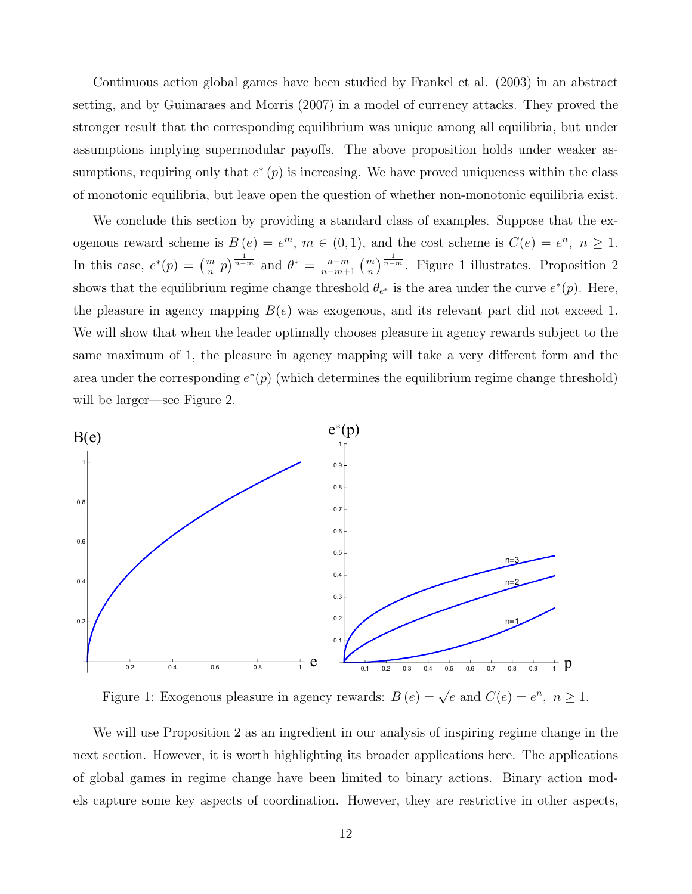Continuous action global games have been studied by Frankel et al. (2003) in an abstract setting, and by Guimaraes and Morris (2007) in a model of currency attacks. They proved the stronger result that the corresponding equilibrium was unique among all equilibria, but under assumptions implying supermodular payoffs. The above proposition holds under weaker assumptions, requiring only that $e^*(p)$ is increasing. We have proved uniqueness within the class of monotonic equilibria, but leave open the question of whether non-monotonic equilibria exist.

We conclude this section by providing a standard class of examples. Suppose that the exogenous reward scheme is $B(e) = e^m$, $m \in (0, 1)$, and the cost scheme is $C(e) = e^n$, $n \geq 1$. In this case, $e^*(p) = \left(\frac{m}{n}\ p\right)^{\frac{1}{n-m}}$ and $\theta^* = \frac{n-m}{n-m+1}\left(\frac{m}{n}\right)^{\frac{1}{n-m}}$. Figure 1 illustrates. Proposition 2 shows that the equilibrium regime change threshold $\theta_{e^*}$ is the area under the curve $e^*(p)$. Here, the pleasure in agency mapping $B(e)$ was exogenous, and its relevant part did not exceed 1. We will show that when the leader optimally chooses pleasure in agency rewards subject to the same maximum of 1, the pleasure in agency mapping will take a very different form and the area under the corresponding $e^*(p)$ (which determines the equilibrium regime change threshold) will be larger—see Figure 2.

Figure 1: Exogenous pleasure in agency rewards: $B(e) = \sqrt{e}$ and $C(e) = e^n$, $n \geq 1$.

We will use Proposition 2 as an ingredient in our analysis of inspiring regime change in the next section. However, it is worth highlighting its broader applications here. The applications of global games in regime change have been limited to binary actions. Binary action models capture some key aspects of coordination. However, they are restrictive in other aspects,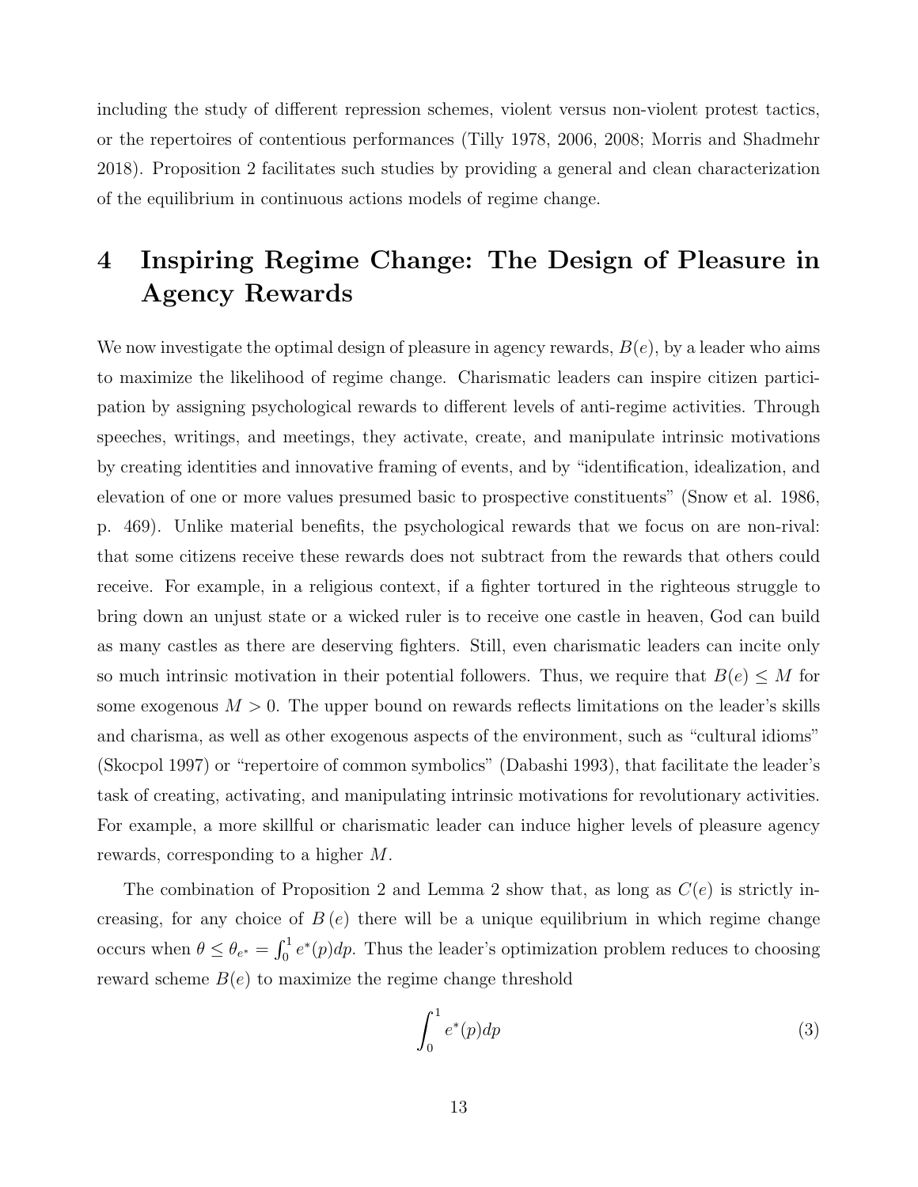including the study of different repression schemes, violent versus non-violent protest tactics, or the repertoires of contentious performances (Tilly 1978, 2006, 2008; Morris and Shadmehr 2018). Proposition 2 facilitates such studies by providing a general and clean characterization of the equilibrium in continuous actions models of regime change.

# 4 Inspiring Regime Change: The Design of Pleasure in Agency Rewards

We now investigate the optimal design of pleasure in agency rewards, $B(e)$, by a leader who aims to maximize the likelihood of regime change. Charismatic leaders can inspire citizen participation by assigning psychological rewards to different levels of anti-regime activities. Through speeches, writings, and meetings, they activate, create, and manipulate intrinsic motivations by creating identities and innovative framing of events, and by "identification, idealization, and elevation of one or more values presumed basic to prospective constituents" (Snow et al. 1986, p. 469). Unlike material benefits, the psychological rewards that we focus on are non-rival: that some citizens receive these rewards does not subtract from the rewards that others could receive. For example, in a religious context, if a fighter tortured in the righteous struggle to bring down an unjust state or a wicked ruler is to receive one castle in heaven, God can build as many castles as there are deserving fighters. Still, even charismatic leaders can incite only so much intrinsic motivation in their potential followers. Thus, we require that $B(e) \leq M$ for some exogenous $M > 0$. The upper bound on rewards reflects limitations on the leader's skills and charisma, as well as other exogenous aspects of the environment, such as "cultural idioms" (Skocpol 1997) or "repertoire of common symbolics" (Dabashi 1993), that facilitate the leader's task of creating, activating, and manipulating intrinsic motivations for revolutionary activities. For example, a more skillful or charismatic leader can induce higher levels of pleasure agency rewards, corresponding to a higher $M$.

The combination of Proposition 2 and Lemma 2 show that, as long as $C(e)$ is strictly increasing, for any choice of $B(e)$ there will be a unique equilibrium in which regime change occurs when $\theta \leq \theta_{e^*} = \int_0^1 e^*(p)dp$. Thus the leader's optimization problem reduces to choosing reward scheme $B(e)$ to maximize the regime change threshold

$$\int_0^1 e^*(p)dp \tag{3}$$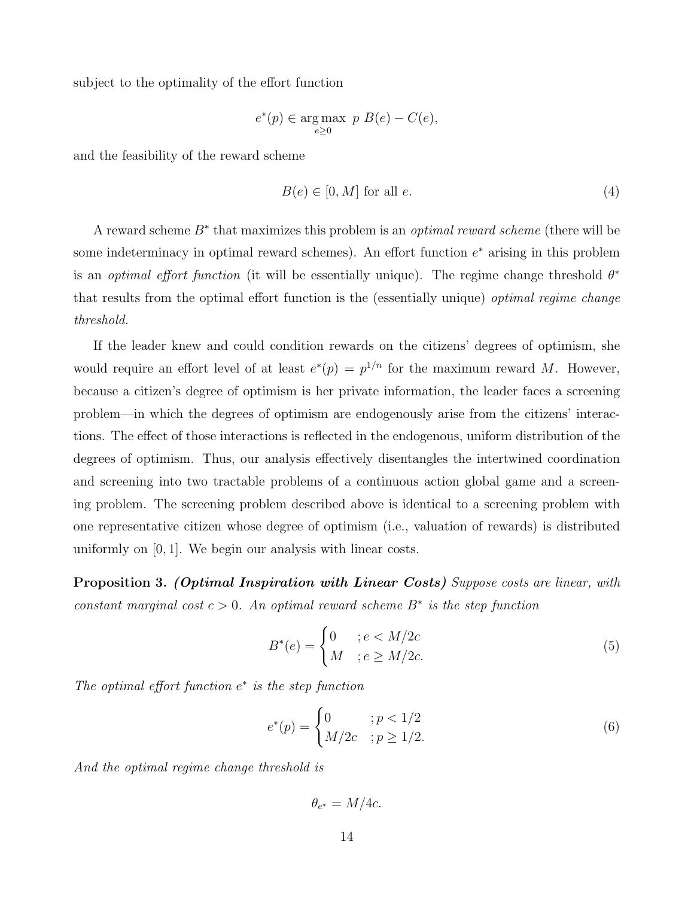subject to the optimality of the effort function

$$e^*(p) \in \underset{e \geq 0}{\arg\max} \; p \; B(e) - C(e),$$

and the feasibility of the reward scheme

$$B(e) \in [0, M] \text{ for all } e. \tag{4}$$

A reward scheme $B^*$ that maximizes this problem is an *optimal reward scheme* (there will be some indeterminacy in optimal reward schemes). An effort function $e^*$ arising in this problem is an *optimal effort function* (it will be essentially unique). The regime change threshold $\theta^*$ that results from the optimal effort function is the (essentially unique) *optimal regime change threshold.*

If the leader knew and could condition rewards on the citizens' degrees of optimism, she would require an effort level of at least $e^*(p) = p^{1/n}$ for the maximum reward $M$. However, because a citizen's degree of optimism is her private information, the leader faces a screening problem—in which the degrees of optimism are endogenously arise from the citizens' interactions. The effect of those interactions is reflected in the endogenous, uniform distribution of the degrees of optimism. Thus, our analysis effectively disentangles the intertwined coordination and screening into two tractable problems of a continuous action global game and a screening problem. The screening problem described above is identical to a screening problem with one representative citizen whose degree of optimism (i.e., valuation of rewards) is distributed uniformly on $[0, 1]$. We begin our analysis with linear costs.

**Proposition 3.** ***(Optimal Inspiration with Linear Costs)*** *Suppose costs are linear, with constant marginal cost $c > 0$. An optimal reward scheme $B^*$ is the step function*

$$B^*(e) = \begin{cases} 0 & ; e < M/2c \\ M & ; e \geq M/2c. \end{cases} \tag{5}$$

*The optimal effort function $e^*$ is the step function*

$$e^*(p) = \begin{cases} 0 & ; p < 1/2 \\ M/2c & ; p \geq 1/2. \end{cases} \tag{6}$$

*And the optimal regime change threshold is*

$$\theta_{e^*} = M/4c.$$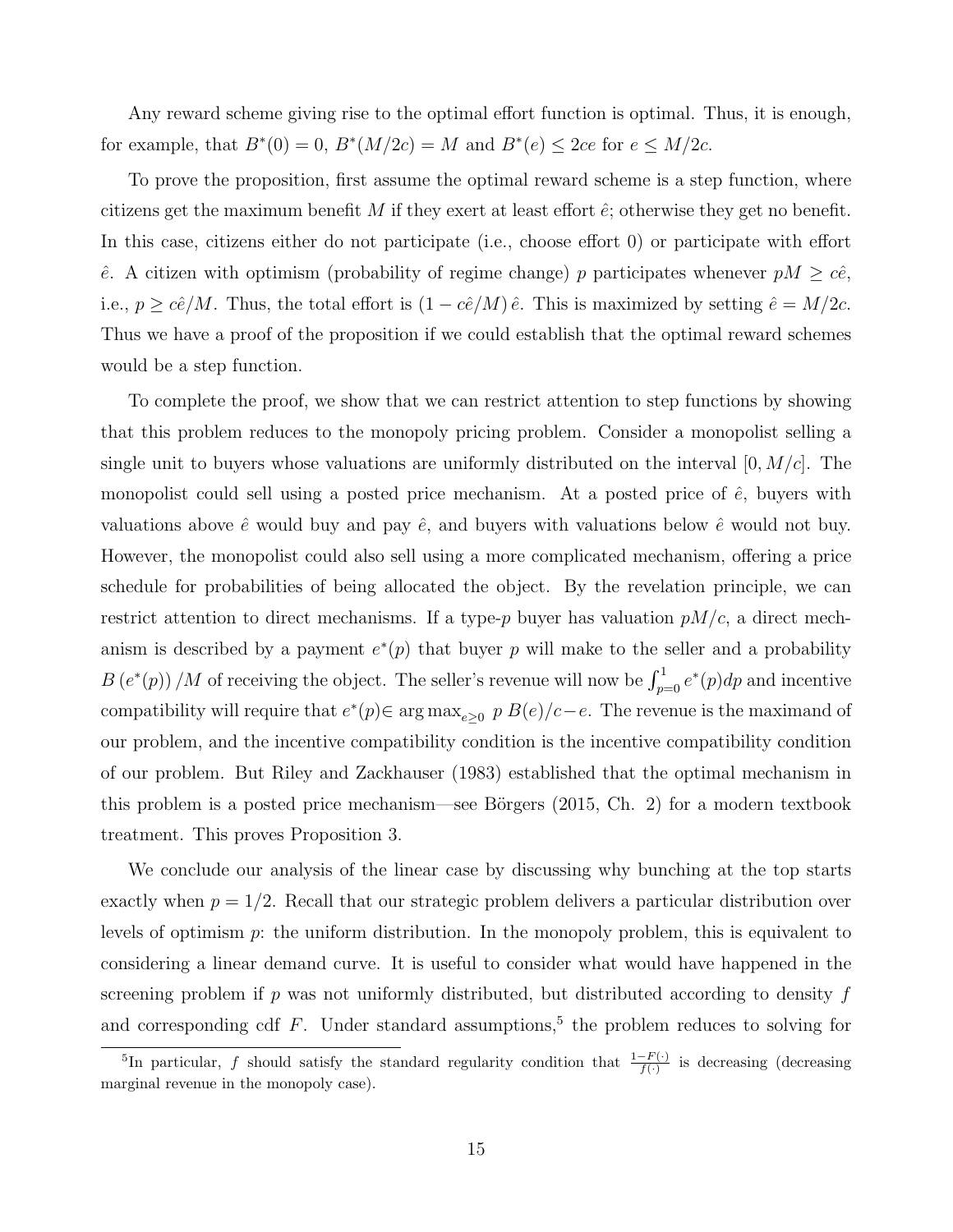Any reward scheme giving rise to the optimal effort function is optimal. Thus, it is enough, for example, that $B^*(0) = 0$, $B^*(M/2c) = M$ and $B^*(e) \leq 2ce$ for $e \leq M/2c$.

To prove the proposition, first assume the optimal reward scheme is a step function, where citizens get the maximum benefit $M$ if they exert at least effort $\hat{e}$; otherwise they get no benefit. In this case, citizens either do not participate (i.e., choose effort 0) or participate with effort $\hat{e}$. A citizen with optimism (probability of regime change) $p$ participates whenever $pM \geq c\hat{e}$, i.e., $p \geq c\hat{e}/M$. Thus, the total effort is $(1 - c\hat{e}/M)\,\hat{e}$. This is maximized by setting $\hat{e} = M/2c$. Thus we have a proof of the proposition if we could establish that the optimal reward schemes would be a step function.

To complete the proof, we show that we can restrict attention to step functions by showing that this problem reduces to the monopoly pricing problem. Consider a monopolist selling a single unit to buyers whose valuations are uniformly distributed on the interval $[0, M/c]$. The monopolist could sell using a posted price mechanism. At a posted price of $\hat{e}$, buyers with valuations above $\hat{e}$ would buy and pay $\hat{e}$, and buyers with valuations below $\hat{e}$ would not buy. However, the monopolist could also sell using a more complicated mechanism, offering a price schedule for probabilities of being allocated the object. By the revelation principle, we can restrict attention to direct mechanisms. If a type-$p$ buyer has valuation $pM/c$, a direct mechanism is described by a payment $e^*(p)$ that buyer $p$ will make to the seller and a probability $B\left(e^*(p)\right)/M$ of receiving the object. The seller's revenue will now be $\int_{p=0}^{1} e^*(p)dp$ and incentive compatibility will require that $e^*(p) \in \arg\max_{e \geq 0}\ p\,B(e)/c - e$. The revenue is the maximand of our problem, and the incentive compatibility condition is the incentive compatibility condition of our problem. But Riley and Zackhauser (1983) established that the optimal mechanism in this problem is a posted price mechanism—see Börgers (2015, Ch. 2) for a modern textbook treatment. This proves Proposition 3.

We conclude our analysis of the linear case by discussing why bunching at the top starts exactly when $p = 1/2$. Recall that our strategic problem delivers a particular distribution over levels of optimism $p$: the uniform distribution. In the monopoly problem, this is equivalent to considering a linear demand curve. It is useful to consider what would have happened in the screening problem if $p$ was not uniformly distributed, but distributed according to density $f$ and corresponding cdf $F$. Under standard assumptions,[5] the problem reduces to solving for

[5] In particular, $f$ should satisfy the standard regularity condition that $\frac{1-F(\cdot)}{f(\cdot)}$ is decreasing (decreasing marginal revenue in the monopoly case).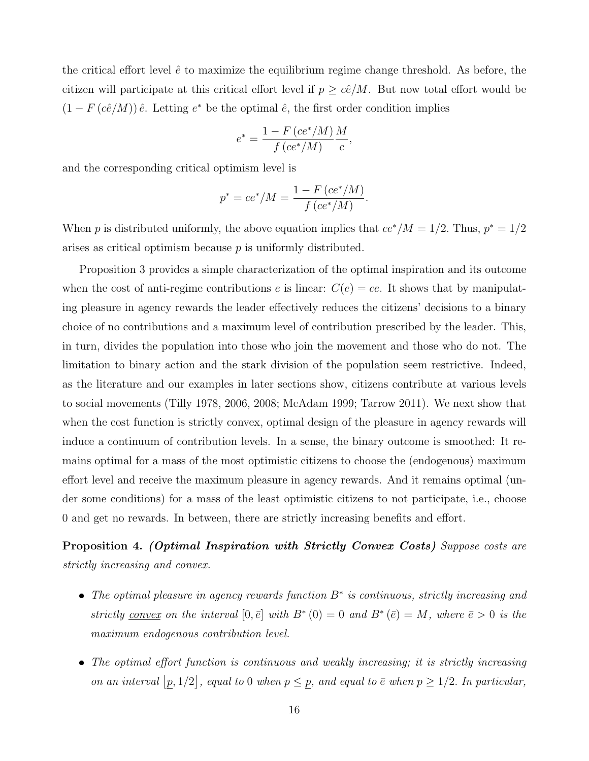the critical effort level $\hat{e}$ to maximize the equilibrium regime change threshold. As before, the citizen will participate at this critical effort level if $p \geq c\hat{e}/M$. But now total effort would be $(1 - F(c\hat{e}/M))\,\hat{e}$. Letting $e^*$ be the optimal $\hat{e}$, the first order condition implies

$$e^* = \frac{1 - F(ce^*/M)}{f(ce^*/M)} \frac{M}{c},$$

and the corresponding critical optimism level is

$$p^* = ce^*/M = \frac{1 - F(ce^*/M)}{f(ce^*/M)}.$$

When $p$ is distributed uniformly, the above equation implies that $ce^*/M = 1/2$. Thus, $p^* = 1/2$ arises as critical optimism because $p$ is uniformly distributed.

Proposition 3 provides a simple characterization of the optimal inspiration and its outcome when the cost of anti-regime contributions $e$ is linear: $C(e) = ce$. It shows that by manipulating pleasure in agency rewards the leader effectively reduces the citizens' decisions to a binary choice of no contributions and a maximum level of contribution prescribed by the leader. This, in turn, divides the population into those who join the movement and those who do not. The limitation to binary action and the stark division of the population seem restrictive. Indeed, as the literature and our examples in later sections show, citizens contribute at various levels to social movements (Tilly 1978, 2006, 2008; McAdam 1999; Tarrow 2011). We next show that when the cost function is strictly convex, optimal design of the pleasure in agency rewards will induce a continuum of contribution levels. In a sense, the binary outcome is smoothed: It remains optimal for a mass of the most optimistic citizens to choose the (endogenous) maximum effort level and receive the maximum pleasure in agency rewards. And it remains optimal (under some conditions) for a mass of the least optimistic citizens to not participate, i.e., choose 0 and get no rewards. In between, there are strictly increasing benefits and effort.

**Proposition 4.** ***(Optimal Inspiration with Strictly Convex Costs)*** *Suppose costs are strictly increasing and convex.*

- *The optimal pleasure in agency rewards function $B^*$ is continuous, strictly increasing and strictly convex on the interval $[0, \bar{e}]$ with $B^*(0) = 0$ and $B^*(\bar{e}) = M$, where $\bar{e} > 0$ is the maximum endogenous contribution level.*
- *The optimal effort function is continuous and weakly increasing; it is strictly increasing on an interval $[\underline{p}, 1/2]$, equal to 0 when $p \leq \underline{p}$, and equal to $\bar{e}$ when $p \geq 1/2$. In particular,*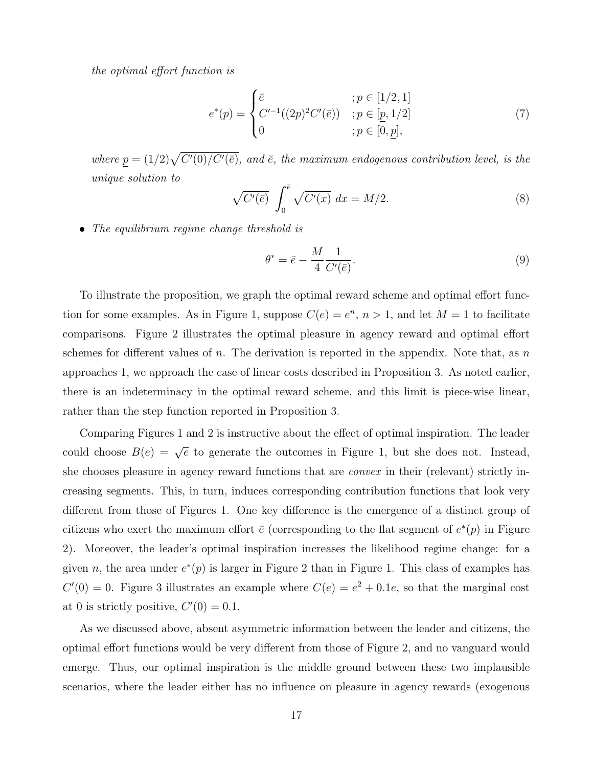*the optimal effort function is*

$$e^*(p) = \begin{cases} \bar{e} & ; p \in [1/2, 1] \\ C'^{-1}((2p)^2 C'(\bar{e})) & ; p \in [\underline{p}, 1/2] \\ 0 & ; p \in [0, \underline{p}], \end{cases} \tag{7}$$

*where* $\underline{p} = (1/2)\sqrt{C'(0)/C'(\bar{e})}$*, and* $\bar{e}$*, the maximum endogenous contribution level, is the unique solution to*

$$\sqrt{C'(\bar{e})} \int_0^{\bar{e}} \sqrt{C'(x)}\ dx = M/2. \tag{8}$$

- *The equilibrium regime change threshold is*

$$\theta^* = \bar{e} - \frac{M}{4} \frac{1}{C'(\bar{e})}. \tag{9}$$

To illustrate the proposition, we graph the optimal reward scheme and optimal effort function for some examples. As in Figure 1, suppose $C(e) = e^n$, $n > 1$, and let $M = 1$ to facilitate comparisons. Figure 2 illustrates the optimal pleasure in agency reward and optimal effort schemes for different values of $n$. The derivation is reported in the appendix. Note that, as $n$ approaches 1, we approach the case of linear costs described in Proposition 3. As noted earlier, there is an indeterminacy in the optimal reward scheme, and this limit is piece-wise linear, rather than the step function reported in Proposition 3.

Comparing Figures 1 and 2 is instructive about the effect of optimal inspiration. The leader could choose $B(e) = \sqrt{e}$ to generate the outcomes in Figure 1, but she does not. Instead, she chooses pleasure in agency reward functions that are *convex* in their (relevant) strictly increasing segments. This, in turn, induces corresponding contribution functions that look very different from those of Figures 1. One key difference is the emergence of a distinct group of citizens who exert the maximum effort $\bar{e}$ (corresponding to the flat segment of $e^*(p)$ in Figure 2). Moreover, the leader's optimal inspiration increases the likelihood regime change: for a given $n$, the area under $e^*(p)$ is larger in Figure 2 than in Figure 1. This class of examples has $C'(0) = 0$. Figure 3 illustrates an example where $C(e) = e^2 + 0.1e$, so that the marginal cost at 0 is strictly positive, $C'(0) = 0.1$.

As we discussed above, absent asymmetric information between the leader and citizens, the optimal effort functions would be very different from those of Figure 2, and no vanguard would emerge. Thus, our optimal inspiration is the middle ground between these two implausible scenarios, where the leader either has no influence on pleasure in agency rewards (exogenous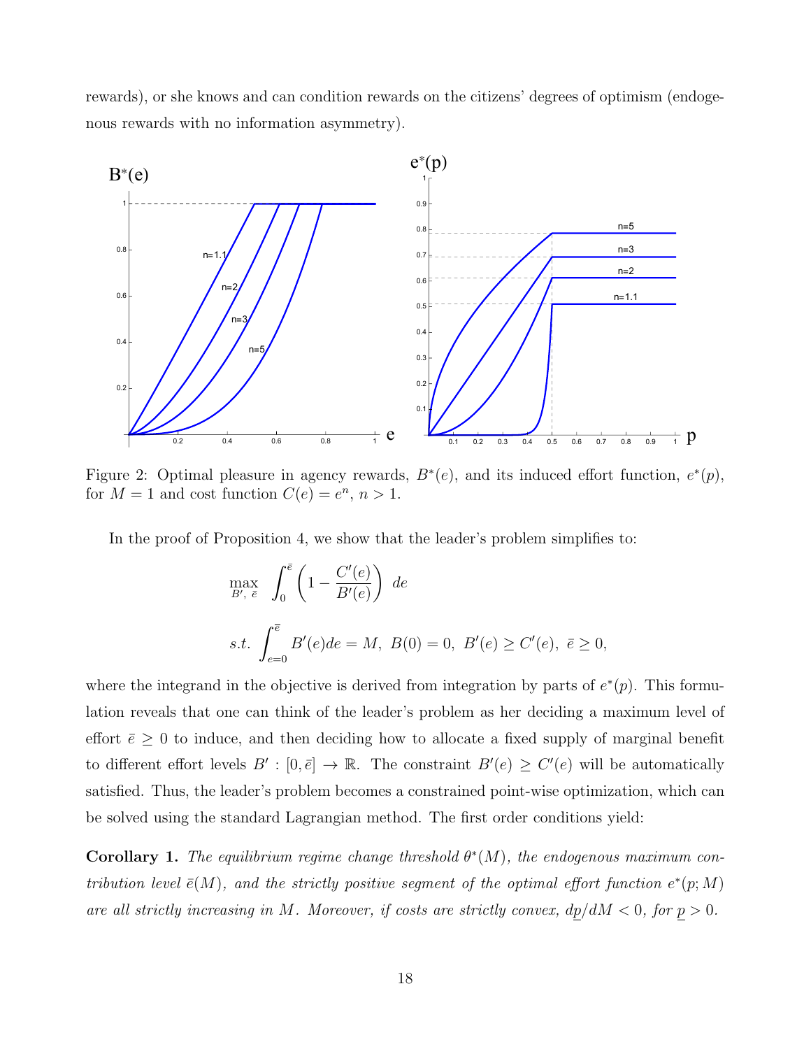rewards), or she knows and can condition rewards on the citizens' degrees of optimism (endogenous rewards with no information asymmetry).

Figure 2: Optimal pleasure in agency rewards, $B^*(e)$, and its induced effort function, $e^*(p)$, for $M = 1$ and cost function $C(e) = e^n$, $n > 1$.

In the proof of Proposition 4, we show that the leader's problem simplifies to:

$$\max_{B',\ \bar{e}} \int_0^{\bar{e}} \left(1 - \frac{C'(e)}{B'(e)}\right) de$$

$$s.t. \int_{e=0}^{\bar{e}} B'(e)de = M,\ B(0) = 0,\ B'(e) \geq C'(e),\ \bar{e} \geq 0,$$

where the integrand in the objective is derived from integration by parts of $e^*(p)$. This formulation reveals that one can think of the leader's problem as her deciding a maximum level of effort $\bar{e} \geq 0$ to induce, and then deciding how to allocate a fixed supply of marginal benefit to different effort levels $B' : [0, \bar{e}] \to \mathbb{R}$. The constraint $B'(e) \geq C'(e)$ will be automatically satisfied. Thus, the leader's problem becomes a constrained point-wise optimization, which can be solved using the standard Lagrangian method. The first order conditions yield:

**Corollary 1.** *The equilibrium regime change threshold $\theta^*(M)$, the endogenous maximum contribution level $\bar{e}(M)$, and the strictly positive segment of the optimal effort function $e^*(p; M)$ are all strictly increasing in $M$. Moreover, if costs are strictly convex, $d\underline{p}/dM < 0$, for $\underline{p} > 0$.*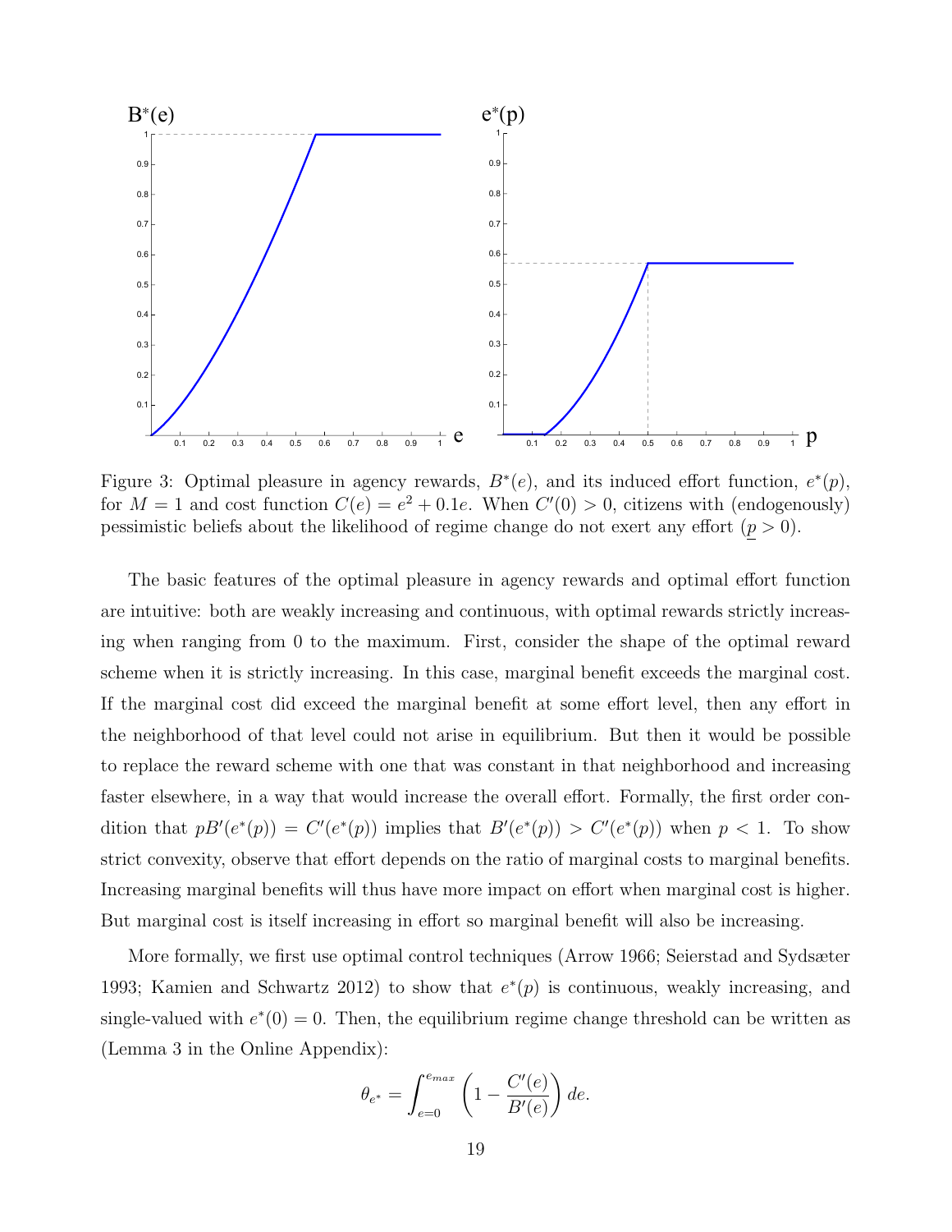Figure 3: Optimal pleasure in agency rewards, $B^*(e)$, and its induced effort function, $e^*(p)$, for $M = 1$ and cost function $C(e) = e^2 + 0.1e$. When $C'(0) > 0$, citizens with (endogenously) pessimistic beliefs about the likelihood of regime change do not exert any effort ($\underline{p} > 0$).

The basic features of the optimal pleasure in agency rewards and optimal effort function are intuitive: both are weakly increasing and continuous, with optimal rewards strictly increasing when ranging from 0 to the maximum. First, consider the shape of the optimal reward scheme when it is strictly increasing. In this case, marginal benefit exceeds the marginal cost. If the marginal cost did exceed the marginal benefit at some effort level, then any effort in the neighborhood of that level could not arise in equilibrium. But then it would be possible to replace the reward scheme with one that was constant in that neighborhood and increasing faster elsewhere, in a way that would increase the overall effort. Formally, the first order condition that $pB'(e^*(p)) = C'(e^*(p))$ implies that $B'(e^*(p)) > C'(e^*(p))$ when $p < 1$. To show strict convexity, observe that effort depends on the ratio of marginal costs to marginal benefits. Increasing marginal benefits will thus have more impact on effort when marginal cost is higher. But marginal cost is itself increasing in effort so marginal benefit will also be increasing.

More formally, we first use optimal control techniques (Arrow 1966; Seierstad and Sydsæter 1993; Kamien and Schwartz 2012) to show that $e^*(p)$ is continuous, weakly increasing, and single-valued with $e^*(0) = 0$. Then, the equilibrium regime change threshold can be written as (Lemma 3 in the Online Appendix):

$$\theta_{e^*} = \int_{e=0}^{e_{max}} \left(1 - \frac{C'(e)}{B'(e)}\right) de.$$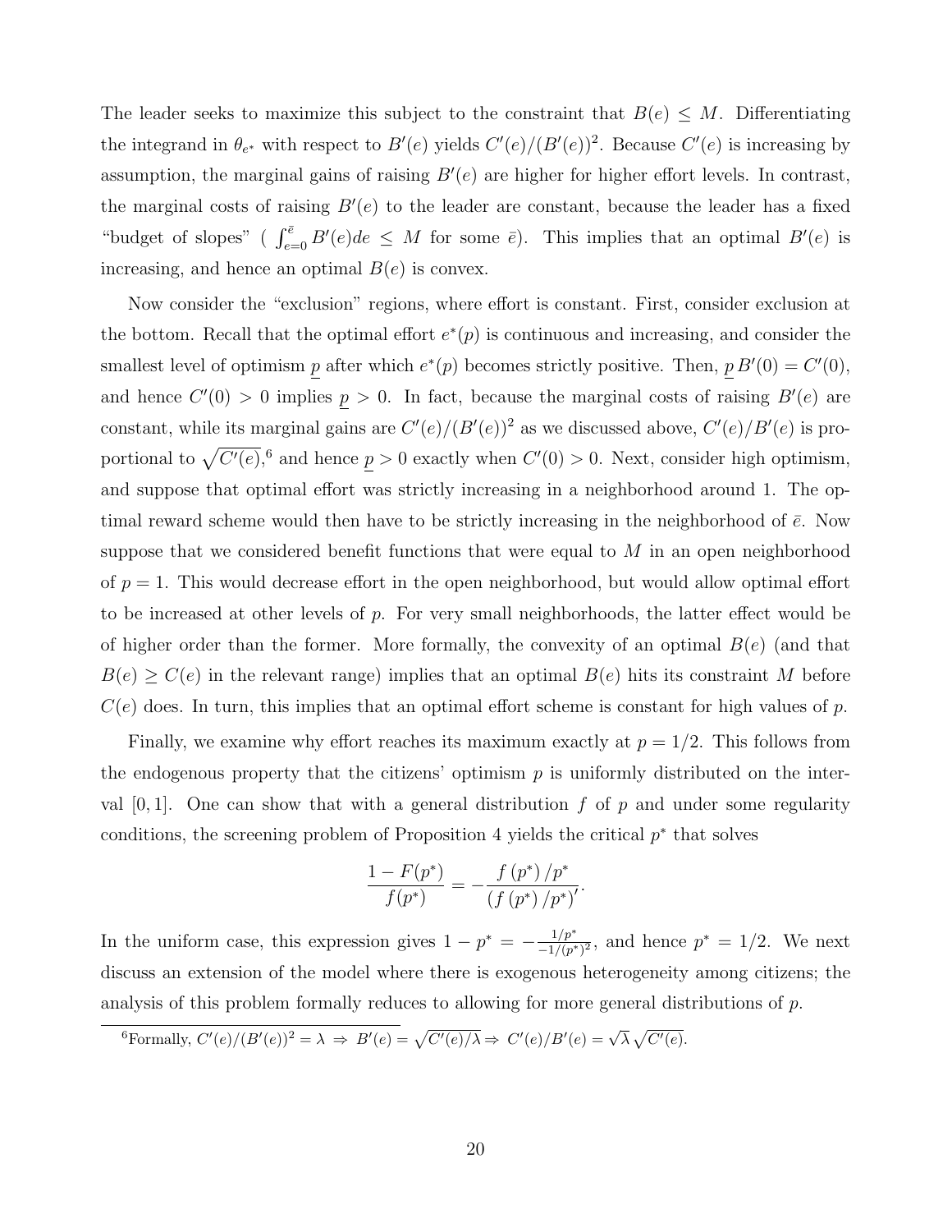The leader seeks to maximize this subject to the constraint that $B(e) \leq M$. Differentiating the integrand in $\theta_{e^*}$ with respect to $B'(e)$ yields $C'(e)/(B'(e))^2$. Because $C'(e)$ is increasing by assumption, the marginal gains of raising $B'(e)$ are higher for higher effort levels. In contrast, the marginal costs of raising $B'(e)$ to the leader are constant, because the leader has a fixed "budget of slopes" ( $\int_{e=0}^{\bar{e}} B'(e)de \leq M$ for some $\bar{e}$). This implies that an optimal $B'(e)$ is increasing, and hence an optimal $B(e)$ is convex.

Now consider the "exclusion" regions, where effort is constant. First, consider exclusion at the bottom. Recall that the optimal effort $e^*(p)$ is continuous and increasing, and consider the smallest level of optimism $\underline{p}$ after which $e^*(p)$ becomes strictly positive. Then, $\underline{p}\, B'(0) = C'(0)$, and hence $C'(0) > 0$ implies $\underline{p} > 0$. In fact, because the marginal costs of raising $B'(e)$ are constant, while its marginal gains are $C'(e)/(B'(e))^2$ as we discussed above, $C'(e)/B'(e)$ is proportional to $\sqrt{C'(e)}$,[6] and hence $\underline{p} > 0$ exactly when $C'(0) > 0$. Next, consider high optimism, and suppose that optimal effort was strictly increasing in a neighborhood around 1. The optimal reward scheme would then have to be strictly increasing in the neighborhood of $\bar{e}$. Now suppose that we considered benefit functions that were equal to $M$ in an open neighborhood of $p = 1$. This would decrease effort in the open neighborhood, but would allow optimal effort to be increased at other levels of $p$. For very small neighborhoods, the latter effect would be of higher order than the former. More formally, the convexity of an optimal $B(e)$ (and that $B(e) \geq C(e)$ in the relevant range) implies that an optimal $B(e)$ hits its constraint $M$ before $C(e)$ does. In turn, this implies that an optimal effort scheme is constant for high values of $p$.

Finally, we examine why effort reaches its maximum exactly at $p = 1/2$. This follows from the endogenous property that the citizens' optimism $p$ is uniformly distributed on the interval $[0, 1]$. One can show that with a general distribution $f$ of $p$ and under some regularity conditions, the screening problem of Proposition 4 yields the critical $p^*$ that solves

$$\frac{1 - F(p^*)}{f(p^*)} = -\frac{f(p^*)/p^*}{(f(p^*)/p^*)'}.$$

In the uniform case, this expression gives $1 - p^* = -\frac{1/p^*}{-1/(p^*)^2}$, and hence $p^* = 1/2$. We next discuss an extension of the model where there is exogenous heterogeneity among citizens; the analysis of this problem formally reduces to allowing for more general distributions of $p$.

[6] Formally, $C'(e)/(B'(e))^2 = \lambda \;\Rightarrow\; B'(e) = \sqrt{C'(e)/\lambda} \Rightarrow\; C'(e)/B'(e) = \sqrt{\lambda}\,\sqrt{C'(e)}$.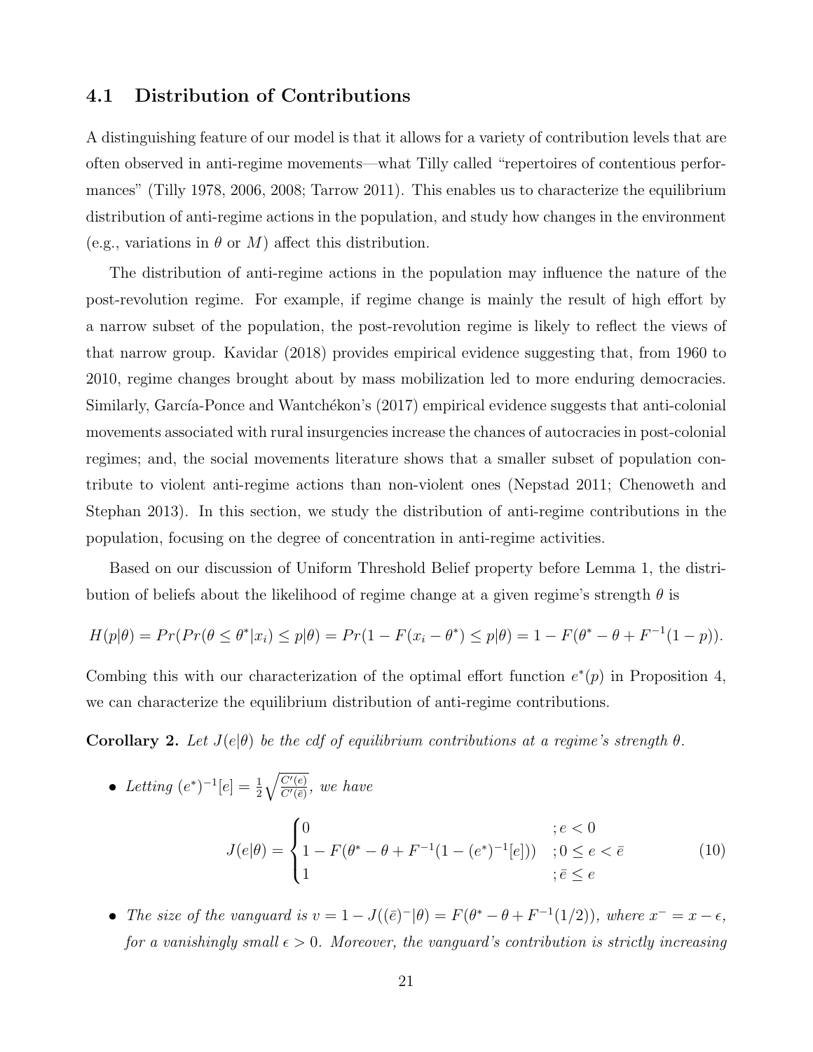### 4.1 Distribution of Contributions

A distinguishing feature of our model is that it allows for a variety of contribution levels that are often observed in anti-regime movements—what Tilly called "repertoires of contentious performances" (Tilly 1978, 2006, 2008; Tarrow 2011). This enables us to characterize the equilibrium distribution of anti-regime actions in the population, and study how changes in the environment (e.g., variations in $\theta$ or $M$) affect this distribution.

The distribution of anti-regime actions in the population may influence the nature of the post-revolution regime. For example, if regime change is mainly the result of high effort by a narrow subset of the population, the post-revolution regime is likely to reflect the views of that narrow group. Kavidar (2018) provides empirical evidence suggesting that, from 1960 to 2010, regime changes brought about by mass mobilization led to more enduring democracies. Similarly, García-Ponce and Wantchékon's (2017) empirical evidence suggests that anti-colonial movements associated with rural insurgencies increase the chances of autocracies in post-colonial regimes; and, the social movements literature shows that a smaller subset of population contribute to violent anti-regime actions than non-violent ones (Nepstad 2011; Chenoweth and Stephan 2013). In this section, we study the distribution of anti-regime contributions in the population, focusing on the degree of concentration in anti-regime activities.

Based on our discussion of Uniform Threshold Belief property before Lemma 1, the distribution of beliefs about the likelihood of regime change at a given regime's strength $\theta$ is

$$H(p|\theta) = Pr(Pr(\theta \leq \theta^*|x_i) \leq p|\theta) = Pr(1 - F(x_i - \theta^*) \leq p|\theta) = 1 - F(\theta^* - \theta + F^{-1}(1-p)).$$

Combing this with our characterization of the optimal effort function $e^*(p)$ in Proposition 4, we can characterize the equilibrium distribution of anti-regime contributions.

**Corollary 2.** *Let $J(e|\theta)$ be the cdf of equilibrium contributions at a regime's strength $\theta$.*

- *Letting $(e^*)^{-1}[e] = \frac{1}{2}\sqrt{\frac{C'(e)}{C'(\bar{e})}}$, we have*

$$J(e|\theta) = \begin{cases} 0 & ; e < 0 \\ 1 - F(\theta^* - \theta + F^{-1}(1 - (e^*)^{-1}[e])) & ; 0 \leq e < \bar{e} \\ 1 & ; \bar{e} \leq e \end{cases} \tag{10}$$

- *The size of the vanguard is $v = 1 - J((\bar{e})^-|\theta) = F(\theta^* - \theta + F^{-1}(1/2))$, where $x^- = x - \epsilon$, for a vanishingly small $\epsilon > 0$. Moreover, the vanguard's contribution is strictly increasing*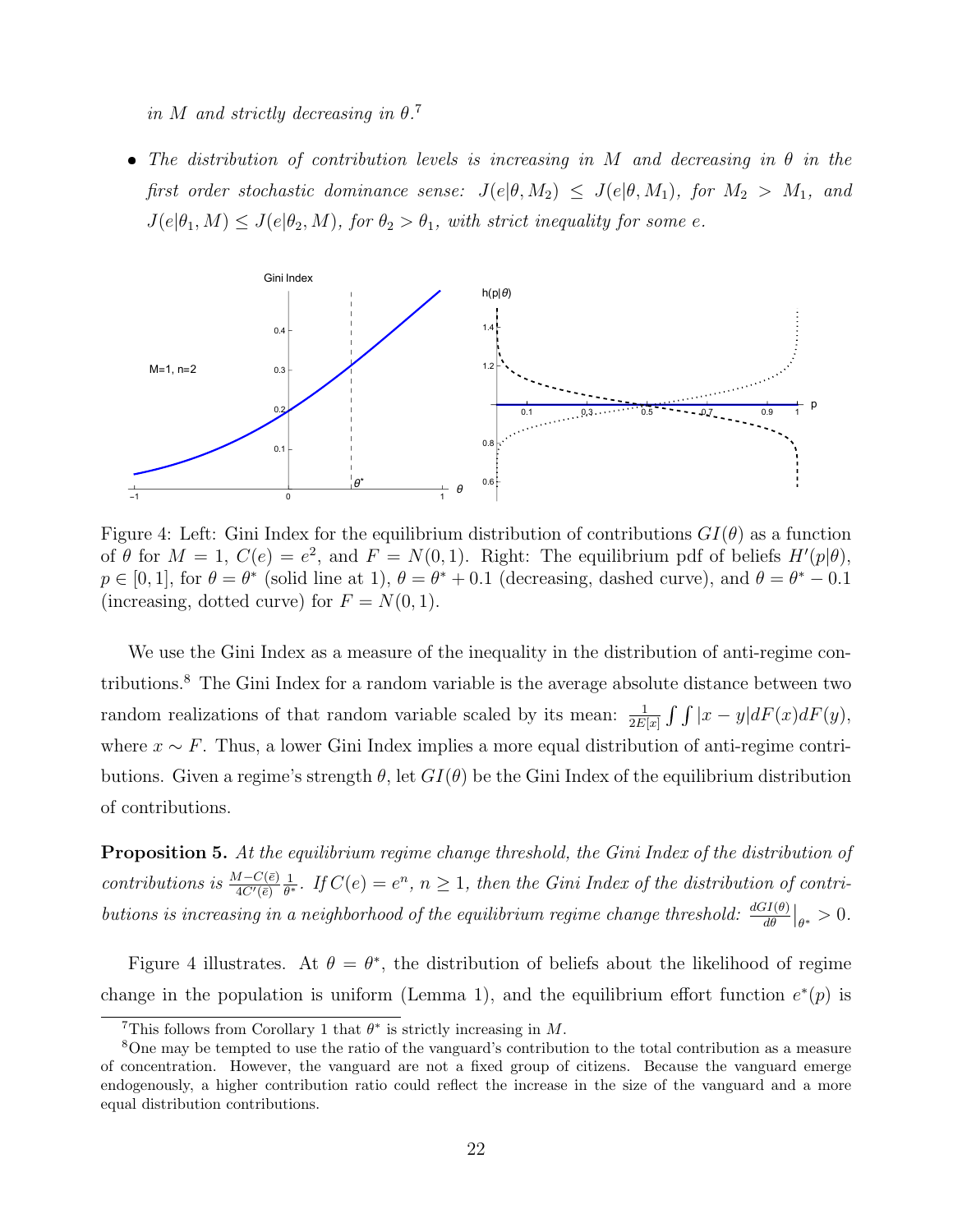*in $M$ and strictly decreasing in $\theta$.*[7]

- *The distribution of contribution levels is increasing in $M$ and decreasing in $\theta$ in the first order stochastic dominance sense: $J(e|\theta, M_2) \leq J(e|\theta, M_1)$, for $M_2 > M_1$, and $J(e|\theta_1, M) \leq J(e|\theta_2, M)$, for $\theta_2 > \theta_1$, with strict inequality for some $e$.*

Figure 4: Left: Gini Index for the equilibrium distribution of contributions $GI(\theta)$ as a function of $\theta$ for $M = 1$, $C(e) = e^2$, and $F = N(0, 1)$. Right: The equilibrium pdf of beliefs $H'(p|\theta)$, $p \in [0, 1]$, for $\theta = \theta^*$ (solid line at 1), $\theta = \theta^* + 0.1$ (decreasing, dashed curve), and $\theta = \theta^* - 0.1$ (increasing, dotted curve) for $F = N(0, 1)$.

We use the Gini Index as a measure of the inequality in the distribution of anti-regime contributions.[8] The Gini Index for a random variable is the average absolute distance between two random realizations of that random variable scaled by its mean: $\frac{1}{2E[x]} \int \int |x - y| dF(x)dF(y)$, where $x \sim F$. Thus, a lower Gini Index implies a more equal distribution of anti-regime contributions. Given a regime's strength $\theta$, let $GI(\theta)$ be the Gini Index of the equilibrium distribution of contributions.

**Proposition 5.** *At the equilibrium regime change threshold, the Gini Index of the distribution of contributions is $\frac{M - C(\bar{e})}{4C'(\bar{e})} \frac{1}{\theta^*}$. If $C(e) = e^n$, $n \geq 1$, then the Gini Index of the distribution of contributions is increasing in a neighborhood of the equilibrium regime change threshold: $\frac{dGI(\theta)}{d\theta}\Big|_{\theta^*} > 0$.*

Figure 4 illustrates. At $\theta = \theta^*$, the distribution of beliefs about the likelihood of regime change in the population is uniform (Lemma 1), and the equilibrium effort function $e^*(p)$ is

[7] This follows from Corollary 1 that $\theta^*$ is strictly increasing in $M$.

[8] One may be tempted to use the ratio of the vanguard's contribution to the total contribution as a measure of concentration. However, the vanguard are not a fixed group of citizens. Because the vanguard emerge endogenously, a higher contribution ratio could reflect the increase in the size of the vanguard and a more equal distribution contributions.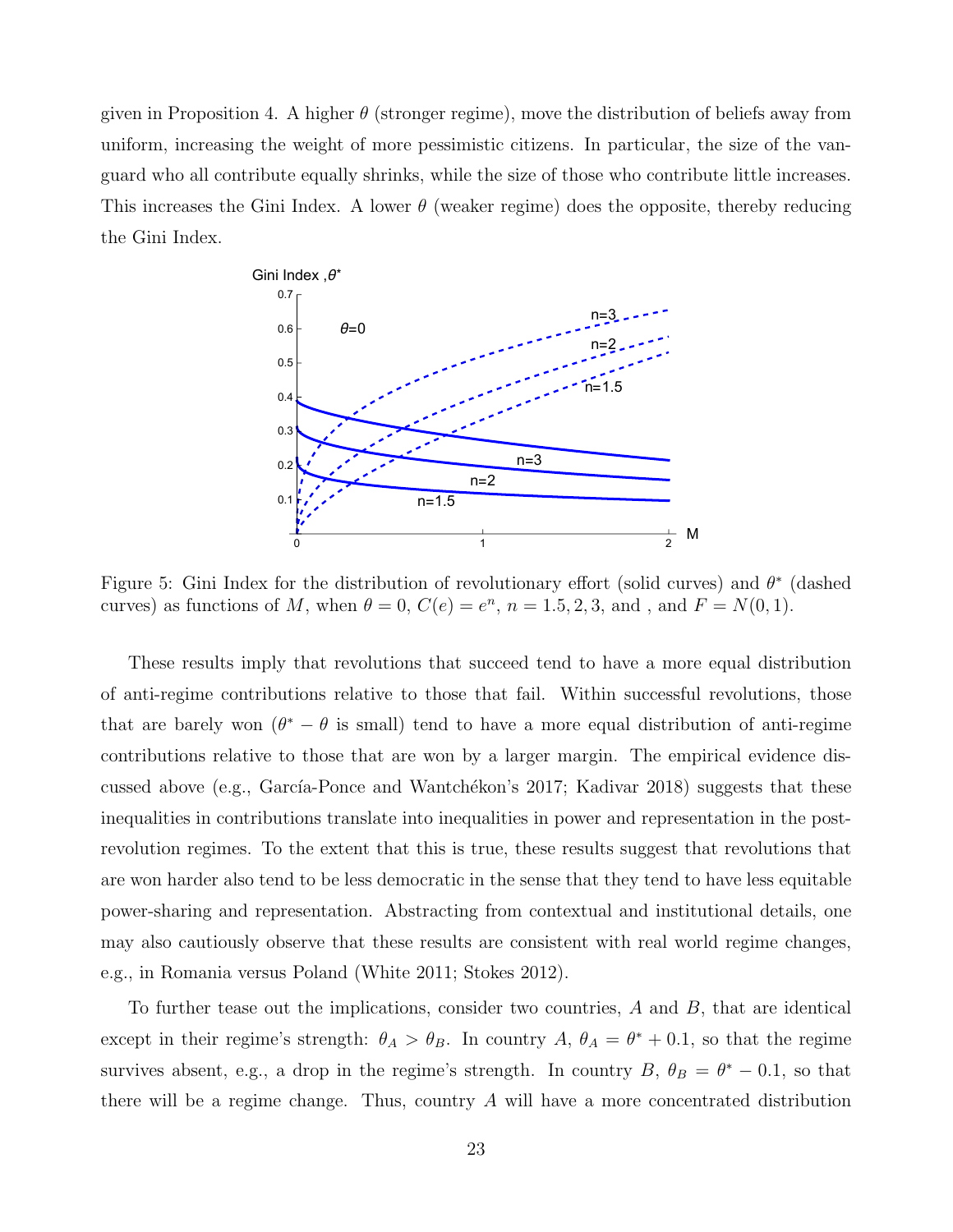given in Proposition 4. A higher $\theta$ (stronger regime), move the distribution of beliefs away from uniform, increasing the weight of more pessimistic citizens. In particular, the size of the vanguard who all contribute equally shrinks, while the size of those who contribute little increases. This increases the Gini Index. A lower $\theta$ (weaker regime) does the opposite, thereby reducing the Gini Index.

Figure 5: Gini Index for the distribution of revolutionary effort (solid curves) and $\theta^*$ (dashed curves) as functions of $M$, when $\theta = 0$, $C(e) = e^n$, $n = 1.5, 2, 3$, and , and $F = N(0, 1)$.

These results imply that revolutions that succeed tend to have a more equal distribution of anti-regime contributions relative to those that fail. Within successful revolutions, those that are barely won ($\theta^* - \theta$ is small) tend to have a more equal distribution of anti-regime contributions relative to those that are won by a larger margin. The empirical evidence discussed above (e.g., García-Ponce and Wantchékon's 2017; Kadivar 2018) suggests that these inequalities in contributions translate into inequalities in power and representation in the post-revolution regimes. To the extent that this is true, these results suggest that revolutions that are won harder also tend to be less democratic in the sense that they tend to have less equitable power-sharing and representation. Abstracting from contextual and institutional details, one may also cautiously observe that these results are consistent with real world regime changes, e.g., in Romania versus Poland (White 2011; Stokes 2012).

To further tease out the implications, consider two countries, $A$ and $B$, that are identical except in their regime's strength: $\theta_A > \theta_B$. In country $A$, $\theta_A = \theta^* + 0.1$, so that the regime survives absent, e.g., a drop in the regime's strength. In country $B$, $\theta_B = \theta^* - 0.1$, so that there will be a regime change. Thus, country $A$ will have a more concentrated distribution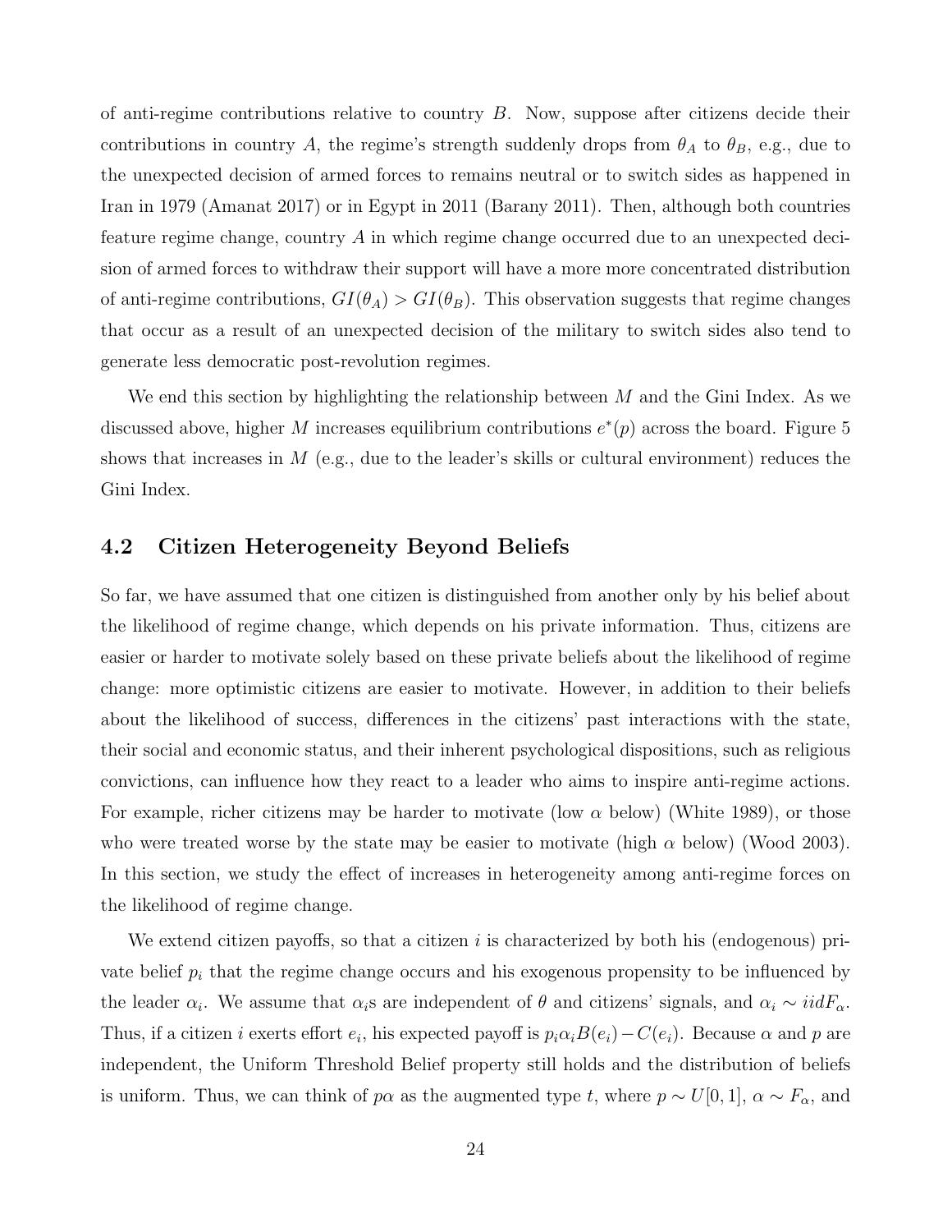of anti-regime contributions relative to country $B$. Now, suppose after citizens decide their contributions in country $A$, the regime's strength suddenly drops from $\theta_A$ to $\theta_B$, e.g., due to the unexpected decision of armed forces to remains neutral or to switch sides as happened in Iran in 1979 (Amanat 2017) or in Egypt in 2011 (Barany 2011). Then, although both countries feature regime change, country $A$ in which regime change occurred due to an unexpected decision of armed forces to withdraw their support will have a more more concentrated distribution of anti-regime contributions, $GI(\theta_A) > GI(\theta_B)$. This observation suggests that regime changes that occur as a result of an unexpected decision of the military to switch sides also tend to generate less democratic post-revolution regimes.

We end this section by highlighting the relationship between $M$ and the Gini Index. As we discussed above, higher $M$ increases equilibrium contributions $e^*(p)$ across the board. Figure 5 shows that increases in $M$ (e.g., due to the leader's skills or cultural environment) reduces the Gini Index.

## 4.2 Citizen Heterogeneity Beyond Beliefs

So far, we have assumed that one citizen is distinguished from another only by his belief about the likelihood of regime change, which depends on his private information. Thus, citizens are easier or harder to motivate solely based on these private beliefs about the likelihood of regime change: more optimistic citizens are easier to motivate. However, in addition to their beliefs about the likelihood of success, differences in the citizens' past interactions with the state, their social and economic status, and their inherent psychological dispositions, such as religious convictions, can influence how they react to a leader who aims to inspire anti-regime actions. For example, richer citizens may be harder to motivate (low $\alpha$ below) (White 1989), or those who were treated worse by the state may be easier to motivate (high $\alpha$ below) (Wood 2003). In this section, we study the effect of increases in heterogeneity among anti-regime forces on the likelihood of regime change.

We extend citizen payoffs, so that a citizen $i$ is characterized by both his (endogenous) private belief $p_i$ that the regime change occurs and his exogenous propensity to be influenced by the leader $\alpha_i$. We assume that $\alpha_i$s are independent of $\theta$ and citizens' signals, and $\alpha_i \sim iid F_\alpha$. Thus, if a citizen $i$ exerts effort $e_i$, his expected payoff is $p_i \alpha_i B(e_i) - C(e_i)$. Because $\alpha$ and $p$ are independent, the Uniform Threshold Belief property still holds and the distribution of beliefs is uniform. Thus, we can think of $p\alpha$ as the augmented type $t$, where $p \sim U[0, 1]$, $\alpha \sim F_\alpha$, and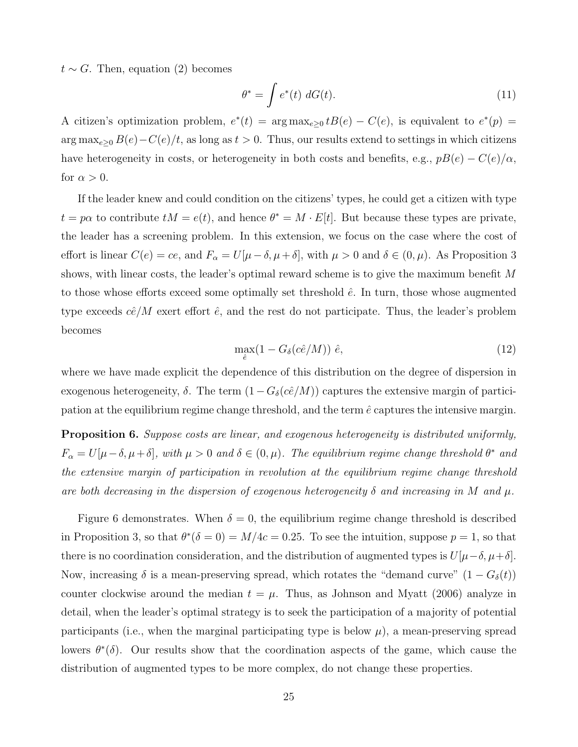$t \sim G$. Then, equation (2) becomes

$$\theta^* = \int e^*(t) \; dG(t). \tag{11}$$

A citizen's optimization problem, $e^*(t) = \arg\max_{e \geq 0} tB(e) - C(e)$, is equivalent to $e^*(p) = \arg\max_{e \geq 0} B(e) - C(e)/t$, as long as $t > 0$. Thus, our results extend to settings in which citizens have heterogeneity in costs, or heterogeneity in both costs and benefits, e.g., $pB(e) - C(e)/\alpha$, for $\alpha > 0$.

If the leader knew and could condition on the citizens' types, he could get a citizen with type $t = p\alpha$ to contribute $tM = e(t)$, and hence $\theta^* = M \cdot E[t]$. But because these types are private, the leader has a screening problem. In this extension, we focus on the case where the cost of effort is linear $C(e) = ce$, and $F_\alpha = U[\mu - \delta, \mu + \delta]$, with $\mu > 0$ and $\delta \in (0, \mu)$. As Proposition 3 shows, with linear costs, the leader's optimal reward scheme is to give the maximum benefit $M$ to those whose efforts exceed some optimally set threshold $\hat{e}$. In turn, those whose augmented type exceeds $c\hat{e}/M$ exert effort $\hat{e}$, and the rest do not participate. Thus, the leader's problem becomes

$$\max_{\hat{e}} (1 - G_\delta(c\hat{e}/M)) \; \hat{e}, \tag{12}$$

where we have made explicit the dependence of this distribution on the degree of dispersion in exogenous heterogeneity, $\delta$. The term $(1 - G_\delta(c\hat{e}/M))$ captures the extensive margin of participation at the equilibrium regime change threshold, and the term $\hat{e}$ captures the intensive margin.

**Proposition 6.** *Suppose costs are linear, and exogenous heterogeneity is distributed uniformly, $F_\alpha = U[\mu - \delta, \mu + \delta]$, with $\mu > 0$ and $\delta \in (0, \mu)$. The equilibrium regime change threshold $\theta^*$ and the extensive margin of participation in revolution at the equilibrium regime change threshold are both decreasing in the dispersion of exogenous heterogeneity $\delta$ and increasing in $M$ and $\mu$.*

Figure 6 demonstrates. When $\delta = 0$, the equilibrium regime change threshold is described in Proposition 3, so that $\theta^*(\delta = 0) = M/4c = 0.25$. To see the intuition, suppose $p = 1$, so that there is no coordination consideration, and the distribution of augmented types is $U[\mu - \delta, \mu + \delta]$. Now, increasing $\delta$ is a mean-preserving spread, which rotates the "demand curve" $(1 - G_\delta(t))$ counter clockwise around the median $t = \mu$. Thus, as Johnson and Myatt (2006) analyze in detail, when the leader's optimal strategy is to seek the participation of a majority of potential participants (i.e., when the marginal participating type is below $\mu$), a mean-preserving spread lowers $\theta^*(\delta)$. Our results show that the coordination aspects of the game, which cause the distribution of augmented types to be more complex, do not change these properties.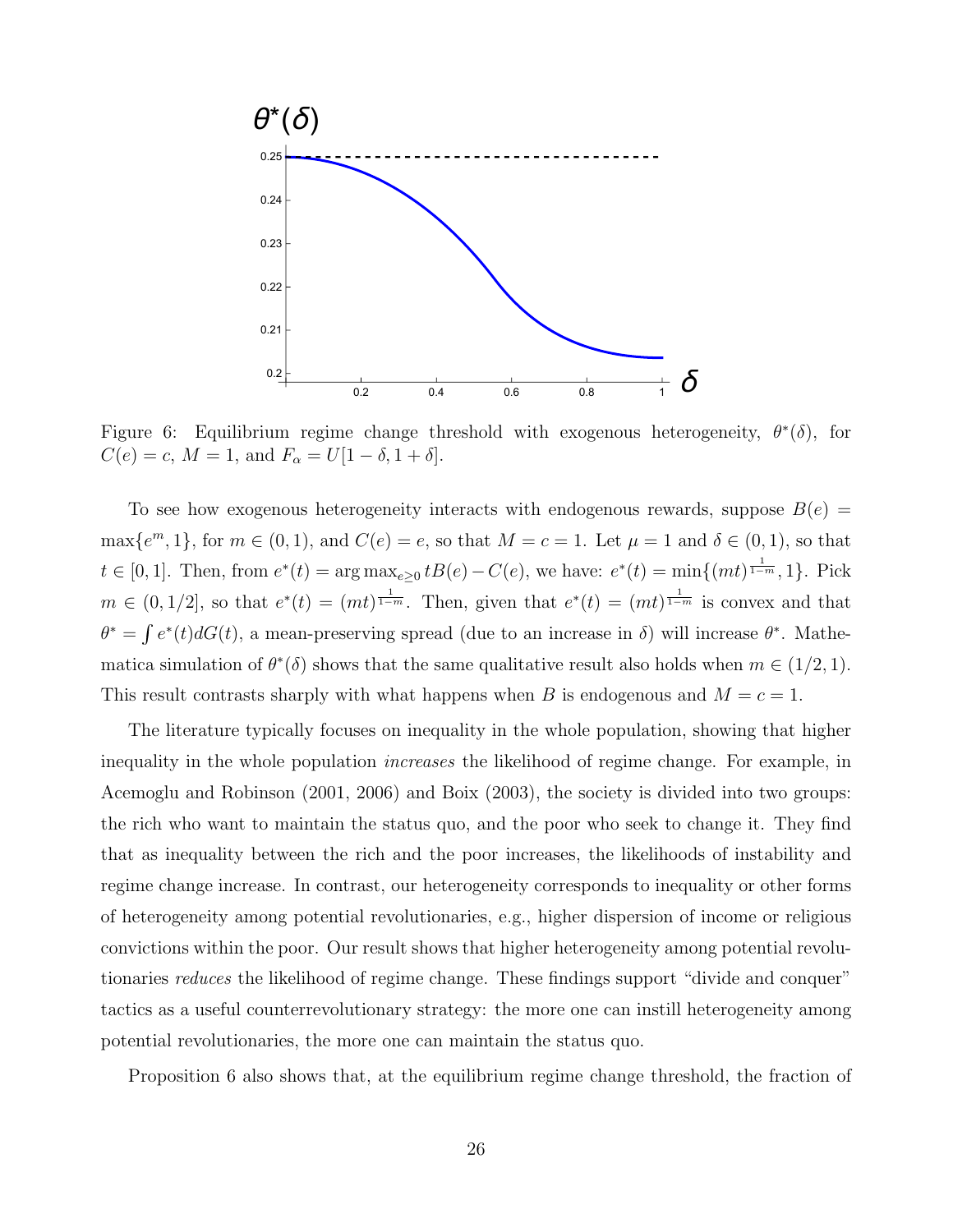Figure 6: Equilibrium regime change threshold with exogenous heterogeneity, $\theta^*(\delta)$, for $C(e) = c$, $M = 1$, and $F_\alpha = U[1-\delta, 1+\delta]$.

To see how exogenous heterogeneity interacts with endogenous rewards, suppose $B(e) = \max\{e^m, 1\}$, for $m \in (0,1)$, and $C(e) = e$, so that $M = c = 1$. Let $\mu = 1$ and $\delta \in (0,1)$, so that $t \in [0,1]$. Then, from $e^*(t) = \arg\max_{e \geq 0} tB(e) - C(e)$, we have: $e^*(t) = \min\{(mt)^{\frac{1}{1-m}}, 1\}$. Pick $m \in (0, 1/2]$, so that $e^*(t) = (mt)^{\frac{1}{1-m}}$. Then, given that $e^*(t) = (mt)^{\frac{1}{1-m}}$ is convex and that $\theta^* = \int e^*(t)dG(t)$, a mean-preserving spread (due to an increase in $\delta$) will increase $\theta^*$. Mathematica simulation of $\theta^*(\delta)$ shows that the same qualitative result also holds when $m \in (1/2, 1)$. This result contrasts sharply with what happens when $B$ is endogenous and $M = c = 1$.

The literature typically focuses on inequality in the whole population, showing that higher inequality in the whole population *increases* the likelihood of regime change. For example, in Acemoglu and Robinson (2001, 2006) and Boix (2003), the society is divided into two groups: the rich who want to maintain the status quo, and the poor who seek to change it. They find that as inequality between the rich and the poor increases, the likelihoods of instability and regime change increase. In contrast, our heterogeneity corresponds to inequality or other forms of heterogeneity among potential revolutionaries, e.g., higher dispersion of income or religious convictions within the poor. Our result shows that higher heterogeneity among potential revolutionaries *reduces* the likelihood of regime change. These findings support "divide and conquer" tactics as a useful counterrevolutionary strategy: the more one can instill heterogeneity among potential revolutionaries, the more one can maintain the status quo.

Proposition 6 also shows that, at the equilibrium regime change threshold, the fraction of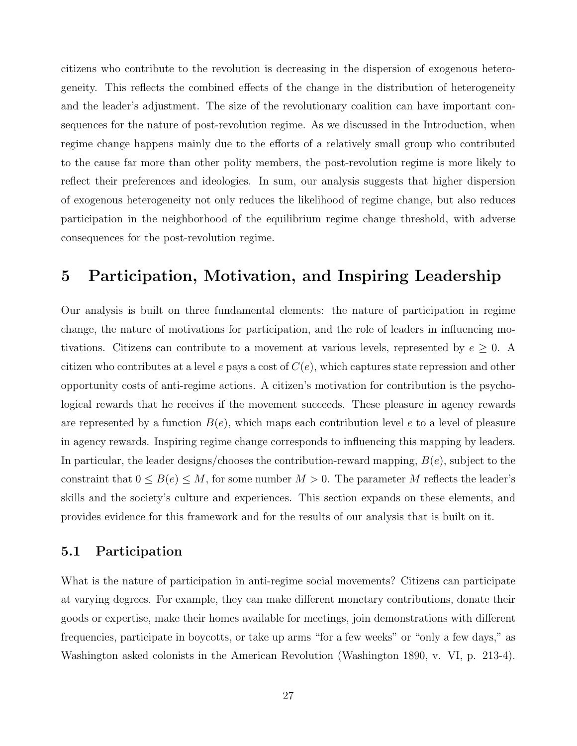citizens who contribute to the revolution is decreasing in the dispersion of exogenous heterogeneity. This reflects the combined effects of the change in the distribution of heterogeneity and the leader's adjustment. The size of the revolutionary coalition can have important consequences for the nature of post-revolution regime. As we discussed in the Introduction, when regime change happens mainly due to the efforts of a relatively small group who contributed to the cause far more than other polity members, the post-revolution regime is more likely to reflect their preferences and ideologies. In sum, our analysis suggests that higher dispersion of exogenous heterogeneity not only reduces the likelihood of regime change, but also reduces participation in the neighborhood of the equilibrium regime change threshold, with adverse consequences for the post-revolution regime.

# 5 Participation, Motivation, and Inspiring Leadership

Our analysis is built on three fundamental elements: the nature of participation in regime change, the nature of motivations for participation, and the role of leaders in influencing motivations. Citizens can contribute to a movement at various levels, represented by $e \geq 0$. A citizen who contributes at a level $e$ pays a cost of $C(e)$, which captures state repression and other opportunity costs of anti-regime actions. A citizen's motivation for contribution is the psychological rewards that he receives if the movement succeeds. These pleasure in agency rewards are represented by a function $B(e)$, which maps each contribution level $e$ to a level of pleasure in agency rewards. Inspiring regime change corresponds to influencing this mapping by leaders. In particular, the leader designs/chooses the contribution-reward mapping, $B(e)$, subject to the constraint that $0 \leq B(e) \leq M$, for some number $M > 0$. The parameter $M$ reflects the leader's skills and the society's culture and experiences. This section expands on these elements, and provides evidence for this framework and for the results of our analysis that is built on it.

## 5.1 Participation

What is the nature of participation in anti-regime social movements? Citizens can participate at varying degrees. For example, they can make different monetary contributions, donate their goods or expertise, make their homes available for meetings, join demonstrations with different frequencies, participate in boycotts, or take up arms "for a few weeks" or "only a few days," as Washington asked colonists in the American Revolution (Washington 1890, v. VI, p. 213-4).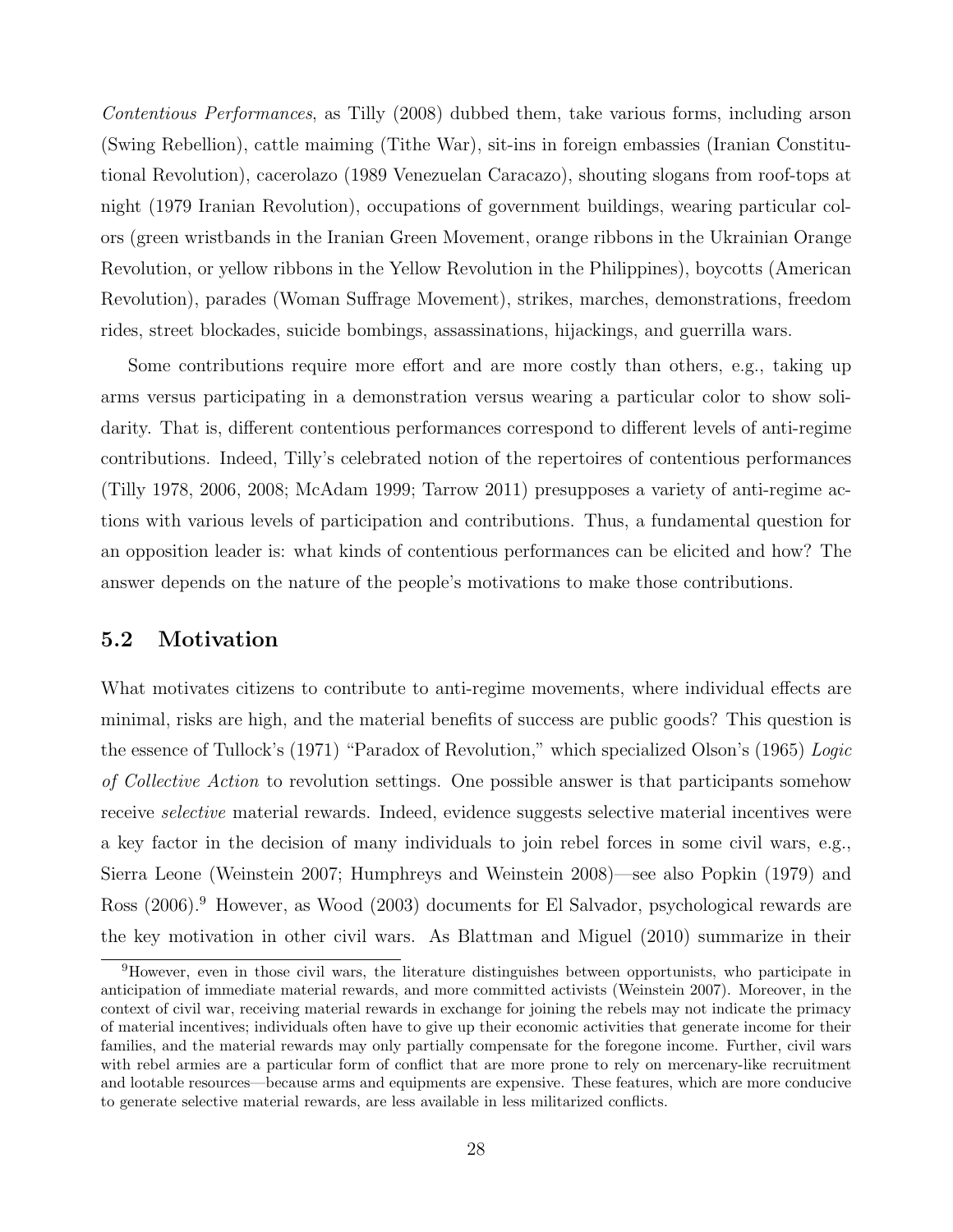*Contentious Performances*, as Tilly (2008) dubbed them, take various forms, including arson (Swing Rebellion), cattle maiming (Tithe War), sit-ins in foreign embassies (Iranian Constitutional Revolution), cacerolazo (1989 Venezuelan Caracazo), shouting slogans from roof-tops at night (1979 Iranian Revolution), occupations of government buildings, wearing particular colors (green wristbands in the Iranian Green Movement, orange ribbons in the Ukrainian Orange Revolution, or yellow ribbons in the Yellow Revolution in the Philippines), boycotts (American Revolution), parades (Woman Suffrage Movement), strikes, marches, demonstrations, freedom rides, street blockades, suicide bombings, assassinations, hijackings, and guerrilla wars.

Some contributions require more effort and are more costly than others, e.g., taking up arms versus participating in a demonstration versus wearing a particular color to show solidarity. That is, different contentious performances correspond to different levels of anti-regime contributions. Indeed, Tilly's celebrated notion of the repertoires of contentious performances (Tilly 1978, 2006, 2008; McAdam 1999; Tarrow 2011) presupposes a variety of anti-regime actions with various levels of participation and contributions. Thus, a fundamental question for an opposition leader is: what kinds of contentious performances can be elicited and how? The answer depends on the nature of the people's motivations to make those contributions.

## 5.2 Motivation

What motivates citizens to contribute to anti-regime movements, where individual effects are minimal, risks are high, and the material benefits of success are public goods? This question is the essence of Tullock's (1971) "Paradox of Revolution," which specialized Olson's (1965) *Logic of Collective Action* to revolution settings. One possible answer is that participants somehow receive *selective* material rewards. Indeed, evidence suggests selective material incentives were a key factor in the decision of many individuals to join rebel forces in some civil wars, e.g., Sierra Leone (Weinstein 2007; Humphreys and Weinstein 2008)—see also Popkin (1979) and Ross (2006).[9] However, as Wood (2003) documents for El Salvador, psychological rewards are the key motivation in other civil wars. As Blattman and Miguel (2010) summarize in their

[9] However, even in those civil wars, the literature distinguishes between opportunists, who participate in anticipation of immediate material rewards, and more committed activists (Weinstein 2007). Moreover, in the context of civil war, receiving material rewards in exchange for joining the rebels may not indicate the primacy of material incentives; individuals often have to give up their economic activities that generate income for their families, and the material rewards may only partially compensate for the foregone income. Further, civil wars with rebel armies are a particular form of conflict that are more prone to rely on mercenary-like recruitment and lootable resources—because arms and equipments are expensive. These features, which are more conducive to generate selective material rewards, are less available in less militarized conflicts.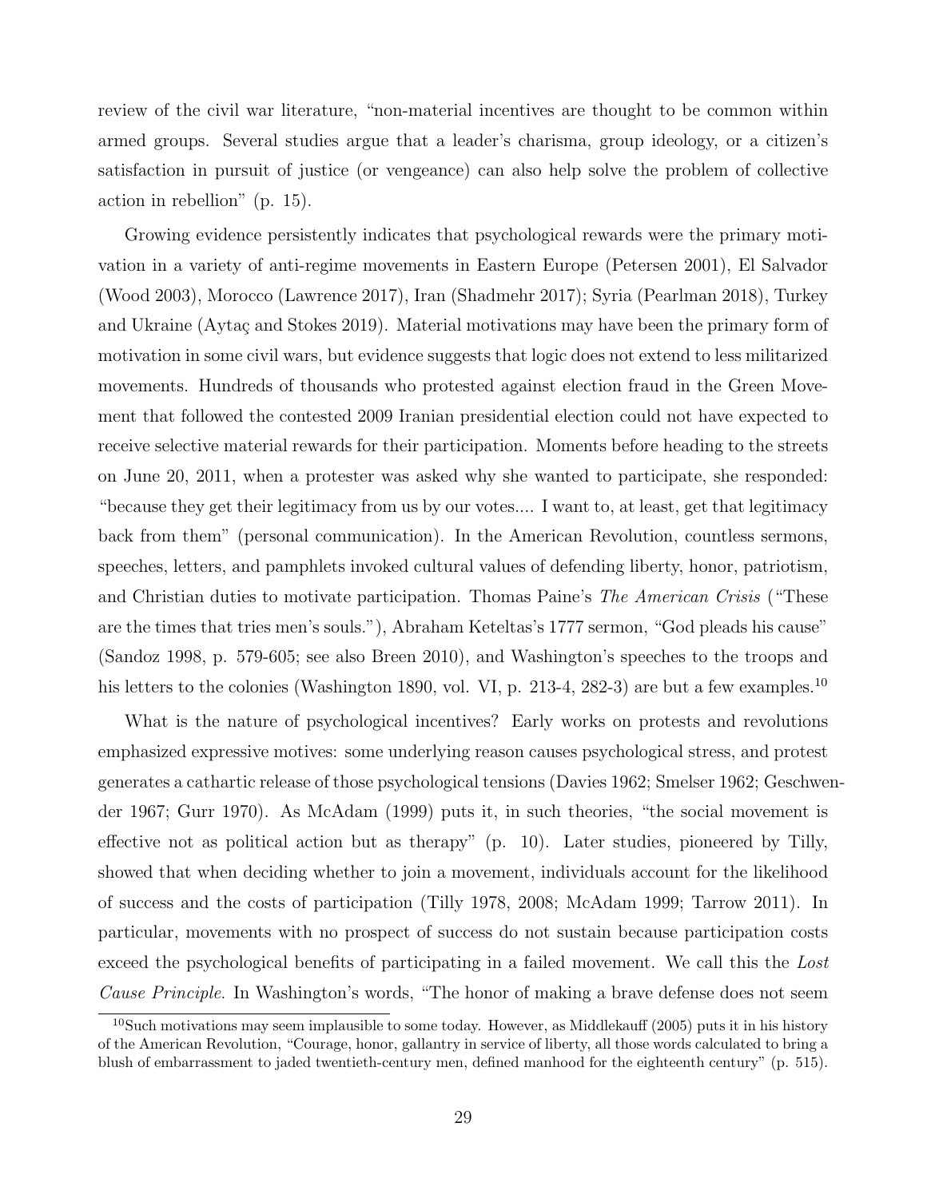review of the civil war literature, "non-material incentives are thought to be common within armed groups. Several studies argue that a leader's charisma, group ideology, or a citizen's satisfaction in pursuit of justice (or vengeance) can also help solve the problem of collective action in rebellion" (p. 15).

Growing evidence persistently indicates that psychological rewards were the primary motivation in a variety of anti-regime movements in Eastern Europe (Petersen 2001), El Salvador (Wood 2003), Morocco (Lawrence 2017), Iran (Shadmehr 2017); Syria (Pearlman 2018), Turkey and Ukraine (Aytaç and Stokes 2019). Material motivations may have been the primary form of motivation in some civil wars, but evidence suggests that logic does not extend to less militarized movements. Hundreds of thousands who protested against election fraud in the Green Movement that followed the contested 2009 Iranian presidential election could not have expected to receive selective material rewards for their participation. Moments before heading to the streets on June 20, 2011, when a protester was asked why she wanted to participate, she responded: "because they get their legitimacy from us by our votes.... I want to, at least, get that legitimacy back from them" (personal communication). In the American Revolution, countless sermons, speeches, letters, and pamphlets invoked cultural values of defending liberty, honor, patriotism, and Christian duties to motivate participation. Thomas Paine's *The American Crisis* ("These are the times that tries men's souls."), Abraham Keteltas's 1777 sermon, "God pleads his cause" (Sandoz 1998, p. 579-605; see also Breen 2010), and Washington's speeches to the troops and his letters to the colonies (Washington 1890, vol. VI, p. 213-4, 282-3) are but a few examples.[10]

What is the nature of psychological incentives? Early works on protests and revolutions emphasized expressive motives: some underlying reason causes psychological stress, and protest generates a cathartic release of those psychological tensions (Davies 1962; Smelser 1962; Geschwender 1967; Gurr 1970). As McAdam (1999) puts it, in such theories, "the social movement is effective not as political action but as therapy" (p. 10). Later studies, pioneered by Tilly, showed that when deciding whether to join a movement, individuals account for the likelihood of success and the costs of participation (Tilly 1978, 2008; McAdam 1999; Tarrow 2011). In particular, movements with no prospect of success do not sustain because participation costs exceed the psychological benefits of participating in a failed movement. We call this the *Lost Cause Principle*. In Washington's words, "The honor of making a brave defense does not seem

[10]Such motivations may seem implausible to some today. However, as Middlekauff (2005) puts it in his history of the American Revolution, "Courage, honor, gallantry in service of liberty, all those words calculated to bring a blush of embarrassment to jaded twentieth-century men, defined manhood for the eighteenth century" (p. 515).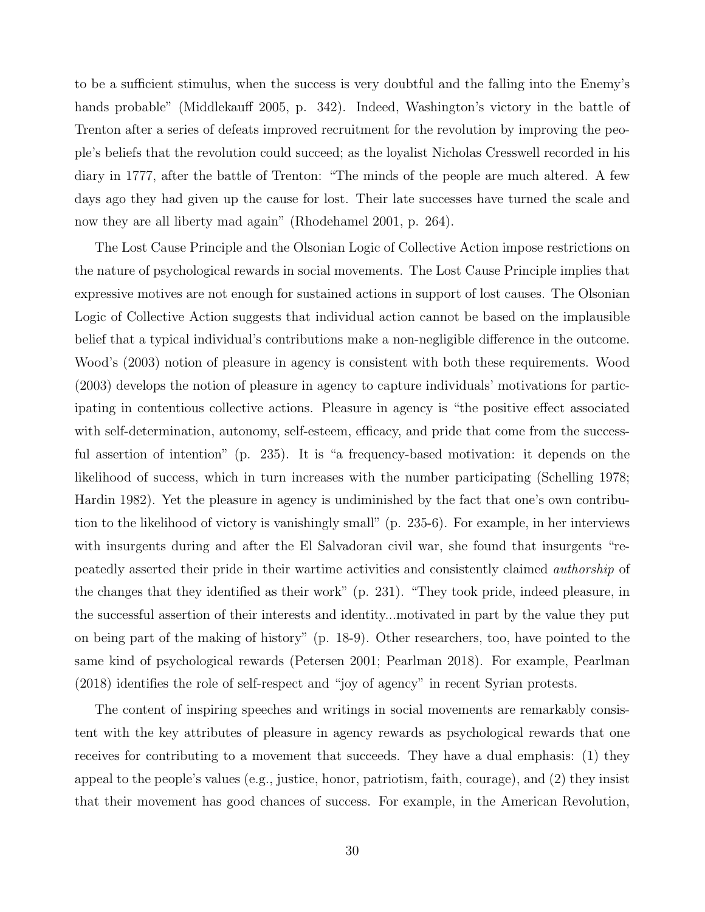to be a sufficient stimulus, when the success is very doubtful and the falling into the Enemy's hands probable" (Middlekauff 2005, p. 342). Indeed, Washington's victory in the battle of Trenton after a series of defeats improved recruitment for the revolution by improving the people's beliefs that the revolution could succeed; as the loyalist Nicholas Cresswell recorded in his diary in 1777, after the battle of Trenton: "The minds of the people are much altered. A few days ago they had given up the cause for lost. Their late successes have turned the scale and now they are all liberty mad again" (Rhodehamel 2001, p. 264).

The Lost Cause Principle and the Olsonian Logic of Collective Action impose restrictions on the nature of psychological rewards in social movements. The Lost Cause Principle implies that expressive motives are not enough for sustained actions in support of lost causes. The Olsonian Logic of Collective Action suggests that individual action cannot be based on the implausible belief that a typical individual's contributions make a non-negligible difference in the outcome. Wood's (2003) notion of pleasure in agency is consistent with both these requirements. Wood (2003) develops the notion of pleasure in agency to capture individuals' motivations for participating in contentious collective actions. Pleasure in agency is "the positive effect associated with self-determination, autonomy, self-esteem, efficacy, and pride that come from the successful assertion of intention" (p. 235). It is "a frequency-based motivation: it depends on the likelihood of success, which in turn increases with the number participating (Schelling 1978; Hardin 1982). Yet the pleasure in agency is undiminished by the fact that one's own contribution to the likelihood of victory is vanishingly small" (p. 235-6). For example, in her interviews with insurgents during and after the El Salvadoran civil war, she found that insurgents "repeatedly asserted their pride in their wartime activities and consistently claimed *authorship* of the changes that they identified as their work" (p. 231). "They took pride, indeed pleasure, in the successful assertion of their interests and identity...motivated in part by the value they put on being part of the making of history" (p. 18-9). Other researchers, too, have pointed to the same kind of psychological rewards (Petersen 2001; Pearlman 2018). For example, Pearlman (2018) identifies the role of self-respect and "joy of agency" in recent Syrian protests.

The content of inspiring speeches and writings in social movements are remarkably consistent with the key attributes of pleasure in agency rewards as psychological rewards that one receives for contributing to a movement that succeeds. They have a dual emphasis: (1) they appeal to the people's values (e.g., justice, honor, patriotism, faith, courage), and (2) they insist that their movement has good chances of success. For example, in the American Revolution,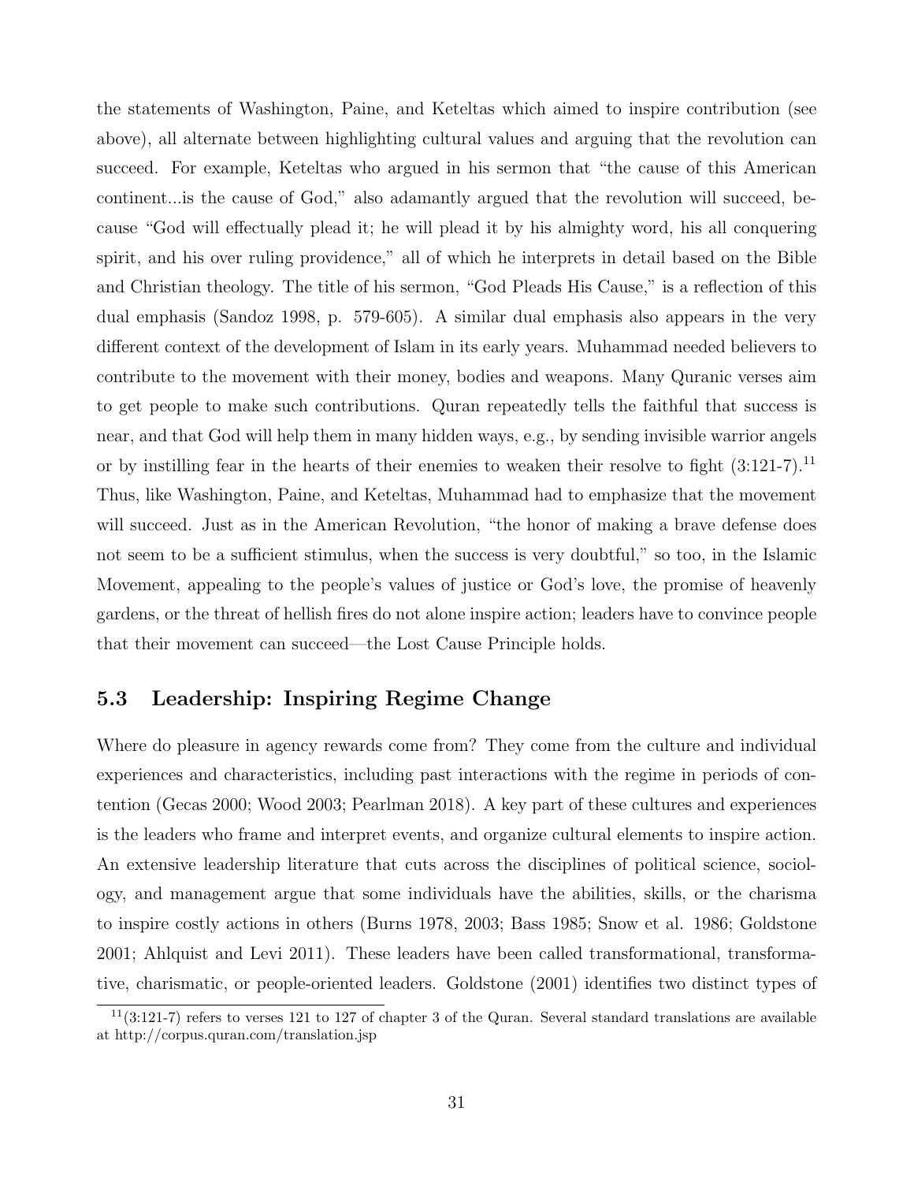the statements of Washington, Paine, and Keteltas which aimed to inspire contribution (see above), all alternate between highlighting cultural values and arguing that the revolution can succeed. For example, Keteltas who argued in his sermon that "the cause of this American continent...is the cause of God," also adamantly argued that the revolution will succeed, because "God will effectually plead it; he will plead it by his almighty word, his all conquering spirit, and his over ruling providence," all of which he interprets in detail based on the Bible and Christian theology. The title of his sermon, "God Pleads His Cause," is a reflection of this dual emphasis (Sandoz 1998, p. 579-605). A similar dual emphasis also appears in the very different context of the development of Islam in its early years. Muhammad needed believers to contribute to the movement with their money, bodies and weapons. Many Quranic verses aim to get people to make such contributions. Quran repeatedly tells the faithful that success is near, and that God will help them in many hidden ways, e.g., by sending invisible warrior angels or by instilling fear in the hearts of their enemies to weaken their resolve to fight (3:121-7).[11] Thus, like Washington, Paine, and Keteltas, Muhammad had to emphasize that the movement will succeed. Just as in the American Revolution, "the honor of making a brave defense does not seem to be a sufficient stimulus, when the success is very doubtful," so too, in the Islamic Movement, appealing to the people's values of justice or God's love, the promise of heavenly gardens, or the threat of hellish fires do not alone inspire action; leaders have to convince people that their movement can succeed—the Lost Cause Principle holds.

## 5.3 Leadership: Inspiring Regime Change

Where do pleasure in agency rewards come from? They come from the culture and individual experiences and characteristics, including past interactions with the regime in periods of contention (Gecas 2000; Wood 2003; Pearlman 2018). A key part of these cultures and experiences is the leaders who frame and interpret events, and organize cultural elements to inspire action. An extensive leadership literature that cuts across the disciplines of political science, sociology, and management argue that some individuals have the abilities, skills, or the charisma to inspire costly actions in others (Burns 1978, 2003; Bass 1985; Snow et al. 1986; Goldstone 2001; Ahlquist and Levi 2011). These leaders have been called transformational, transformative, charismatic, or people-oriented leaders. Goldstone (2001) identifies two distinct types of

[11] (3:121-7) refers to verses 121 to 127 of chapter 3 of the Quran. Several standard translations are available at http://corpus.quran.com/translation.jsp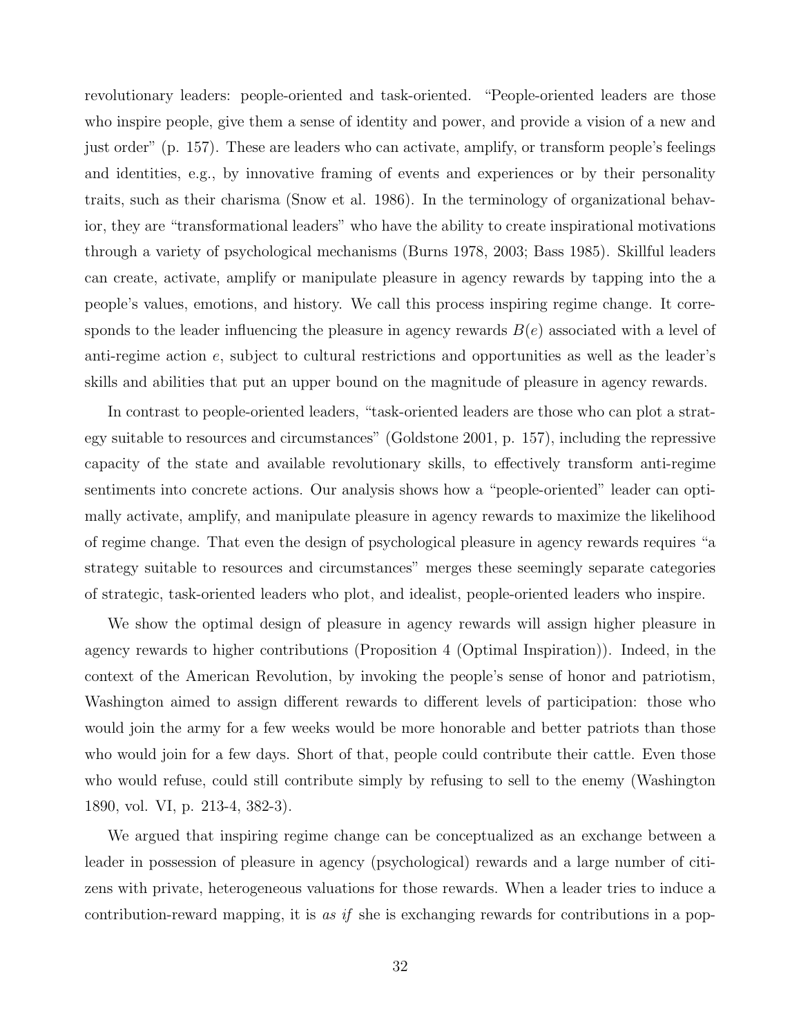revolutionary leaders: people-oriented and task-oriented. "People-oriented leaders are those who inspire people, give them a sense of identity and power, and provide a vision of a new and just order" (p. 157). These are leaders who can activate, amplify, or transform people's feelings and identities, e.g., by innovative framing of events and experiences or by their personality traits, such as their charisma (Snow et al. 1986). In the terminology of organizational behavior, they are "transformational leaders" who have the ability to create inspirational motivations through a variety of psychological mechanisms (Burns 1978, 2003; Bass 1985). Skillful leaders can create, activate, amplify or manipulate pleasure in agency rewards by tapping into the a people's values, emotions, and history. We call this process inspiring regime change. It corresponds to the leader influencing the pleasure in agency rewards $B(e)$ associated with a level of anti-regime action $e$, subject to cultural restrictions and opportunities as well as the leader's skills and abilities that put an upper bound on the magnitude of pleasure in agency rewards.

In contrast to people-oriented leaders, "task-oriented leaders are those who can plot a strategy suitable to resources and circumstances" (Goldstone 2001, p. 157), including the repressive capacity of the state and available revolutionary skills, to effectively transform anti-regime sentiments into concrete actions. Our analysis shows how a "people-oriented" leader can optimally activate, amplify, and manipulate pleasure in agency rewards to maximize the likelihood of regime change. That even the design of psychological pleasure in agency rewards requires "a strategy suitable to resources and circumstances" merges these seemingly separate categories of strategic, task-oriented leaders who plot, and idealist, people-oriented leaders who inspire.

We show the optimal design of pleasure in agency rewards will assign higher pleasure in agency rewards to higher contributions (Proposition 4 (Optimal Inspiration)). Indeed, in the context of the American Revolution, by invoking the people's sense of honor and patriotism, Washington aimed to assign different rewards to different levels of participation: those who would join the army for a few weeks would be more honorable and better patriots than those who would join for a few days. Short of that, people could contribute their cattle. Even those who would refuse, could still contribute simply by refusing to sell to the enemy (Washington 1890, vol. VI, p. 213-4, 382-3).

We argued that inspiring regime change can be conceptualized as an exchange between a leader in possession of pleasure in agency (psychological) rewards and a large number of citizens with private, heterogeneous valuations for those rewards. When a leader tries to induce a contribution-reward mapping, it is *as if* she is exchanging rewards for contributions in a pop-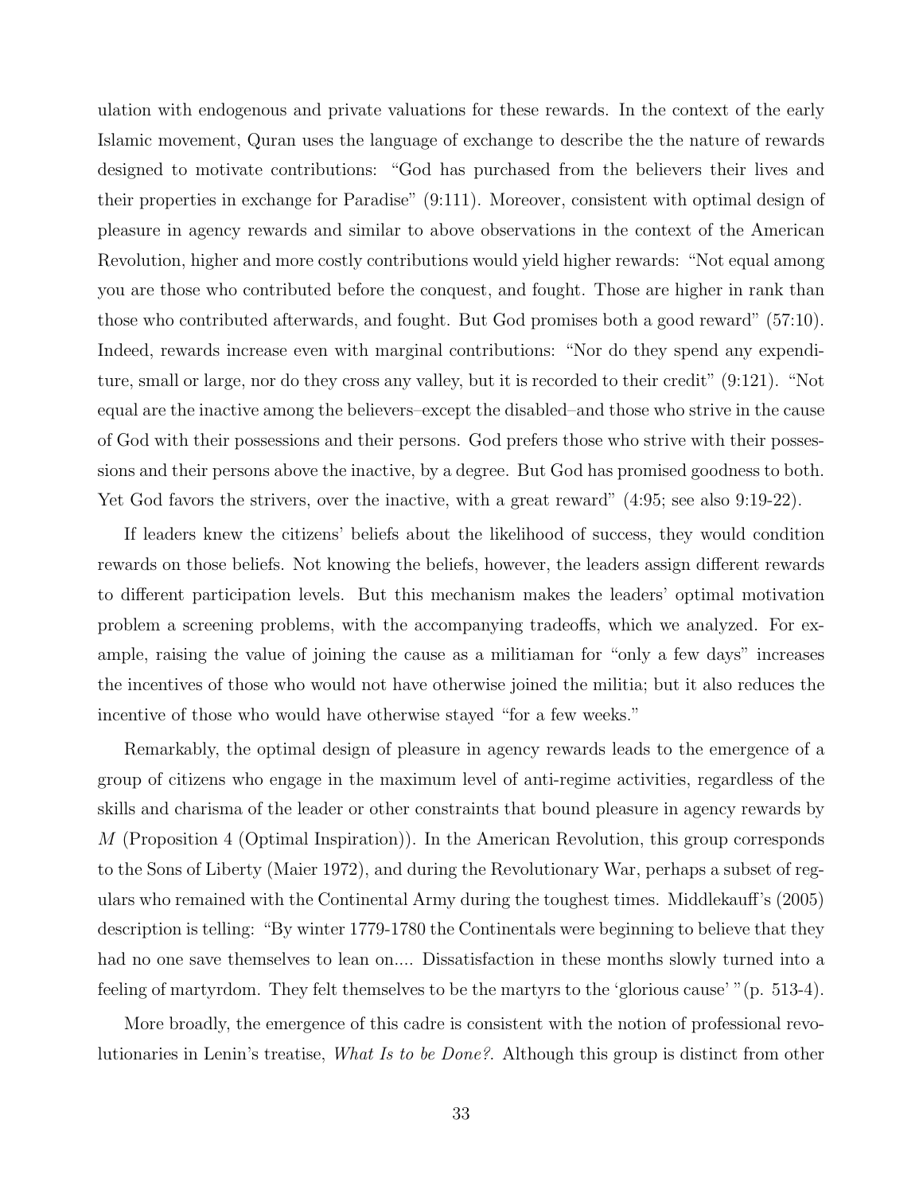ulation with endogenous and private valuations for these rewards. In the context of the early Islamic movement, Quran uses the language of exchange to describe the the nature of rewards designed to motivate contributions: "God has purchased from the believers their lives and their properties in exchange for Paradise" (9:111). Moreover, consistent with optimal design of pleasure in agency rewards and similar to above observations in the context of the American Revolution, higher and more costly contributions would yield higher rewards: "Not equal among you are those who contributed before the conquest, and fought. Those are higher in rank than those who contributed afterwards, and fought. But God promises both a good reward" (57:10). Indeed, rewards increase even with marginal contributions: "Nor do they spend any expenditure, small or large, nor do they cross any valley, but it is recorded to their credit" (9:121). "Not equal are the inactive among the believers–except the disabled–and those who strive in the cause of God with their possessions and their persons. God prefers those who strive with their possessions and their persons above the inactive, by a degree. But God has promised goodness to both. Yet God favors the strivers, over the inactive, with a great reward" (4:95; see also 9:19-22).

If leaders knew the citizens' beliefs about the likelihood of success, they would condition rewards on those beliefs. Not knowing the beliefs, however, the leaders assign different rewards to different participation levels. But this mechanism makes the leaders' optimal motivation problem a screening problems, with the accompanying tradeoffs, which we analyzed. For example, raising the value of joining the cause as a militiaman for "only a few days" increases the incentives of those who would not have otherwise joined the militia; but it also reduces the incentive of those who would have otherwise stayed "for a few weeks."

Remarkably, the optimal design of pleasure in agency rewards leads to the emergence of a group of citizens who engage in the maximum level of anti-regime activities, regardless of the skills and charisma of the leader or other constraints that bound pleasure in agency rewards by $M$ (Proposition 4 (Optimal Inspiration)). In the American Revolution, this group corresponds to the Sons of Liberty (Maier 1972), and during the Revolutionary War, perhaps a subset of regulars who remained with the Continental Army during the toughest times. Middlekauff's (2005) description is telling: "By winter 1779-1780 the Continentals were beginning to believe that they had no one save themselves to lean on.... Dissatisfaction in these months slowly turned into a feeling of martyrdom. They felt themselves to be the martyrs to the 'glorious cause' "(p. 513-4).

More broadly, the emergence of this cadre is consistent with the notion of professional revolutionaries in Lenin's treatise, *What Is to be Done?*. Although this group is distinct from other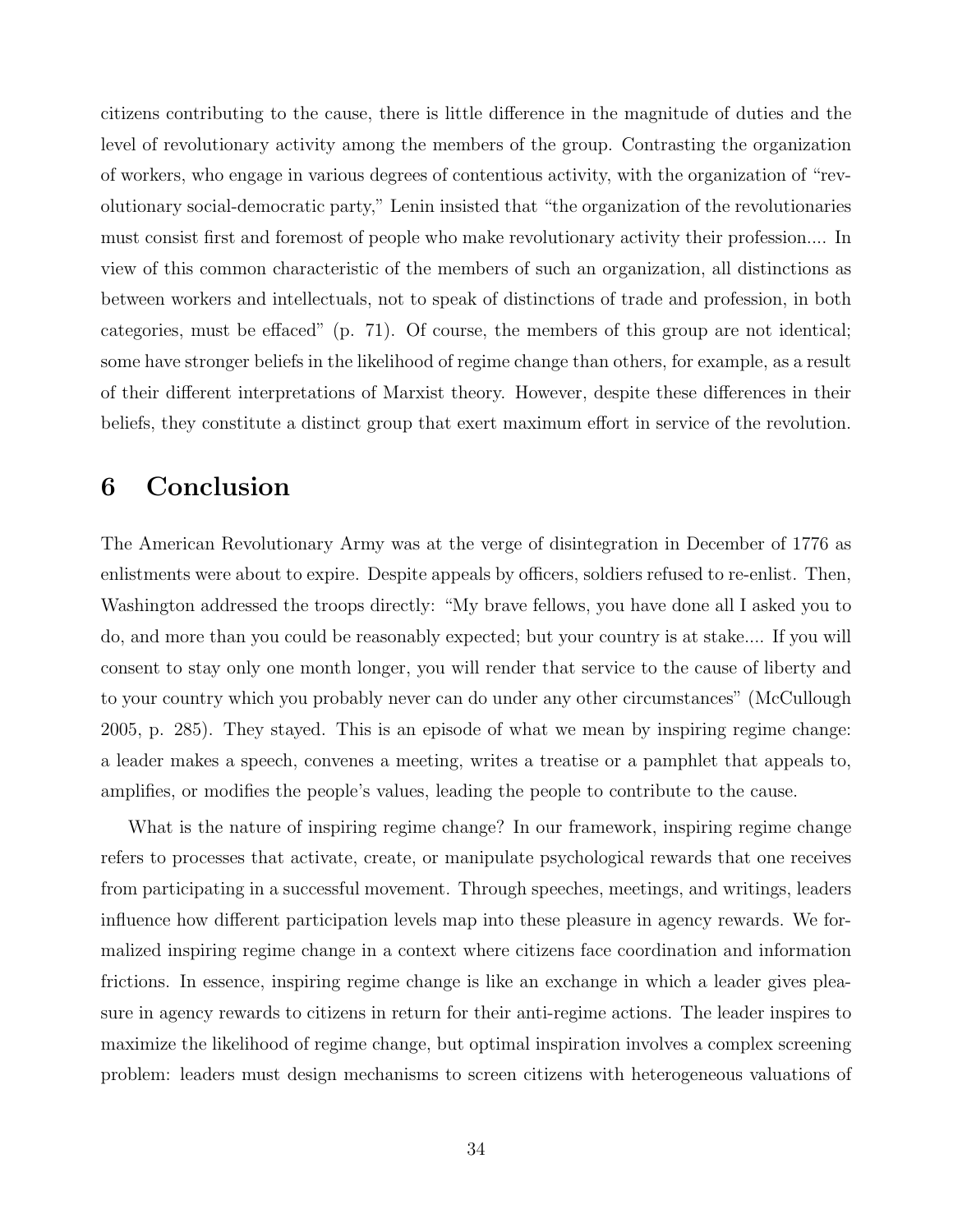citizens contributing to the cause, there is little difference in the magnitude of duties and the level of revolutionary activity among the members of the group. Contrasting the organization of workers, who engage in various degrees of contentious activity, with the organization of "revolutionary social-democratic party," Lenin insisted that "the organization of the revolutionaries must consist first and foremost of people who make revolutionary activity their profession.... In view of this common characteristic of the members of such an organization, all distinctions as between workers and intellectuals, not to speak of distinctions of trade and profession, in both categories, must be effaced" (p. 71). Of course, the members of this group are not identical; some have stronger beliefs in the likelihood of regime change than others, for example, as a result of their different interpretations of Marxist theory. However, despite these differences in their beliefs, they constitute a distinct group that exert maximum effort in service of the revolution.

# 6 Conclusion

The American Revolutionary Army was at the verge of disintegration in December of 1776 as enlistments were about to expire. Despite appeals by officers, soldiers refused to re-enlist. Then, Washington addressed the troops directly: "My brave fellows, you have done all I asked you to do, and more than you could be reasonably expected; but your country is at stake.... If you will consent to stay only one month longer, you will render that service to the cause of liberty and to your country which you probably never can do under any other circumstances" (McCullough 2005, p. 285). They stayed. This is an episode of what we mean by inspiring regime change: a leader makes a speech, convenes a meeting, writes a treatise or a pamphlet that appeals to, amplifies, or modifies the people's values, leading the people to contribute to the cause.

What is the nature of inspiring regime change? In our framework, inspiring regime change refers to processes that activate, create, or manipulate psychological rewards that one receives from participating in a successful movement. Through speeches, meetings, and writings, leaders influence how different participation levels map into these pleasure in agency rewards. We formalized inspiring regime change in a context where citizens face coordination and information frictions. In essence, inspiring regime change is like an exchange in which a leader gives pleasure in agency rewards to citizens in return for their anti-regime actions. The leader inspires to maximize the likelihood of regime change, but optimal inspiration involves a complex screening problem: leaders must design mechanisms to screen citizens with heterogeneous valuations of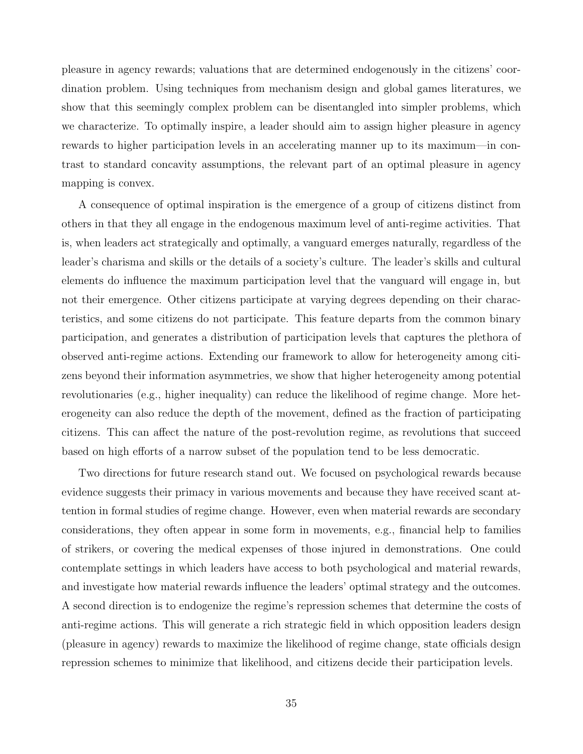pleasure in agency rewards; valuations that are determined endogenously in the citizens' coordination problem. Using techniques from mechanism design and global games literatures, we show that this seemingly complex problem can be disentangled into simpler problems, which we characterize. To optimally inspire, a leader should aim to assign higher pleasure in agency rewards to higher participation levels in an accelerating manner up to its maximum—in contrast to standard concavity assumptions, the relevant part of an optimal pleasure in agency mapping is convex.

A consequence of optimal inspiration is the emergence of a group of citizens distinct from others in that they all engage in the endogenous maximum level of anti-regime activities. That is, when leaders act strategically and optimally, a vanguard emerges naturally, regardless of the leader's charisma and skills or the details of a society's culture. The leader's skills and cultural elements do influence the maximum participation level that the vanguard will engage in, but not their emergence. Other citizens participate at varying degrees depending on their characteristics, and some citizens do not participate. This feature departs from the common binary participation, and generates a distribution of participation levels that captures the plethora of observed anti-regime actions. Extending our framework to allow for heterogeneity among citizens beyond their information asymmetries, we show that higher heterogeneity among potential revolutionaries (e.g., higher inequality) can reduce the likelihood of regime change. More heterogeneity can also reduce the depth of the movement, defined as the fraction of participating citizens. This can affect the nature of the post-revolution regime, as revolutions that succeed based on high efforts of a narrow subset of the population tend to be less democratic.

Two directions for future research stand out. We focused on psychological rewards because evidence suggests their primacy in various movements and because they have received scant attention in formal studies of regime change. However, even when material rewards are secondary considerations, they often appear in some form in movements, e.g., financial help to families of strikers, or covering the medical expenses of those injured in demonstrations. One could contemplate settings in which leaders have access to both psychological and material rewards, and investigate how material rewards influence the leaders' optimal strategy and the outcomes. A second direction is to endogenize the regime's repression schemes that determine the costs of anti-regime actions. This will generate a rich strategic field in which opposition leaders design (pleasure in agency) rewards to maximize the likelihood of regime change, state officials design repression schemes to minimize that likelihood, and citizens decide their participation levels.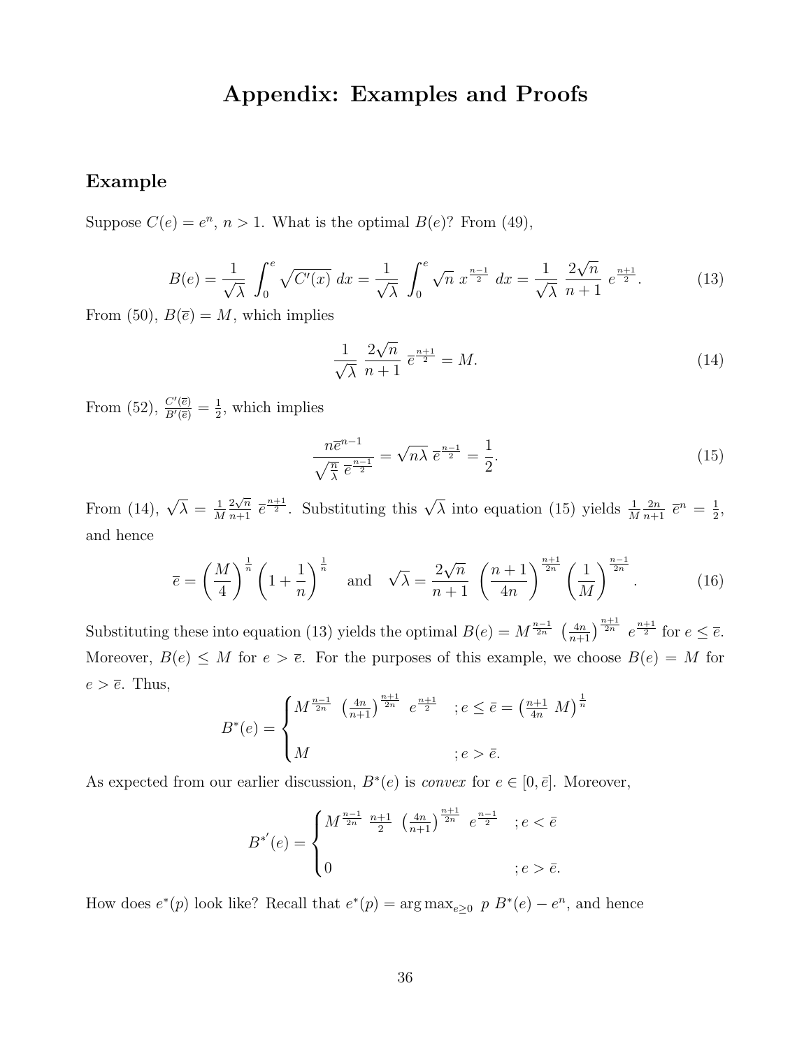# Appendix: Examples and Proofs

## Example

Suppose $C(e) = e^n$, $n > 1$. What is the optimal $B(e)$? From (49),

$$B(e) = \frac{1}{\sqrt{\lambda}} \int_0^e \sqrt{C'(x)}\ dx = \frac{1}{\sqrt{\lambda}} \int_0^e \sqrt{n}\ x^{\frac{n-1}{2}}\ dx = \frac{1}{\sqrt{\lambda}}\ \frac{2\sqrt{n}}{n+1}\ e^{\frac{n+1}{2}}. \tag{13}$$

From (50), $B(\overline{e}) = M$, which implies

$$\frac{1}{\sqrt{\lambda}}\ \frac{2\sqrt{n}}{n+1}\ \overline{e}^{\frac{n+1}{2}} = M. \tag{14}$$

From (52), $\frac{C'(\overline{e})}{B'(\overline{e})} = \frac{1}{2}$, which implies

$$\frac{n\overline{e}^{n-1}}{\sqrt{\frac{n}{\lambda}}\ \overline{e}^{\frac{n-1}{2}}} = \sqrt{n\lambda}\ \overline{e}^{\frac{n-1}{2}} = \frac{1}{2}. \tag{15}$$

From (14), $\sqrt{\lambda} = \frac{1}{M}\frac{2\sqrt{n}}{n+1}\ \overline{e}^{\frac{n+1}{2}}$. Substituting this $\sqrt{\lambda}$ into equation (15) yields $\frac{1}{M}\frac{2n}{n+1}\ \overline{e}^n = \frac{1}{2}$, and hence

$$\overline{e} = \left(\frac{M}{4}\right)^{\frac{1}{n}} \left(1 + \frac{1}{n}\right)^{\frac{1}{n}} \quad \text{and} \quad \sqrt{\lambda} = \frac{2\sqrt{n}}{n+1}\ \left(\frac{n+1}{4n}\right)^{\frac{n+1}{2n}} \left(\frac{1}{M}\right)^{\frac{n-1}{2n}}. \tag{16}$$

Substituting these into equation (13) yields the optimal $B(e) = M^{\frac{n-1}{2n}}\ \left(\frac{4n}{n+1}\right)^{\frac{n+1}{2n}}\ e^{\frac{n+1}{2}}$ for $e \leq \overline{e}$. Moreover, $B(e) \leq M$ for $e > \overline{e}$. For the purposes of this example, we choose $B(e) = M$ for $e > \overline{e}$. Thus,

$$B^*(e) = \begin{cases} M^{\frac{n-1}{2n}}\ \left(\frac{4n}{n+1}\right)^{\frac{n+1}{2n}}\ e^{\frac{n+1}{2}} & ; e \leq \bar{e} = \left(\frac{n+1}{4n}\ M\right)^{\frac{1}{n}} \\ \\ M & ; e > \bar{e}. \end{cases}$$

As expected from our earlier discussion, $B^*(e)$ is *convex* for $e \in [0, \bar{e}]$. Moreover,

$$B^{*'}(e) = \begin{cases} M^{\frac{n-1}{2n}}\ \frac{n+1}{2}\ \left(\frac{4n}{n+1}\right)^{\frac{n+1}{2n}}\ e^{\frac{n-1}{2}} & ; e < \bar{e} \\ \\ 0 & ; e > \bar{e}. \end{cases}$$

How does $e^*(p)$ look like? Recall that $e^*(p) = \arg\max_{e \geq 0}\ p\ B^*(e) - e^n$, and hence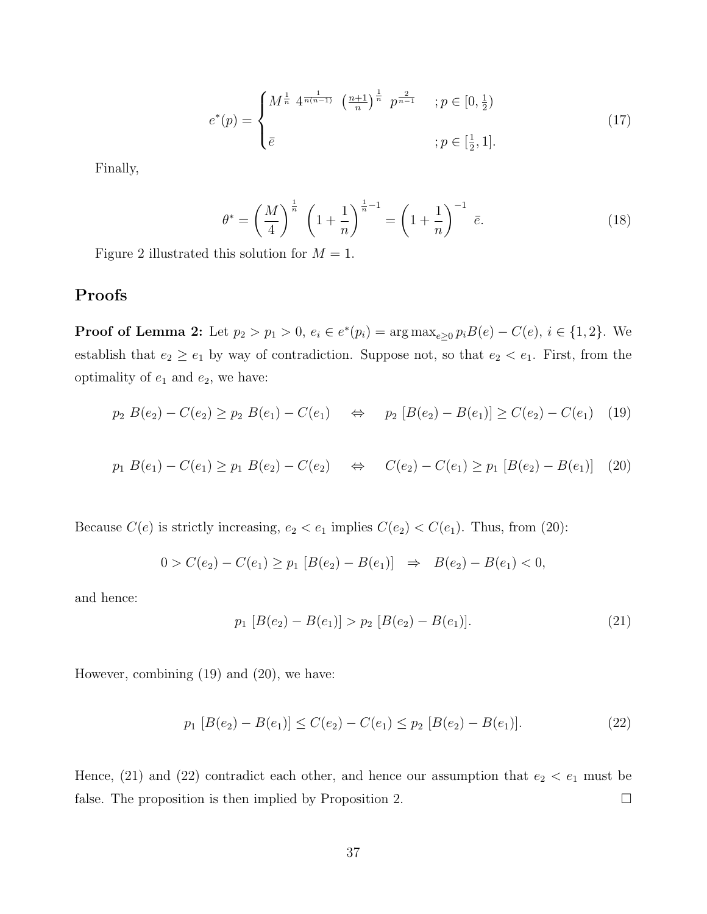$$
e^*(p) = \begin{cases} M^{\frac{1}{n}} \ 4^{\frac{1}{n(n-1)}} \ \left(\frac{n+1}{n}\right)^{\frac{1}{n}} \ p^{\frac{2}{n-1}} & ; p \in [0, \frac{1}{2}) \\ \\ \bar{e} & ; p \in [\frac{1}{2}, 1]. \end{cases} \tag{17}
$$

Finally,

$$
\theta^* = \left(\frac{M}{4}\right)^{\frac{1}{n}} \left(1 + \frac{1}{n}\right)^{\frac{1}{n}-1} = \left(1 + \frac{1}{n}\right)^{-1} \bar{e}. \tag{18}
$$

Figure 2 illustrated this solution for $M = 1$.

## Proofs

**Proof of Lemma 2:** Let $p_2 > p_1 > 0$, $e_i \in e^*(p_i) = \arg\max_{e \geq 0} p_i B(e) - C(e)$, $i \in \{1, 2\}$. We establish that $e_2 \geq e_1$ by way of contradiction. Suppose not, so that $e_2 < e_1$. First, from the optimality of $e_1$ and $e_2$, we have:

$$
p_2 \ B(e_2) - C(e_2) \geq p_2 \ B(e_1) - C(e_1) \quad \Leftrightarrow \quad p_2 \ [B(e_2) - B(e_1)] \geq C(e_2) - C(e_1) \tag{19}
$$

$$
p_1 \ B(e_1) - C(e_1) \geq p_1 \ B(e_2) - C(e_2) \quad \Leftrightarrow \quad C(e_2) - C(e_1) \geq p_1 \ [B(e_2) - B(e_1)] \tag{20}
$$

Because $C(e)$ is strictly increasing, $e_2 < e_1$ implies $C(e_2) < C(e_1)$. Thus, from (20):

$$
0 > C(e_2) - C(e_1) \geq p_1 \ [B(e_2) - B(e_1)] \quad \Rightarrow \quad B(e_2) - B(e_1) < 0,
$$

and hence:

$$
p_1 \ [B(e_2) - B(e_1)] > p_2 \ [B(e_2) - B(e_1)]. \tag{21}
$$

However, combining (19) and (20), we have:

$$
p_1 \ [B(e_2) - B(e_1)] \leq C(e_2) - C(e_1) \leq p_2 \ [B(e_2) - B(e_1)]. \tag{22}
$$

Hence, (21) and (22) contradict each other, and hence our assumption that $e_2 < e_1$ must be false. The proposition is then implied by Proposition 2. □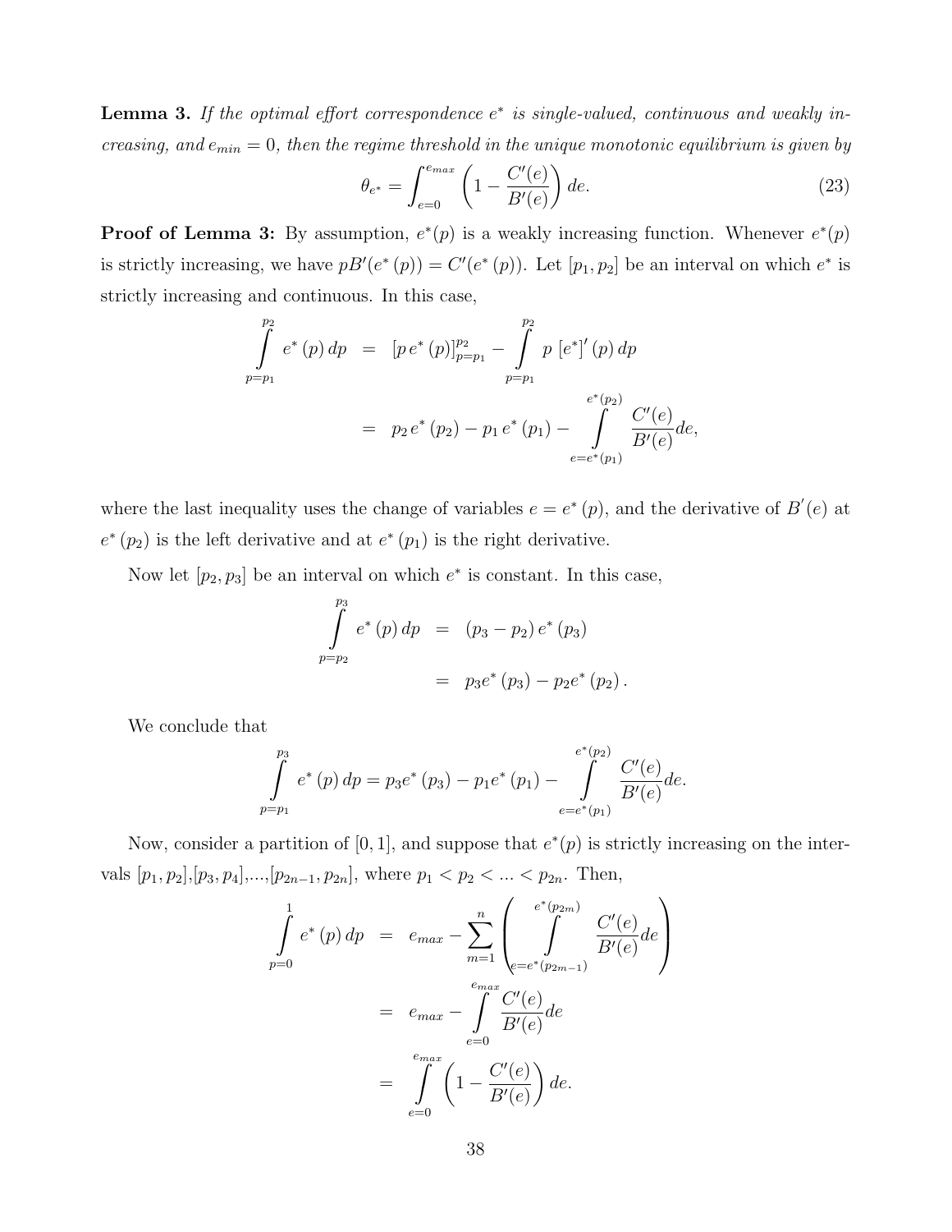**Lemma 3.** *If the optimal effort correspondence $e^*$ is single-valued, continuous and weakly increasing, and $e_{min} = 0$, then the regime threshold in the unique monotonic equilibrium is given by*

$$\theta_{e^*} = \int_{e=0}^{e_{max}} \left(1 - \frac{C'(e)}{B'(e)}\right) de. \tag{23}$$

**Proof of Lemma 3:** By assumption, $e^*(p)$ is a weakly increasing function. Whenever $e^*(p)$ is strictly increasing, we have $pB'(e^*(p)) = C'(e^*(p))$. Let $[p_1, p_2]$ be an interval on which $e^*$ is strictly increasing and continuous. In this case,

$$\begin{aligned}
\int_{p=p_1}^{p_2} e^*(p)\, dp &= [p\, e^*(p)]_{p=p_1}^{p_2} - \int_{p=p_1}^{p_2} p\, [e^*]'(p)\, dp \\
&= p_2\, e^*(p_2) - p_1\, e^*(p_1) - \int_{e=e^*(p_1)}^{e^*(p_2)} \frac{C'(e)}{B'(e)} de,
\end{aligned}$$

where the last inequality uses the change of variables $e = e^*(p)$, and the derivative of $B'(e)$ at $e^*(p_2)$ is the left derivative and at $e^*(p_1)$ is the right derivative.

Now let $[p_2, p_3]$ be an interval on which $e^*$ is constant. In this case,

$$\begin{aligned}
\int_{p=p_2}^{p_3} e^*(p)\, dp &= (p_3 - p_2)\, e^*(p_3) \\
&= p_3 e^*(p_3) - p_2 e^*(p_2).
\end{aligned}$$

We conclude that

$$\int_{p=p_1}^{p_3} e^*(p)\, dp = p_3 e^*(p_3) - p_1 e^*(p_1) - \int_{e=e^*(p_1)}^{e^*(p_2)} \frac{C'(e)}{B'(e)} de.$$

Now, consider a partition of $[0, 1]$, and suppose that $e^*(p)$ is strictly increasing on the intervals $[p_1, p_2]$,$[p_3, p_4]$,...,$[p_{2n-1}, p_{2n}]$, where $p_1 < p_2 < ... < p_{2n}$. Then,

$$\begin{aligned}
\int_{p=0}^{1} e^*(p)\, dp &= e_{max} - \sum_{m=1}^{n} \left( \int_{e=e^*(p_{2m-1})}^{e^*(p_{2m})} \frac{C'(e)}{B'(e)} de \right) \\
&= e_{max} - \int_{e=0}^{e_{max}} \frac{C'(e)}{B'(e)} de \\
&= \int_{e=0}^{e_{max}} \left(1 - \frac{C'(e)}{B'(e)}\right) de.
\end{aligned}$$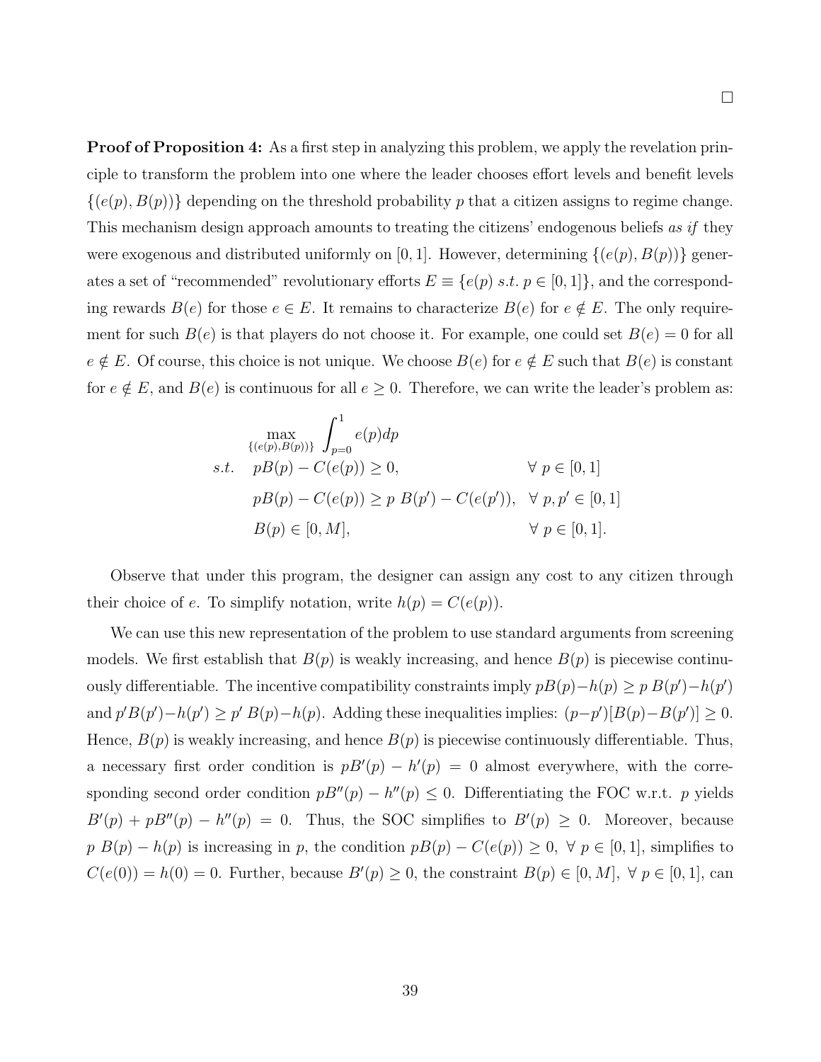□

**Proof of Proposition 4:** As a first step in analyzing this problem, we apply the revelation principle to transform the problem into one where the leader chooses effort levels and benefit levels $\{(e(p), B(p))\}$ depending on the threshold probability $p$ that a citizen assigns to regime change. This mechanism design approach amounts to treating the citizens' endogenous beliefs *as if* they were exogenous and distributed uniformly on $[0, 1]$. However, determining $\{(e(p), B(p))\}$ generates a set of "recommended" revolutionary efforts $E \equiv \{e(p) \; s.t. \; p \in [0, 1]\}$, and the corresponding rewards $B(e)$ for those $e \in E$. It remains to characterize $B(e)$ for $e \notin E$. The only requirement for such $B(e)$ is that players do not choose it. For example, one could set $B(e) = 0$ for all $e \notin E$. Of course, this choice is not unique. We choose $B(e)$ for $e \notin E$ such that $B(e)$ is constant for $e \notin E$, and $B(e)$ is continuous for all $e \geq 0$. Therefore, we can write the leader's problem as:

$$
\begin{aligned}
& \max_{\{(e(p),B(p))\}} \int_{p=0}^{1} e(p)dp \\
s.t. \quad & pB(p) - C(e(p)) \geq 0, && \forall \; p \in [0, 1] \\
& pB(p) - C(e(p)) \geq p \; B(p') - C(e(p')), && \forall \; p, p' \in [0, 1] \\
& B(p) \in [0, M], && \forall \; p \in [0, 1].
\end{aligned}
$$

Observe that under this program, the designer can assign any cost to any citizen through their choice of $e$. To simplify notation, write $h(p) = C(e(p))$.

We can use this new representation of the problem to use standard arguments from screening models. We first establish that $B(p)$ is weakly increasing, and hence $B(p)$ is piecewise continuously differentiable. The incentive compatibility constraints imply $pB(p) - h(p) \geq p \; B(p') - h(p')$ and $p'B(p') - h(p') \geq p' \; B(p) - h(p)$. Adding these inequalities implies: $(p - p')[B(p) - B(p')] \geq 0$. Hence, $B(p)$ is weakly increasing, and hence $B(p)$ is piecewise continuously differentiable. Thus, a necessary first order condition is $pB'(p) - h'(p) = 0$ almost everywhere, with the corresponding second order condition $pB''(p) - h''(p) \leq 0$. Differentiating the FOC w.r.t. $p$ yields $B'(p) + pB''(p) - h''(p) = 0$. Thus, the SOC simplifies to $B'(p) \geq 0$. Moreover, because $p \; B(p) - h(p)$ is increasing in $p$, the condition $pB(p) - C(e(p)) \geq 0, \; \forall \; p \in [0, 1]$, simplifies to $C(e(0)) = h(0) = 0$. Further, because $B'(p) \geq 0$, the constraint $B(p) \in [0, M], \; \forall \; p \in [0, 1]$, can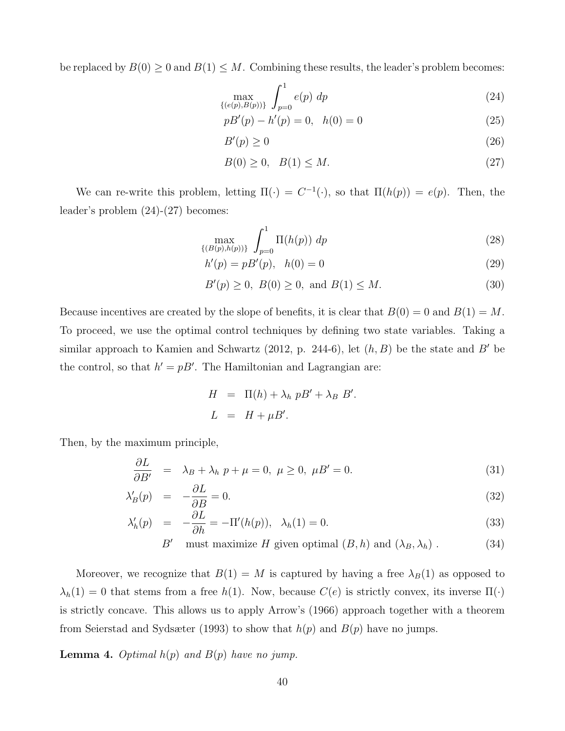be replaced by $B(0) \geq 0$ and $B(1) \leq M$. Combining these results, the leader's problem becomes:

$$\max_{\{(e(p),B(p))\}} \int_{p=0}^{1} e(p)\ dp \tag{24}$$

$$pB'(p) - h'(p) = 0, \quad h(0) = 0 \tag{25}$$

$$B'(p) \geq 0 \tag{26}$$

$$B(0) \geq 0, \quad B(1) \leq M. \tag{27}$$

We can re-write this problem, letting $\Pi(\cdot) = C^{-1}(\cdot)$, so that $\Pi(h(p)) = e(p)$. Then, the leader's problem (24)-(27) becomes:

$$\max_{\{(B(p),h(p))\}} \int_{p=0}^{1} \Pi(h(p))\ dp \tag{28}$$

$$h'(p) = pB'(p), \quad h(0) = 0 \tag{29}$$

$$B'(p) \geq 0,\ B(0) \geq 0, \text{ and } B(1) \leq M. \tag{30}$$

Because incentives are created by the slope of benefits, it is clear that $B(0) = 0$ and $B(1) = M$. To proceed, we use the optimal control techniques by defining two state variables. Taking a similar approach to Kamien and Schwartz (2012, p. 244-6), let $(h, B)$ be the state and $B'$ be the control, so that $h' = pB'$. The Hamiltonian and Lagrangian are:

$$\begin{aligned} H &= \Pi(h) + \lambda_h\ pB' + \lambda_B\ B'. \\ L &= H + \mu B'. \end{aligned}$$

Then, by the maximum principle,

$$\frac{\partial L}{\partial B'} = \lambda_B + \lambda_h\ p + \mu = 0,\ \mu \geq 0,\ \mu B' = 0. \tag{31}$$

$$\lambda_B'(p) = -\frac{\partial L}{\partial B} = 0. \tag{32}$$

$$\lambda_h'(p) = -\frac{\partial L}{\partial h} = -\Pi'(h(p)), \quad \lambda_h(1) = 0. \tag{33}$$

$$B' \quad \text{must maximize } H \text{ given optimal } (B,h) \text{ and } (\lambda_B, \lambda_h)\ . \tag{34}$$

Moreover, we recognize that $B(1) = M$ is captured by having a free $\lambda_B(1)$ as opposed to $\lambda_h(1) = 0$ that stems from a free $h(1)$. Now, because $C(e)$ is strictly convex, its inverse $\Pi(\cdot)$ is strictly concave. This allows us to apply Arrow's (1966) approach together with a theorem from Seierstad and Sydsæter (1993) to show that $h(p)$ and $B(p)$ have no jumps.

**Lemma 4.** *Optimal $h(p)$ and $B(p)$ have no jump.*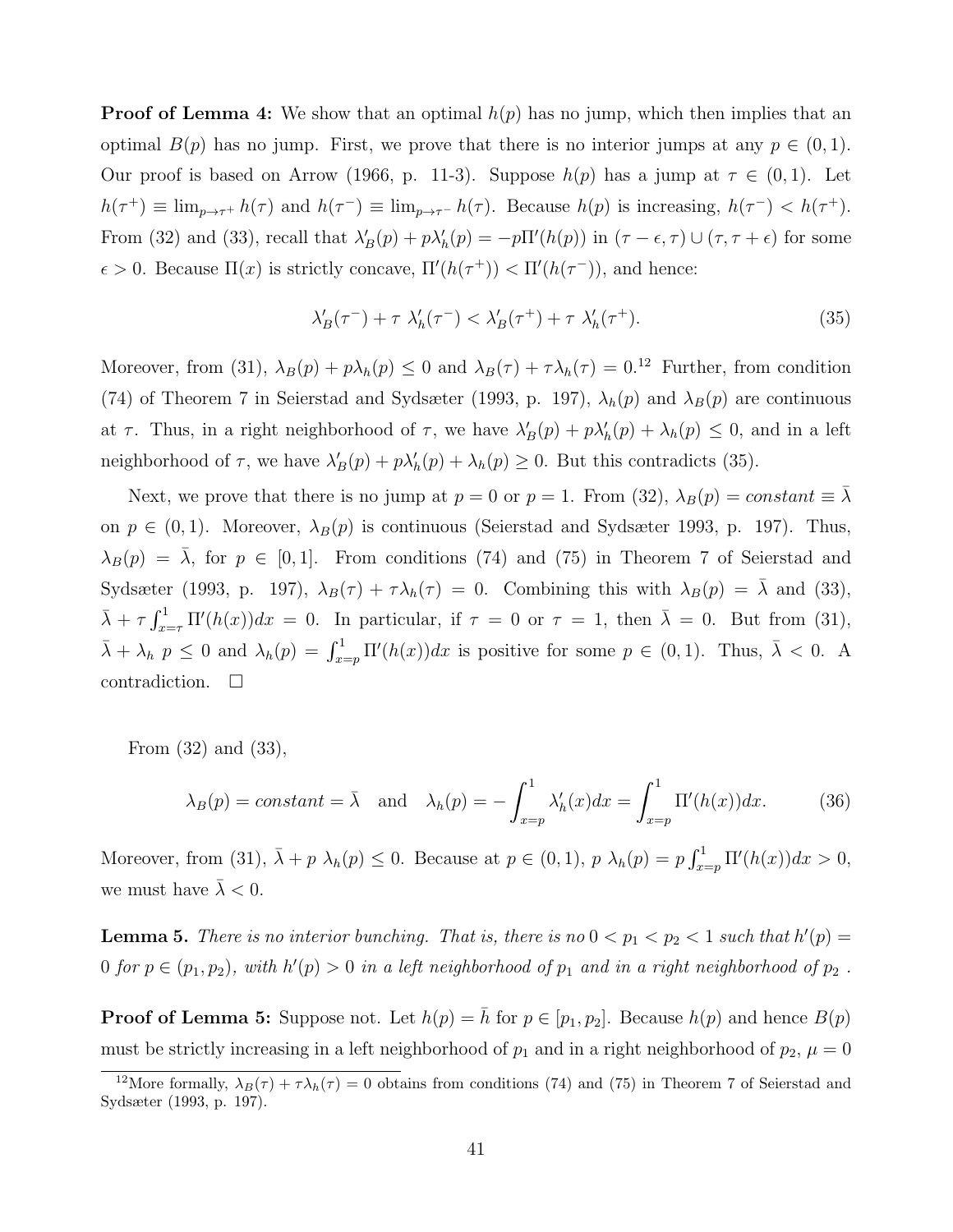**Proof of Lemma 4:** We show that an optimal $h(p)$ has no jump, which then implies that an optimal $B(p)$ has no jump. First, we prove that there is no interior jumps at any $p \in (0,1)$. Our proof is based on Arrow (1966, p. 11-3). Suppose $h(p)$ has a jump at $\tau \in (0,1)$. Let $h(\tau^+) \equiv \lim_{p\to\tau^+} h(\tau)$ and $h(\tau^-) \equiv \lim_{p\to\tau^-} h(\tau)$. Because $h(p)$ is increasing, $h(\tau^-) < h(\tau^+)$. From (32) and (33), recall that $\lambda_B'(p) + p\lambda_h'(p) = -p\Pi'(h(p))$ in $(\tau - \epsilon, \tau) \cup (\tau, \tau + \epsilon)$ for some $\epsilon > 0$. Because $\Pi(x)$ is strictly concave, $\Pi'(h(\tau^+)) < \Pi'(h(\tau^-))$, and hence:

$$\lambda_B'(\tau^-) + \tau\ \lambda_h'(\tau^-) < \lambda_B'(\tau^+) + \tau\ \lambda_h'(\tau^+). \tag{35}$$

Moreover, from (31), $\lambda_B(p) + p\lambda_h(p) \leq 0$ and $\lambda_B(\tau) + \tau\lambda_h(\tau) = 0$.[12] Further, from condition (74) of Theorem 7 in Seierstad and Sydsæter (1993, p. 197), $\lambda_h(p)$ and $\lambda_B(p)$ are continuous at $\tau$. Thus, in a right neighborhood of $\tau$, we have $\lambda_B'(p) + p\lambda_h'(p) + \lambda_h(p) \leq 0$, and in a left neighborhood of $\tau$, we have $\lambda_B'(p) + p\lambda_h'(p) + \lambda_h(p) \geq 0$. But this contradicts (35).

Next, we prove that there is no jump at $p = 0$ or $p = 1$. From (32), $\lambda_B(p) = constant \equiv \bar{\lambda}$ on $p \in (0,1)$. Moreover, $\lambda_B(p)$ is continuous (Seierstad and Sydsæter 1993, p. 197). Thus, $\lambda_B(p) = \bar{\lambda}$, for $p \in [0,1]$. From conditions (74) and (75) in Theorem 7 of Seierstad and Sydsæter (1993, p. 197), $\lambda_B(\tau) + \tau\lambda_h(\tau) = 0$. Combining this with $\lambda_B(p) = \bar{\lambda}$ and (33), $\bar{\lambda} + \tau\int_{x=\tau}^{1}\Pi'(h(x))dx = 0$. In particular, if $\tau = 0$ or $\tau = 1$, then $\bar{\lambda} = 0$. But from (31), $\bar{\lambda} + \lambda_h\ p \leq 0$ and $\lambda_h(p) = \int_{x=p}^{1}\Pi'(h(x))dx$ is positive for some $p \in (0,1)$. Thus, $\bar{\lambda} < 0$. A contradiction. $\square$

From (32) and (33),

$$\lambda_B(p) = constant = \bar{\lambda} \quad \text{and} \quad \lambda_h(p) = -\int_{x=p}^{1}\lambda_h'(x)dx = \int_{x=p}^{1}\Pi'(h(x))dx. \tag{36}$$

Moreover, from (31), $\bar{\lambda} + p\ \lambda_h(p) \leq 0$. Because at $p \in (0,1)$, $p\ \lambda_h(p) = p\int_{x=p}^{1}\Pi'(h(x))dx > 0$, we must have $\bar{\lambda} < 0$.

**Lemma 5.** *There is no interior bunching. That is, there is no $0 < p_1 < p_2 < 1$ such that $h'(p) = 0$ for $p \in (p_1, p_2)$, with $h'(p) > 0$ in a left neighborhood of $p_1$ and in a right neighborhood of $p_2$ .*

**Proof of Lemma 5:** Suppose not. Let $h(p) = \bar{h}$ for $p \in [p_1, p_2]$. Because $h(p)$ and hence $B(p)$ must be strictly increasing in a left neighborhood of $p_1$ and in a right neighborhood of $p_2$, $\mu = 0$

[12] More formally, $\lambda_B(\tau) + \tau\lambda_h(\tau) = 0$ obtains from conditions (74) and (75) in Theorem 7 of Seierstad and Sydsæter (1993, p. 197).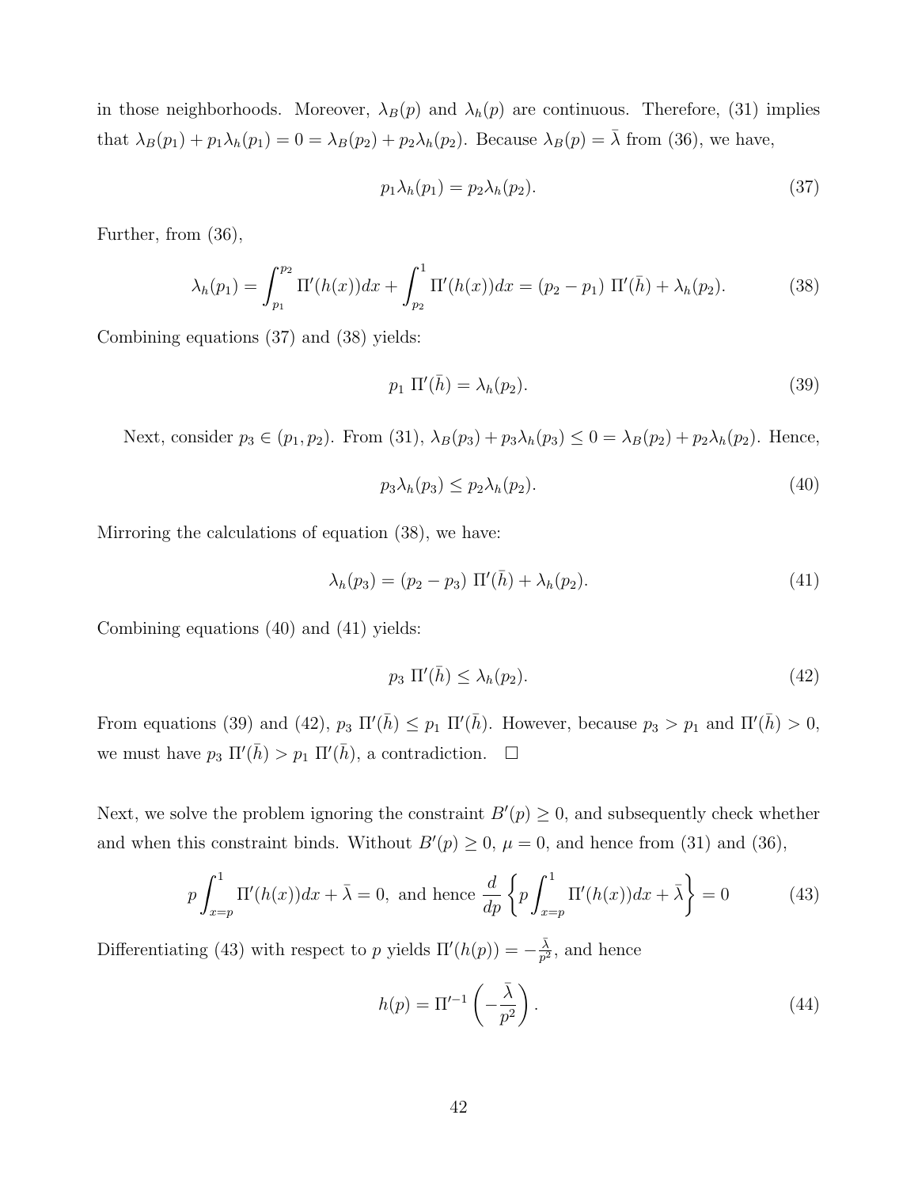in those neighborhoods. Moreover, $\lambda_B(p)$ and $\lambda_h(p)$ are continuous. Therefore, (31) implies that $\lambda_B(p_1) + p_1\lambda_h(p_1) = 0 = \lambda_B(p_2) + p_2\lambda_h(p_2)$. Because $\lambda_B(p) = \bar{\lambda}$ from (36), we have,

$$p_1\lambda_h(p_1) = p_2\lambda_h(p_2). \tag{37}$$

Further, from (36),

$$\lambda_h(p_1) = \int_{p_1}^{p_2} \Pi'(h(x))dx + \int_{p_2}^{1} \Pi'(h(x))dx = (p_2 - p_1)\ \Pi'(\bar{h}) + \lambda_h(p_2). \tag{38}$$

Combining equations (37) and (38) yields:

$$p_1\ \Pi'(\bar{h}) = \lambda_h(p_2). \tag{39}$$

Next, consider $p_3 \in (p_1, p_2)$. From (31), $\lambda_B(p_3) + p_3\lambda_h(p_3) \leq 0 = \lambda_B(p_2) + p_2\lambda_h(p_2)$. Hence,

$$p_3\lambda_h(p_3) \leq p_2\lambda_h(p_2). \tag{40}$$

Mirroring the calculations of equation (38), we have:

$$\lambda_h(p_3) = (p_2 - p_3)\ \Pi'(\bar{h}) + \lambda_h(p_2). \tag{41}$$

Combining equations (40) and (41) yields:

$$p_3\ \Pi'(\bar{h}) \leq \lambda_h(p_2). \tag{42}$$

From equations (39) and (42), $p_3\ \Pi'(\bar{h}) \leq p_1\ \Pi'(\bar{h})$. However, because $p_3 > p_1$ and $\Pi'(\bar{h}) > 0$, we must have $p_3\ \Pi'(\bar{h}) > p_1\ \Pi'(\bar{h})$, a contradiction. $\square$

Next, we solve the problem ignoring the constraint $B'(p) \geq 0$, and subsequently check whether and when this constraint binds. Without $B'(p) \geq 0$, $\mu = 0$, and hence from (31) and (36),

$$p\int_{x=p}^{1} \Pi'(h(x))dx + \bar{\lambda} = 0, \text{ and hence } \frac{d}{dp}\left\{p\int_{x=p}^{1} \Pi'(h(x))dx + \bar{\lambda}\right\} = 0 \tag{43}$$

Differentiating (43) with respect to $p$ yields $\Pi'(h(p)) = -\frac{\bar{\lambda}}{p^2}$, and hence

$$h(p) = \Pi'^{-1}\left(-\frac{\bar{\lambda}}{p^2}\right). \tag{44}$$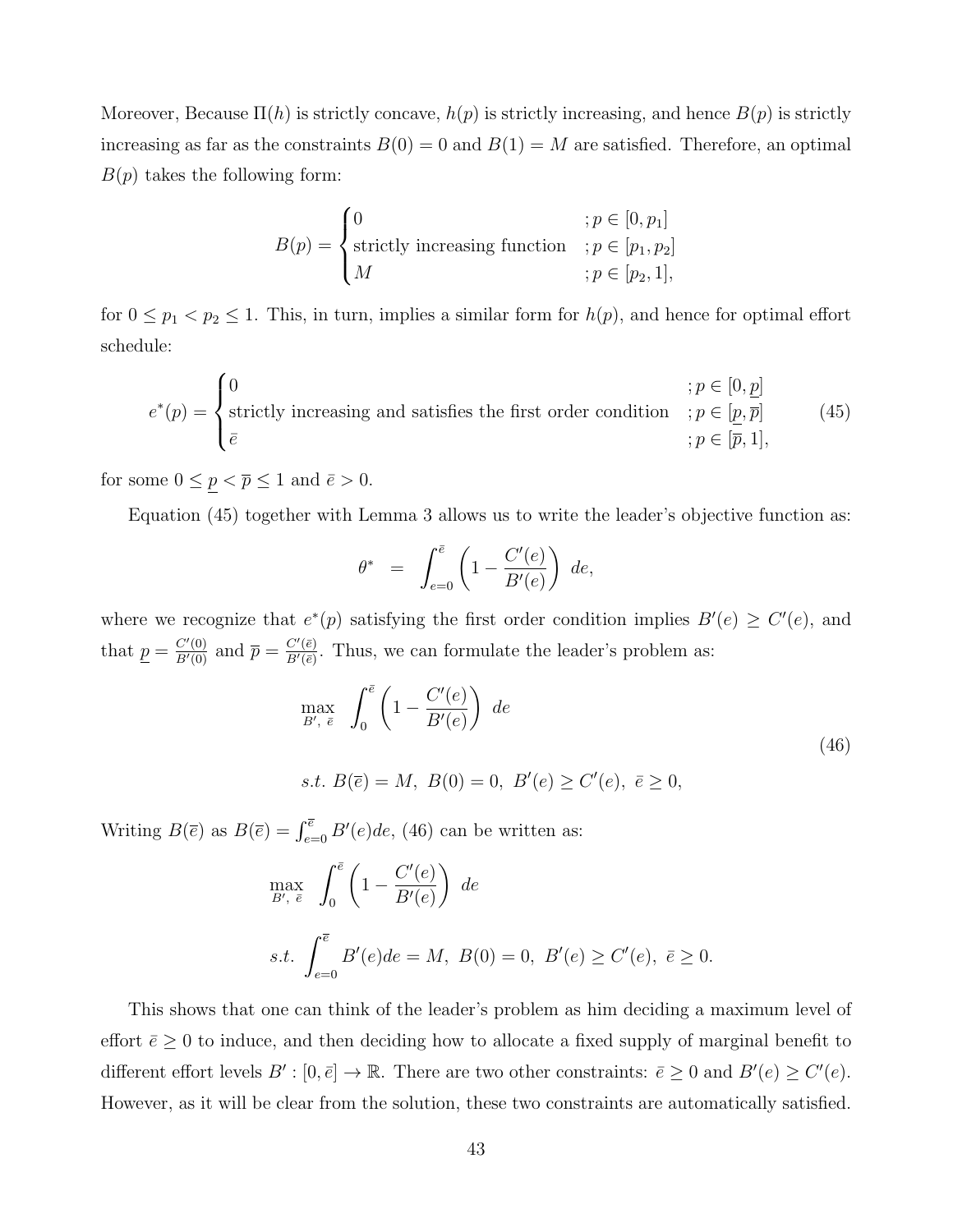Moreover, Because $\Pi(h)$ is strictly concave, $h(p)$ is strictly increasing, and hence $B(p)$ is strictly increasing as far as the constraints $B(0) = 0$ and $B(1) = M$ are satisfied. Therefore, an optimal $B(p)$ takes the following form:

$$B(p) = \begin{cases} 0 & ; p \in [0, p_1] \\ \text{strictly increasing function} & ; p \in [p_1, p_2] \\ M & ; p \in [p_2, 1], \end{cases}$$

for $0 \leq p_1 < p_2 \leq 1$. This, in turn, implies a similar form for $h(p)$, and hence for optimal effort schedule:

$$e^*(p) = \begin{cases} 0 & ; p \in [0, \underline{p}] \\ \text{strictly increasing and satisfies the first order condition} & ; p \in [\underline{p}, \overline{p}] \\ \bar{e} & ; p \in [\overline{p}, 1], \end{cases} \tag{45}$$

for some $0 \leq \underline{p} < \overline{p} \leq 1$ and $\bar{e} > 0$.

Equation (45) together with Lemma 3 allows us to write the leader's objective function as:

$$\theta^* \;\; = \;\; \int_{e=0}^{\bar{e}} \left(1 - \frac{C'(e)}{B'(e)}\right) \, de,$$

where we recognize that $e^*(p)$ satisfying the first order condition implies $B'(e) \geq C'(e)$, and that $\underline{p} = \frac{C'(0)}{B'(0)}$ and $\overline{p} = \frac{C'(\bar{e})}{B'(\bar{e})}$. Thus, we can formulate the leader's problem as:

$$\begin{aligned} &\max_{B',\ \bar{e}} \;\; \int_0^{\bar{e}} \left(1 - \frac{C'(e)}{B'(e)}\right) \, de \\ &s.t. \; B(\bar{e}) = M, \; B(0) = 0, \; B'(e) \geq C'(e), \; \bar{e} \geq 0, \end{aligned} \tag{46}$$

Writing $B(\bar{e})$ as $B(\bar{e}) = \int_{e=0}^{\bar{e}} B'(e)de$, (46) can be written as:

$$\begin{aligned} &\max_{B',\ \bar{e}} \;\; \int_0^{\bar{e}} \left(1 - \frac{C'(e)}{B'(e)}\right) \, de \\ &s.t. \; \int_{e=0}^{\bar{e}} B'(e)de = M, \; B(0) = 0, \; B'(e) \geq C'(e), \; \bar{e} \geq 0. \end{aligned}$$

This shows that one can think of the leader's problem as him deciding a maximum level of effort $\bar{e} \geq 0$ to induce, and then deciding how to allocate a fixed supply of marginal benefit to different effort levels $B' : [0, \bar{e}] \to \mathbb{R}$. There are two other constraints: $\bar{e} \geq 0$ and $B'(e) \geq C'(e)$. However, as it will be clear from the solution, these two constraints are automatically satisfied.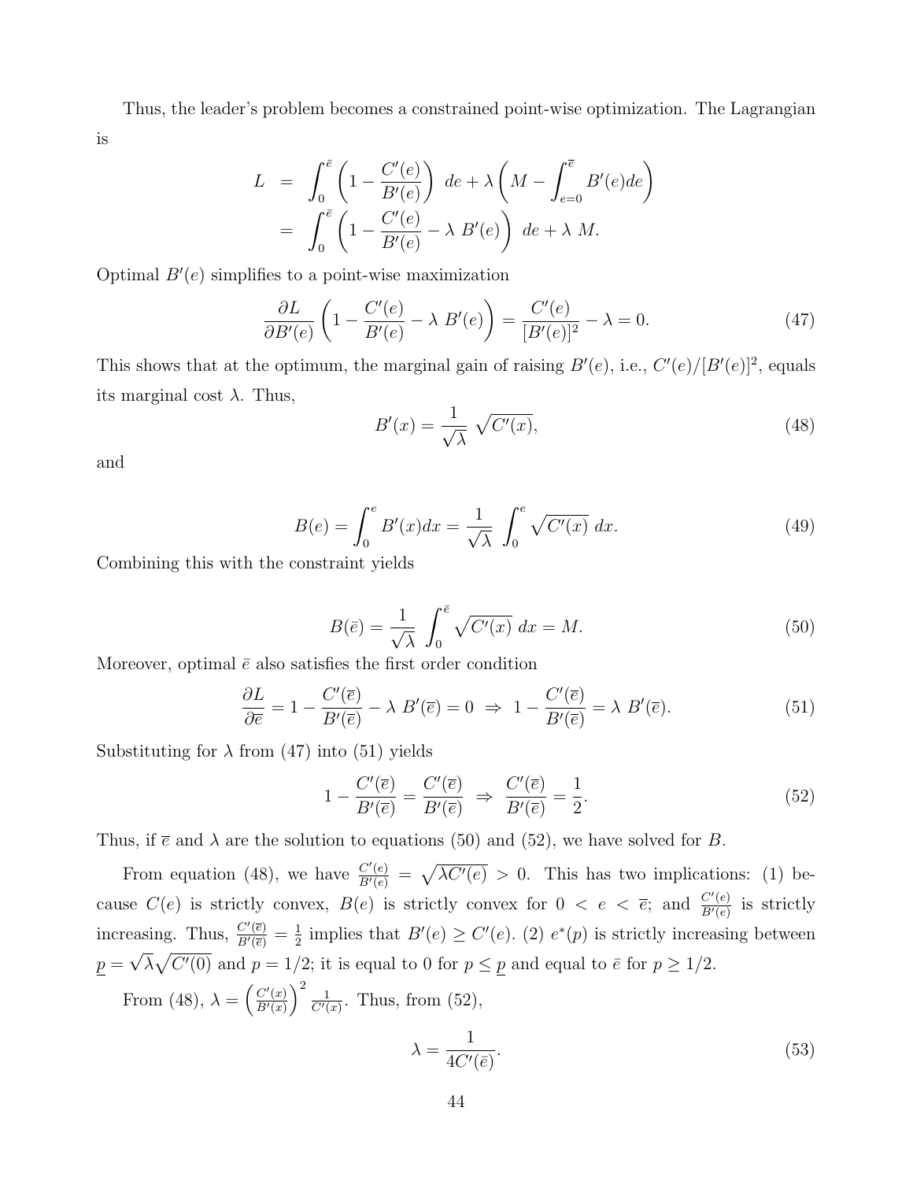Thus, the leader's problem becomes a constrained point-wise optimization. The Lagrangian is

$$
\begin{aligned}
L &= \int_0^{\bar{e}} \left(1 - \frac{C'(e)}{B'(e)}\right) \, de + \lambda \left(M - \int_{e=0}^{\bar{e}} B'(e) de\right) \\
&= \int_0^{\bar{e}} \left(1 - \frac{C'(e)}{B'(e)} - \lambda \, B'(e)\right) \, de + \lambda \, M.
\end{aligned}
$$

Optimal $B'(e)$ simplifies to a point-wise maximization

$$
\frac{\partial L}{\partial B'(e)} \left(1 - \frac{C'(e)}{B'(e)} - \lambda \, B'(e)\right) = \frac{C'(e)}{[B'(e)]^2} - \lambda = 0. \tag{47}
$$

This shows that at the optimum, the marginal gain of raising $B'(e)$, i.e., $C'(e)/[B'(e)]^2$, equals its marginal cost $\lambda$. Thus,

$$
B'(x) = \frac{1}{\sqrt{\lambda}} \, \sqrt{C'(x)}, \tag{48}
$$

and

$$
B(e) = \int_0^e B'(x) dx = \frac{1}{\sqrt{\lambda}} \, \int_0^e \sqrt{C'(x)} \, dx. \tag{49}
$$

Combining this with the constraint yields

$$
B(\bar{e}) = \frac{1}{\sqrt{\lambda}} \, \int_0^{\bar{e}} \sqrt{C'(x)} \, dx = M. \tag{50}
$$

Moreover, optimal $\bar{e}$ also satisfies the first order condition

$$
\frac{\partial L}{\partial \bar{e}} = 1 - \frac{C'(\bar{e})}{B'(\bar{e})} - \lambda \, B'(\bar{e}) = 0 \;\Rightarrow\; 1 - \frac{C'(\bar{e})}{B'(\bar{e})} = \lambda \, B'(\bar{e}). \tag{51}
$$

Substituting for $\lambda$ from (47) into (51) yields

$$
1 - \frac{C'(\bar{e})}{B'(\bar{e})} = \frac{C'(\bar{e})}{B'(\bar{e})} \;\Rightarrow\; \frac{C'(\bar{e})}{B'(\bar{e})} = \frac{1}{2}. \tag{52}
$$

Thus, if $\bar{e}$ and $\lambda$ are the solution to equations (50) and (52), we have solved for $B$.

From equation (48), we have $\frac{C'(e)}{B'(e)} = \sqrt{\lambda C'(e)} > 0$. This has two implications: (1) because $C(e)$ is strictly convex, $B(e)$ is strictly convex for $0 < e < \bar{e}$; and $\frac{C'(e)}{B'(e)}$ is strictly increasing. Thus, $\frac{C'(\bar{e})}{B'(\bar{e})} = \frac{1}{2}$ implies that $B'(e) \geq C'(e)$. (2) $e^*(p)$ is strictly increasing between $\underline{p} = \sqrt{\lambda}\sqrt{C'(0)}$ and $p = 1/2$; it is equal to 0 for $p \leq \underline{p}$ and equal to $\bar{e}$ for $p \geq 1/2$.

From (48), $\lambda = \left(\frac{C'(x)}{B'(x)}\right)^2 \frac{1}{C'(x)}$. Thus, from (52),

$$
\lambda = \frac{1}{4C'(\bar{e})}. \tag{53}
$$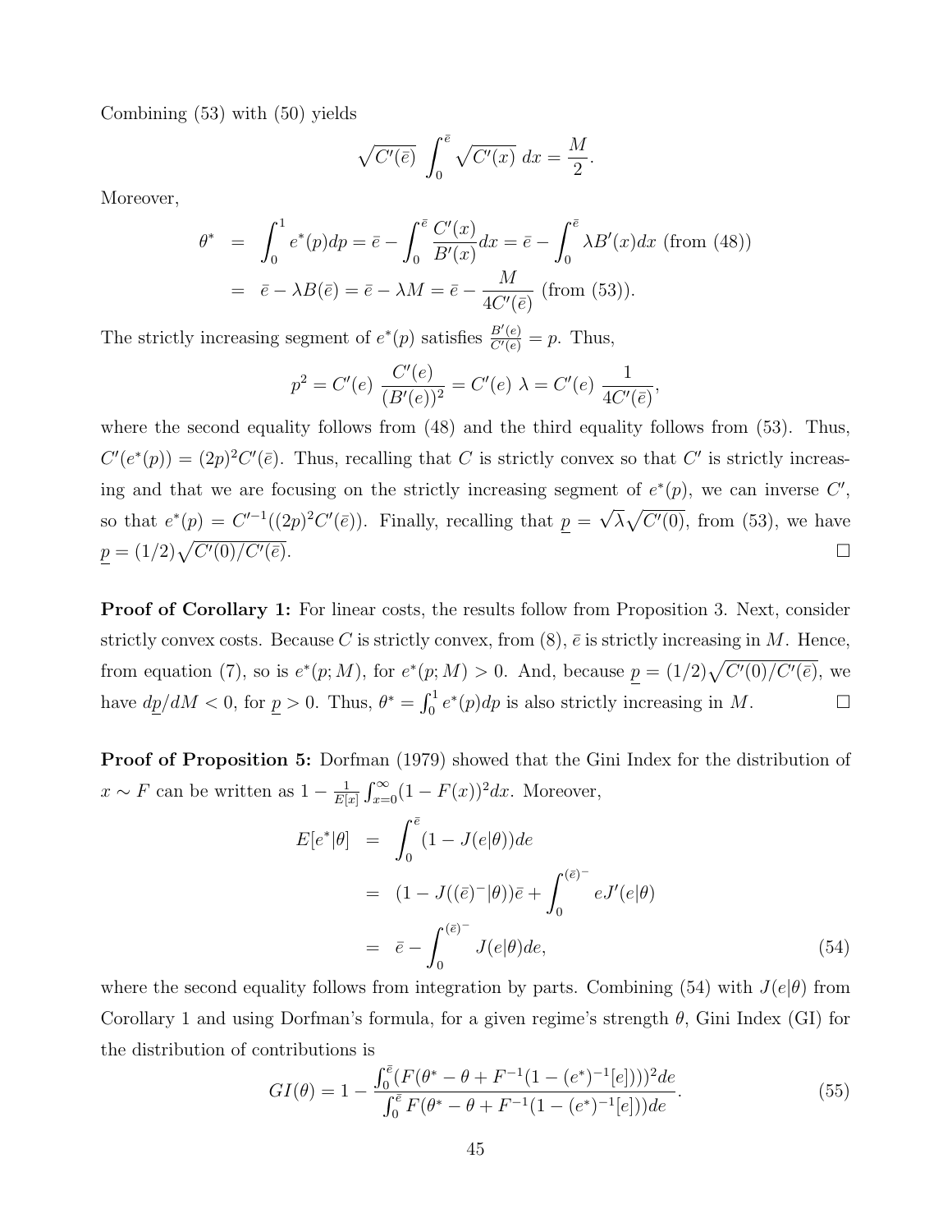Combining (53) with (50) yields

$$\sqrt{C'(\bar{e})}\ \int_0^{\bar{e}} \sqrt{C'(x)}\ dx = \frac{M}{2}.$$

Moreover,

$$\begin{aligned}
\theta^* &= \int_0^1 e^*(p)dp = \bar{e} - \int_0^{\bar{e}} \frac{C'(x)}{B'(x)}dx = \bar{e} - \int_0^{\bar{e}} \lambda B'(x)dx \text{ (from (48))} \\
&= \bar{e} - \lambda B(\bar{e}) = \bar{e} - \lambda M = \bar{e} - \frac{M}{4C'(\bar{e})} \text{ (from (53))}.
\end{aligned}$$

The strictly increasing segment of $e^*(p)$ satisfies $\frac{B'(e)}{C'(e)} = p$. Thus,

$$p^2 = C'(e)\ \frac{C'(e)}{(B'(e))^2} = C'(e)\ \lambda = C'(e)\ \frac{1}{4C'(\bar{e})},$$

where the second equality follows from (48) and the third equality follows from (53). Thus, $C'(e^*(p)) = (2p)^2 C'(\bar{e})$. Thus, recalling that $C$ is strictly convex so that $C'$ is strictly increasing and that we are focusing on the strictly increasing segment of $e^*(p)$, we can inverse $C'$, so that $e^*(p) = C'^{-1}((2p)^2 C'(\bar{e}))$. Finally, recalling that $\underline{p} = \sqrt{\lambda}\sqrt{C'(0)}$, from (53), we have $\underline{p} = (1/2)\sqrt{C'(0)/C'(\bar{e})}$. $\square$

**Proof of Corollary 1:** For linear costs, the results follow from Proposition 3. Next, consider strictly convex costs. Because $C$ is strictly convex, from (8), $\bar{e}$ is strictly increasing in $M$. Hence, from equation (7), so is $e^*(p; M)$, for $e^*(p; M) > 0$. And, because $\underline{p} = (1/2)\sqrt{C'(0)/C'(\bar{e})}$, we have $d\underline{p}/dM < 0$, for $\underline{p} > 0$. Thus, $\theta^* = \int_0^1 e^*(p)dp$ is also strictly increasing in $M$. $\square$

**Proof of Proposition 5:** Dorfman (1979) showed that the Gini Index for the distribution of $x \sim F$ can be written as $1 - \frac{1}{E[x]}\int_{x=0}^{\infty}(1 - F(x))^2 dx$. Moreover,

$$\begin{aligned}
E[e^*|\theta] &= \int_0^{\bar{e}} (1 - J(e|\theta))de \\
&= (1 - J((\bar{e})^-|\theta))\bar{e} + \int_0^{(\bar{e})^-} eJ'(e|\theta) \\
&= \bar{e} - \int_0^{(\bar{e})^-} J(e|\theta)de, \qquad (54)
\end{aligned}$$

where the second equality follows from integration by parts. Combining (54) with $J(e|\theta)$ from Corollary 1 and using Dorfman's formula, for a given regime's strength $\theta$, Gini Index (GI) for the distribution of contributions is

$$GI(\theta) = 1 - \frac{\int_0^{\bar{e}} (F(\theta^* - \theta + F^{-1}(1 - (e^*)^{-1}[e])))^2 de}{\int_0^{\bar{e}} F(\theta^* - \theta + F^{-1}(1 - (e^*)^{-1}[e]))de}. \qquad (55)$$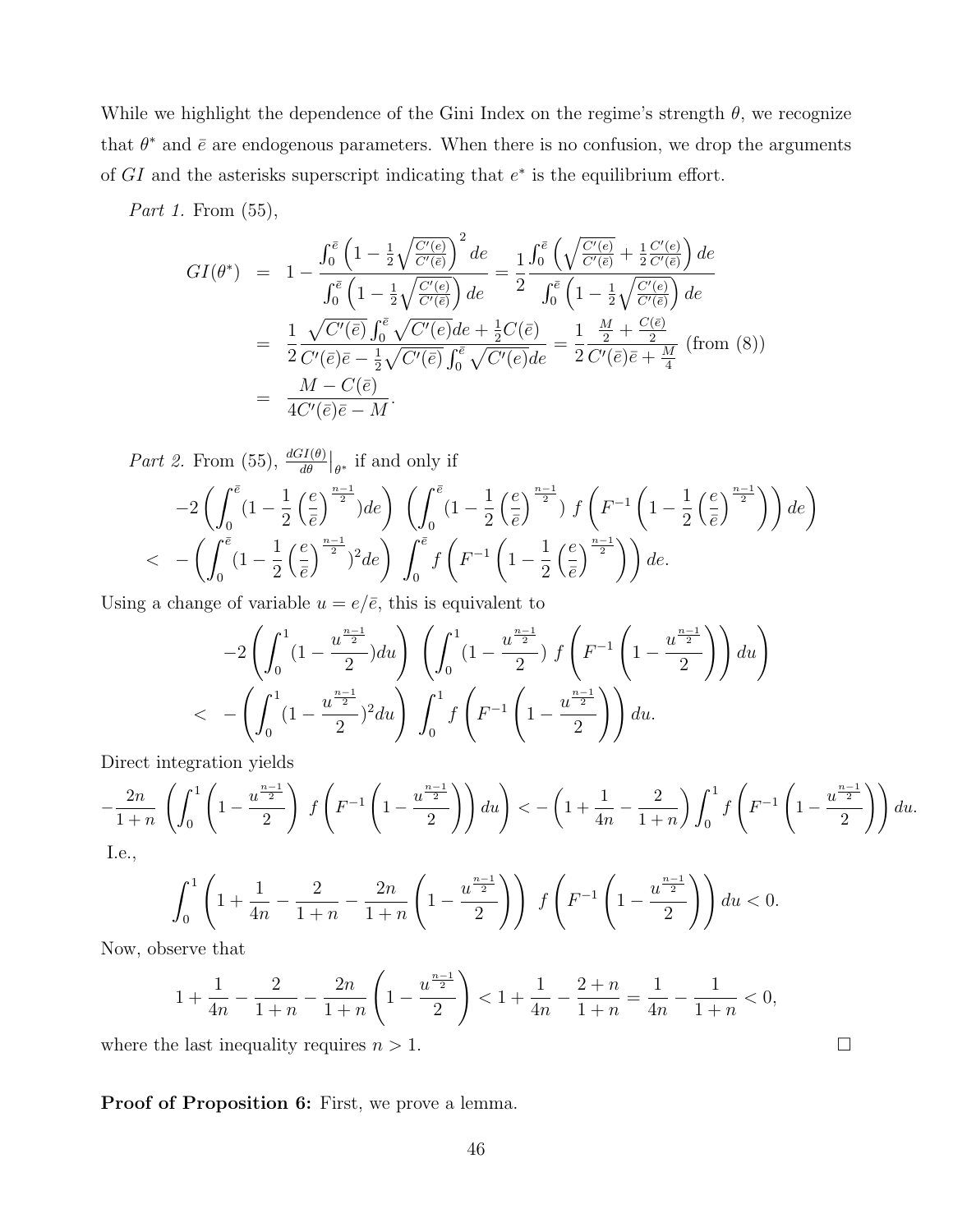While we highlight the dependence of the Gini Index on the regime's strength $\theta$, we recognize that $\theta^*$ and $\bar{e}$ are endogenous parameters. When there is no confusion, we drop the arguments of $GI$ and the asterisks superscript indicating that $e^*$ is the equilibrium effort.

*Part 1.* From (55),

$$
\begin{aligned}
GI(\theta^*) &= 1 - \frac{\int_0^{\bar{e}} \left(1 - \frac{1}{2}\sqrt{\frac{C'(e)}{C'(\bar{e})}}\right)^2 de}{\int_0^{\bar{e}} \left(1 - \frac{1}{2}\sqrt{\frac{C'(e)}{C'(\bar{e})}}\right) de} = \frac{1}{2}\frac{\int_0^{\bar{e}} \left(\sqrt{\frac{C'(e)}{C'(\bar{e})}} + \frac{1}{2}\frac{C'(e)}{C'(\bar{e})}\right) de}{\int_0^{\bar{e}} \left(1 - \frac{1}{2}\sqrt{\frac{C'(e)}{C'(\bar{e})}}\right) de} \\
&= \frac{1}{2}\frac{\sqrt{C'(\bar{e})}\int_0^{\bar{e}}\sqrt{C'(e)}de + \frac{1}{2}C(\bar{e})}{C'(\bar{e})\bar{e} - \frac{1}{2}\sqrt{C'(\bar{e})}\int_0^{\bar{e}}\sqrt{C'(e)}de} = \frac{1}{2}\frac{\frac{M}{2} + \frac{C(\bar{e})}{2}}{C'(\bar{e})\bar{e} + \frac{M}{4}} \text{ (from (8))} \\
&= \frac{M - C(\bar{e})}{4C'(\bar{e})\bar{e} - M}.
\end{aligned}
$$

*Part 2.* From (55), $\frac{dGI(\theta)}{d\theta}\big|_{\theta^*}$ if and only if

$$
\begin{aligned}
&-2\left(\int_0^{\bar{e}}(1 - \frac{1}{2}\left(\frac{e}{\bar{e}}\right)^{\frac{n-1}{2}})de\right)\left(\int_0^{\bar{e}}(1 - \frac{1}{2}\left(\frac{e}{\bar{e}}\right)^{\frac{n-1}{2}})\, f\left(F^{-1}\left(1 - \frac{1}{2}\left(\frac{e}{\bar{e}}\right)^{\frac{n-1}{2}}\right)\right)de\right) \\
<\; &-\left(\int_0^{\bar{e}}(1 - \frac{1}{2}\left(\frac{e}{\bar{e}}\right)^{\frac{n-1}{2}})^2 de\right)\int_0^{\bar{e}} f\left(F^{-1}\left(1 - \frac{1}{2}\left(\frac{e}{\bar{e}}\right)^{\frac{n-1}{2}}\right)\right)de.
\end{aligned}
$$

Using a change of variable $u = e/\bar{e}$, this is equivalent to

$$
\begin{aligned}
&-2\left(\int_0^1(1 - \frac{u^{\frac{n-1}{2}}}{2})du\right)\left(\int_0^1(1 - \frac{u^{\frac{n-1}{2}}}{2})\, f\left(F^{-1}\left(1 - \frac{u^{\frac{n-1}{2}}}{2}\right)\right)du\right) \\
<\; &-\left(\int_0^1(1 - \frac{u^{\frac{n-1}{2}}}{2})^2 du\right)\int_0^1 f\left(F^{-1}\left(1 - \frac{u^{\frac{n-1}{2}}}{2}\right)\right)du.
\end{aligned}
$$

Direct integration yields

$$
-\frac{2n}{1+n}\left(\int_0^1\left(1 - \frac{u^{\frac{n-1}{2}}}{2}\right)\, f\left(F^{-1}\left(1 - \frac{u^{\frac{n-1}{2}}}{2}\right)\right)du\right) < -\left(1 + \frac{1}{4n} - \frac{2}{1+n}\right)\int_0^1 f\left(F^{-1}\left(1 - \frac{u^{\frac{n-1}{2}}}{2}\right)\right)du.
$$

I.e.,

$$
\int_0^1\left(1 + \frac{1}{4n} - \frac{2}{1+n} - \frac{2n}{1+n}\left(1 - \frac{u^{\frac{n-1}{2}}}{2}\right)\right)\, f\left(F^{-1}\left(1 - \frac{u^{\frac{n-1}{2}}}{2}\right)\right)du < 0.
$$

Now, observe that

$$
1 + \frac{1}{4n} - \frac{2}{1+n} - \frac{2n}{1+n}\left(1 - \frac{u^{\frac{n-1}{2}}}{2}\right) < 1 + \frac{1}{4n} - \frac{2+n}{1+n} = \frac{1}{4n} - \frac{1}{1+n} < 0,
$$

where the last inequality requires $n > 1$. $\square$

**Proof of Proposition 6:** First, we prove a lemma.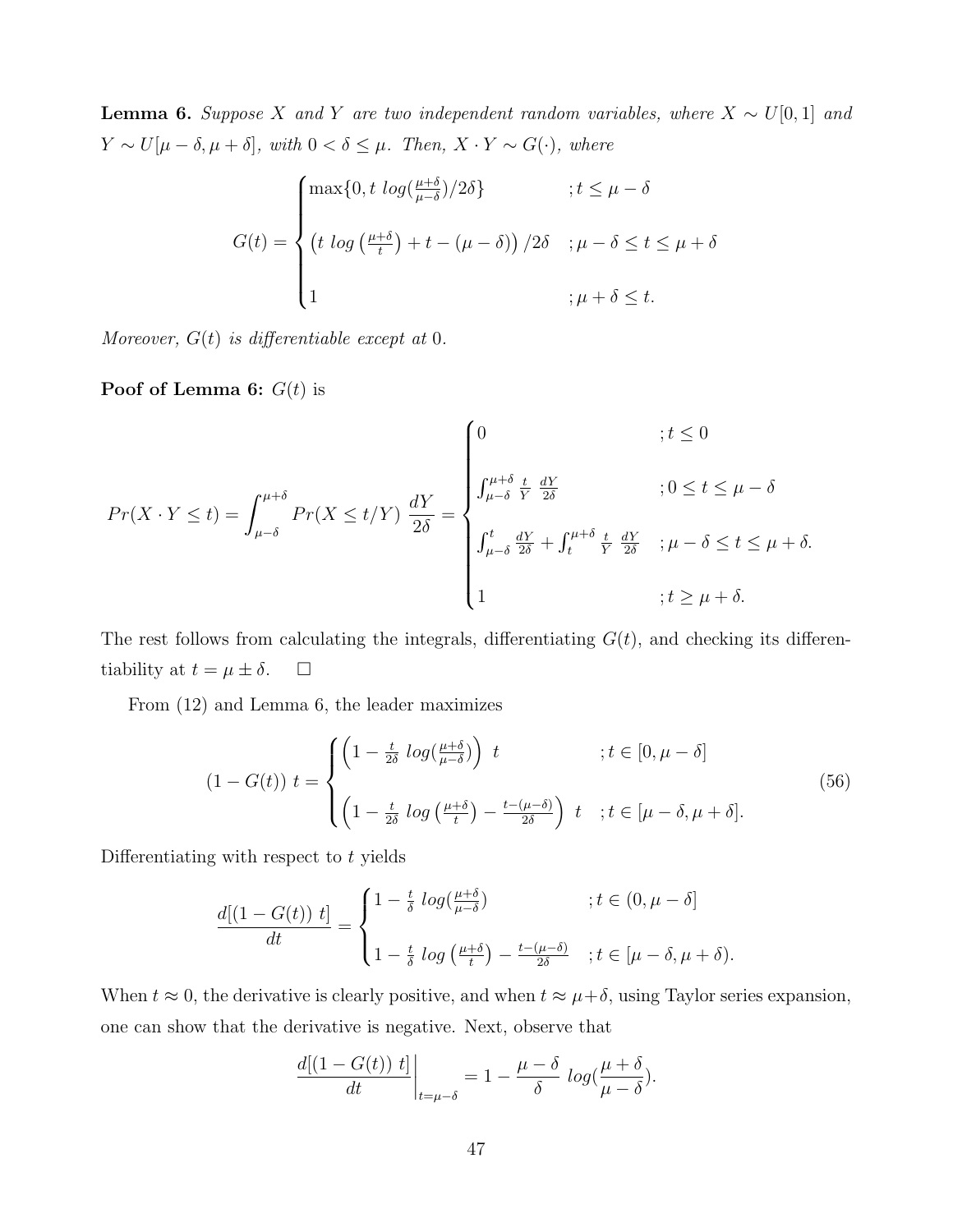**Lemma 6.** *Suppose $X$ and $Y$ are two independent random variables, where $X \sim U[0,1]$ and $Y \sim U[\mu - \delta, \mu + \delta]$, with $0 < \delta \leq \mu$. Then, $X \cdot Y \sim G(\cdot)$, where*

$$G(t) = \begin{cases} \max\{0, t \; log(\frac{\mu+\delta}{\mu-\delta})/2\delta\} & ; t \leq \mu - \delta \\ \left(t \; log\left(\frac{\mu+\delta}{t}\right) + t - (\mu - \delta)\right)/2\delta & ; \mu - \delta \leq t \leq \mu + \delta \\ 1 & ; \mu + \delta \leq t. \end{cases}$$

*Moreover, $G(t)$ is differentiable except at 0.*

**Poof of Lemma 6:** $G(t)$ is

$$Pr(X \cdot Y \leq t) = \int_{\mu-\delta}^{\mu+\delta} Pr(X \leq t/Y) \; \frac{dY}{2\delta} = \begin{cases} 0 & ; t \leq 0 \\ \int_{\mu-\delta}^{\mu+\delta} \frac{t}{Y} \; \frac{dY}{2\delta} & ; 0 \leq t \leq \mu - \delta \\ \int_{\mu-\delta}^{t} \frac{dY}{2\delta} + \int_{t}^{\mu+\delta} \frac{t}{Y} \; \frac{dY}{2\delta} & ; \mu - \delta \leq t \leq \mu + \delta. \\ 1 & ; t \geq \mu + \delta. \end{cases}$$

The rest follows from calculating the integrals, differentiating $G(t)$, and checking its differentiability at $t = \mu \pm \delta$. $\square$

From (12) and Lemma 6, the leader maximizes

$$(1 - G(t)) \; t = \begin{cases} \left(1 - \frac{t}{2\delta} \; log(\frac{\mu+\delta}{\mu-\delta})\right) \; t & ; t \in [0, \mu - \delta] \\ \left(1 - \frac{t}{2\delta} \; log\left(\frac{\mu+\delta}{t}\right) - \frac{t-(\mu-\delta)}{2\delta}\right) \; t & ; t \in [\mu - \delta, \mu + \delta]. \end{cases} \tag{56}$$

Differentiating with respect to $t$ yields

$$\frac{d[(1 - G(t)) \; t]}{dt} = \begin{cases} 1 - \frac{t}{\delta} \; log(\frac{\mu+\delta}{\mu-\delta}) & ; t \in (0, \mu - \delta] \\ 1 - \frac{t}{\delta} \; log\left(\frac{\mu+\delta}{t}\right) - \frac{t-(\mu-\delta)}{2\delta} & ; t \in [\mu - \delta, \mu + \delta). \end{cases}$$

When $t \approx 0$, the derivative is clearly positive, and when $t \approx \mu + \delta$, using Taylor series expansion, one can show that the derivative is negative. Next, observe that

$$\left.\frac{d[(1 - G(t)) \; t]}{dt}\right|_{t=\mu-\delta} = 1 - \frac{\mu - \delta}{\delta} \; log(\frac{\mu + \delta}{\mu - \delta}).$$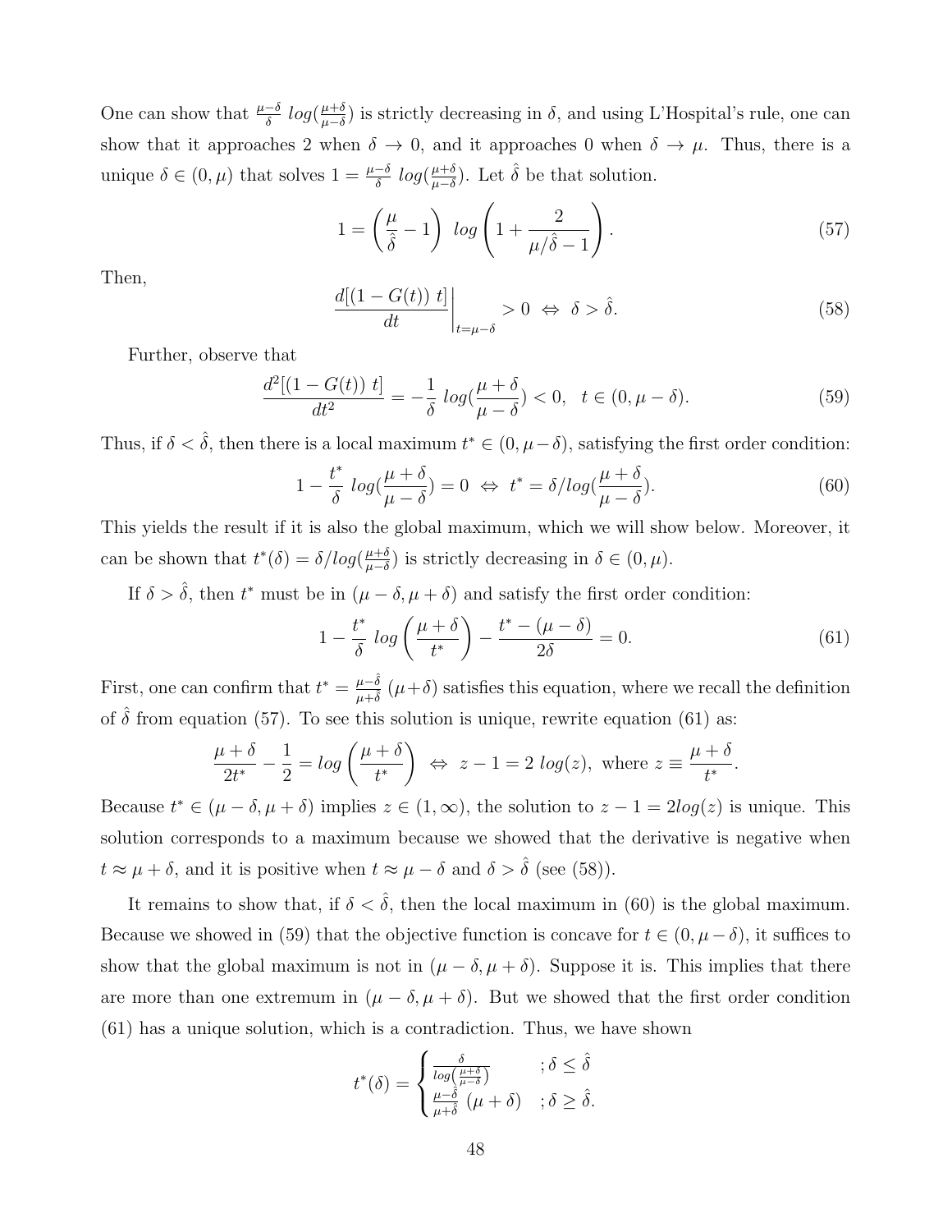One can show that $\frac{\mu-\delta}{\delta}\ log(\frac{\mu+\delta}{\mu-\delta})$ is strictly decreasing in $\delta$, and using L'Hospital's rule, one can show that it approaches 2 when $\delta \to 0$, and it approaches 0 when $\delta \to \mu$. Thus, there is a unique $\delta \in (0, \mu)$ that solves $1 = \frac{\mu-\delta}{\delta}\ log(\frac{\mu+\delta}{\mu-\delta})$. Let $\hat{\delta}$ be that solution.

$$1 = \left(\frac{\mu}{\hat{\delta}} - 1\right)\ log\left(1 + \frac{2}{\mu/\hat{\delta} - 1}\right). \tag{57}$$

Then,

$$\left.\frac{d[(1-G(t))\ t]}{dt}\right|_{t=\mu-\delta} > 0 \iff \delta > \hat{\delta}. \tag{58}$$

Further, observe that

$$\frac{d^2[(1-G(t))\ t]}{dt^2} = -\frac{1}{\delta}\ log(\frac{\mu+\delta}{\mu-\delta}) < 0, \quad t \in (0, \mu-\delta). \tag{59}$$

Thus, if $\delta < \hat{\delta}$, then there is a local maximum $t^* \in (0, \mu - \delta)$, satisfying the first order condition:

$$1 - \frac{t^*}{\delta}\ log(\frac{\mu+\delta}{\mu-\delta}) = 0 \iff t^* = \delta / log(\frac{\mu+\delta}{\mu-\delta}). \tag{60}$$

This yields the result if it is also the global maximum, which we will show below. Moreover, it can be shown that $t^*(\delta) = \delta / log(\frac{\mu+\delta}{\mu-\delta})$ is strictly decreasing in $\delta \in (0, \mu)$.

If $\delta > \hat{\delta}$, then $t^*$ must be in $(\mu - \delta, \mu + \delta)$ and satisfy the first order condition:

$$1 - \frac{t^*}{\delta}\ log\left(\frac{\mu+\delta}{t^*}\right) - \frac{t^* - (\mu-\delta)}{2\delta} = 0. \tag{61}$$

First, one can confirm that $t^* = \frac{\mu-\hat{\delta}}{\mu+\hat{\delta}}\ (\mu+\delta)$ satisfies this equation, where we recall the definition of $\hat{\delta}$ from equation (57). To see this solution is unique, rewrite equation (61) as:

$$\frac{\mu+\delta}{2t^*} - \frac{1}{2} = log\left(\frac{\mu+\delta}{t^*}\right) \iff z - 1 = 2\ log(z),\ \text{where } z \equiv \frac{\mu+\delta}{t^*}.$$

Because $t^* \in (\mu - \delta, \mu + \delta)$ implies $z \in (1, \infty)$, the solution to $z - 1 = 2log(z)$ is unique. This solution corresponds to a maximum because we showed that the derivative is negative when $t \approx \mu + \delta$, and it is positive when $t \approx \mu - \delta$ and $\delta > \hat{\delta}$ (see (58)).

It remains to show that, if $\delta < \hat{\delta}$, then the local maximum in (60) is the global maximum. Because we showed in (59) that the objective function is concave for $t \in (0, \mu - \delta)$, it suffices to show that the global maximum is not in $(\mu - \delta, \mu + \delta)$. Suppose it is. This implies that there are more than one extremum in $(\mu - \delta, \mu + \delta)$. But we showed that the first order condition (61) has a unique solution, which is a contradiction. Thus, we have shown

$$t^*(\delta) = \begin{cases} \frac{\delta}{log\left(\frac{\mu+\delta}{\mu-\delta}\right)} & ; \delta \leq \hat{\delta} \\ \frac{\mu-\hat{\delta}}{\mu+\hat{\delta}}\ (\mu+\delta) & ; \delta \geq \hat{\delta}. \end{cases}$$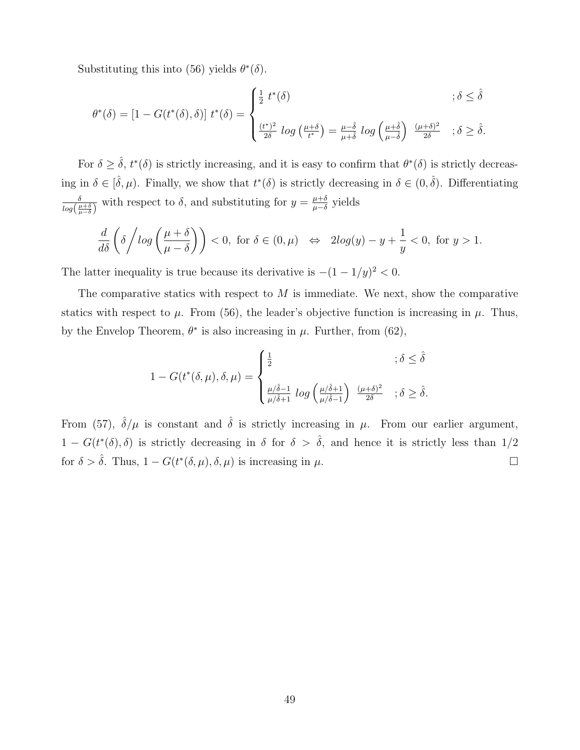Substituting this into (56) yields $\theta^*(\delta)$.

$$\theta^*(\delta) = [1 - G(t^*(\delta), \delta)]\; t^*(\delta) = \begin{cases} \frac{1}{2}\; t^*(\delta) & ; \delta \leq \hat{\delta} \\ \\ \frac{(t^*)^2}{2\delta}\; log\left(\frac{\mu+\delta}{t^*}\right) = \frac{\mu-\hat{\delta}}{\mu+\hat{\delta}}\; log\left(\frac{\mu+\hat{\delta}}{\mu-\hat{\delta}}\right)\;\; \frac{(\mu+\delta)^2}{2\delta} & ; \delta \geq \hat{\delta}. \end{cases}$$

For $\delta \geq \hat{\delta}$, $t^*(\delta)$ is strictly increasing, and it is easy to confirm that $\theta^*(\delta)$ is strictly decreasing in $\delta \in [\hat{\delta}, \mu)$. Finally, we show that $t^*(\delta)$ is strictly decreasing in $\delta \in (0, \hat{\delta})$. Differentiating $\frac{\delta}{log\left(\frac{\mu+\delta}{\mu-\delta}\right)}$ with respect to $\delta$, and substituting for $y = \frac{\mu+\delta}{\mu-\delta}$ yields

$$\frac{d}{d\delta}\left(\delta \Big/ log\left(\frac{\mu+\delta}{\mu-\delta}\right)\right) < 0, \text{ for } \delta \in (0, \mu) \quad \Leftrightarrow \quad 2log(y) - y + \frac{1}{y} < 0, \text{ for } y > 1.$$

The latter inequality is true because its derivative is $-(1 - 1/y)^2 < 0$.

The comparative statics with respect to $M$ is immediate. We next, show the comparative statics with respect to $\mu$. From (56), the leader's objective function is increasing in $\mu$. Thus, by the Envelop Theorem, $\theta^*$ is also increasing in $\mu$. Further, from (62),

$$1 - G(t^*(\delta, \mu), \delta, \mu) = \begin{cases} \frac{1}{2} & ; \delta \leq \hat{\delta} \\ \\ \frac{\mu/\hat{\delta}-1}{\mu/\hat{\delta}+1}\; log\left(\frac{\mu/\hat{\delta}+1}{\mu/\hat{\delta}-1}\right)\;\; \frac{(\mu+\delta)^2}{2\delta} & ; \delta \geq \hat{\delta}. \end{cases}$$

From (57), $\hat{\delta}/\mu$ is constant and $\hat{\delta}$ is strictly increasing in $\mu$. From our earlier argument, $1 - G(t^*(\delta), \delta)$ is strictly decreasing in $\delta$ for $\delta > \hat{\delta}$, and hence it is strictly less than $1/2$ for $\delta > \hat{\delta}$. Thus, $1 - G(t^*(\delta, \mu), \delta, \mu)$ is increasing in $\mu$. $\square$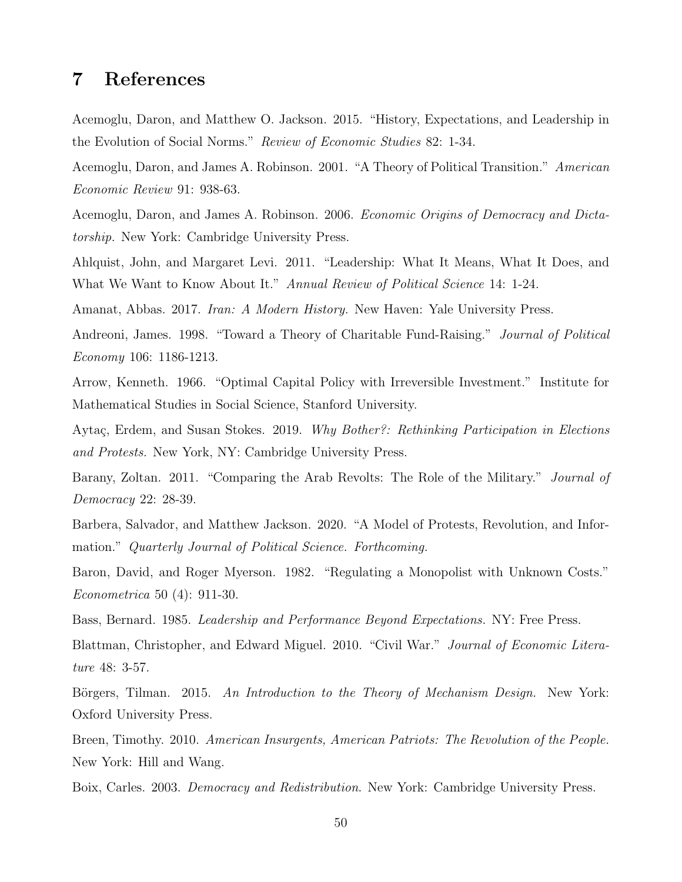# 7 References

Acemoglu, Daron, and Matthew O. Jackson. 2015. "History, Expectations, and Leadership in the Evolution of Social Norms." *Review of Economic Studies* 82: 1-34.

Acemoglu, Daron, and James A. Robinson. 2001. "A Theory of Political Transition." *American Economic Review* 91: 938-63.

Acemoglu, Daron, and James A. Robinson. 2006. *Economic Origins of Democracy and Dictatorship.* New York: Cambridge University Press.

Ahlquist, John, and Margaret Levi. 2011. "Leadership: What It Means, What It Does, and What We Want to Know About It." *Annual Review of Political Science* 14: 1-24.

Amanat, Abbas. 2017. *Iran: A Modern History.* New Haven: Yale University Press.

Andreoni, James. 1998. "Toward a Theory of Charitable Fund-Raising." *Journal of Political Economy* 106: 1186-1213.

Arrow, Kenneth. 1966. "Optimal Capital Policy with Irreversible Investment." Institute for Mathematical Studies in Social Science, Stanford University.

Aytaç, Erdem, and Susan Stokes. 2019. *Why Bother?: Rethinking Participation in Elections and Protests.* New York, NY: Cambridge University Press.

Barany, Zoltan. 2011. "Comparing the Arab Revolts: The Role of the Military." *Journal of Democracy* 22: 28-39.

Barbera, Salvador, and Matthew Jackson. 2020. "A Model of Protests, Revolution, and Information." *Quarterly Journal of Political Science. Forthcoming.*

Baron, David, and Roger Myerson. 1982. "Regulating a Monopolist with Unknown Costs." *Econometrica* 50 (4): 911-30.

Bass, Bernard. 1985. *Leadership and Performance Beyond Expectations.* NY: Free Press.

Blattman, Christopher, and Edward Miguel. 2010. "Civil War." *Journal of Economic Literature* 48: 3-57.

Börgers, Tilman. 2015. *An Introduction to the Theory of Mechanism Design.* New York: Oxford University Press.

Breen, Timothy. 2010. *American Insurgents, American Patriots: The Revolution of the People.* New York: Hill and Wang.

Boix, Carles. 2003. *Democracy and Redistribution.* New York: Cambridge University Press.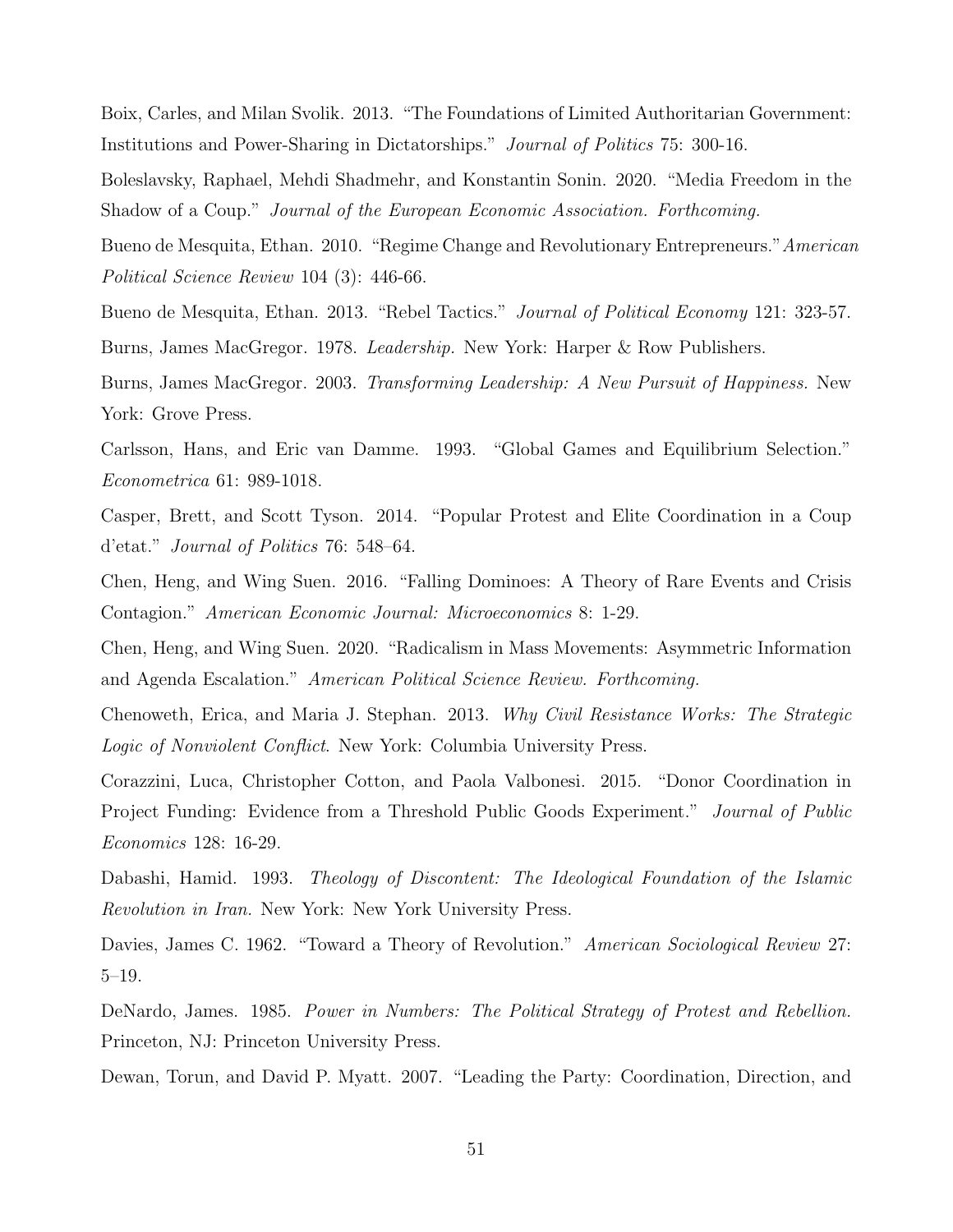Boix, Carles, and Milan Svolik. 2013. "The Foundations of Limited Authoritarian Government: Institutions and Power-Sharing in Dictatorships." *Journal of Politics* 75: 300-16.

Boleslavsky, Raphael, Mehdi Shadmehr, and Konstantin Sonin. 2020. "Media Freedom in the Shadow of a Coup." *Journal of the European Economic Association. Forthcoming.*

Bueno de Mesquita, Ethan. 2010. "Regime Change and Revolutionary Entrepreneurs." *American Political Science Review* 104 (3): 446-66.

Bueno de Mesquita, Ethan. 2013. "Rebel Tactics." *Journal of Political Economy* 121: 323-57.

Burns, James MacGregor. 1978. *Leadership.* New York: Harper & Row Publishers.

Burns, James MacGregor. 2003. *Transforming Leadership: A New Pursuit of Happiness.* New York: Grove Press.

Carlsson, Hans, and Eric van Damme. 1993. "Global Games and Equilibrium Selection." *Econometrica* 61: 989-1018.

Casper, Brett, and Scott Tyson. 2014. "Popular Protest and Elite Coordination in a Coup d'etat." *Journal of Politics* 76: 548–64.

Chen, Heng, and Wing Suen. 2016. "Falling Dominoes: A Theory of Rare Events and Crisis Contagion." *American Economic Journal: Microeconomics* 8: 1-29.

Chen, Heng, and Wing Suen. 2020. "Radicalism in Mass Movements: Asymmetric Information and Agenda Escalation." *American Political Science Review. Forthcoming.*

Chenoweth, Erica, and Maria J. Stephan. 2013. *Why Civil Resistance Works: The Strategic Logic of Nonviolent Conflict*. New York: Columbia University Press.

Corazzini, Luca, Christopher Cotton, and Paola Valbonesi. 2015. "Donor Coordination in Project Funding: Evidence from a Threshold Public Goods Experiment." *Journal of Public Economics* 128: 16-29.

Dabashi, Hamid. 1993. *Theology of Discontent: The Ideological Foundation of the Islamic Revolution in Iran.* New York: New York University Press.

Davies, James C. 1962. "Toward a Theory of Revolution." *American Sociological Review* 27: 5–19.

DeNardo, James. 1985. *Power in Numbers: The Political Strategy of Protest and Rebellion.* Princeton, NJ: Princeton University Press.

Dewan, Torun, and David P. Myatt. 2007. "Leading the Party: Coordination, Direction, and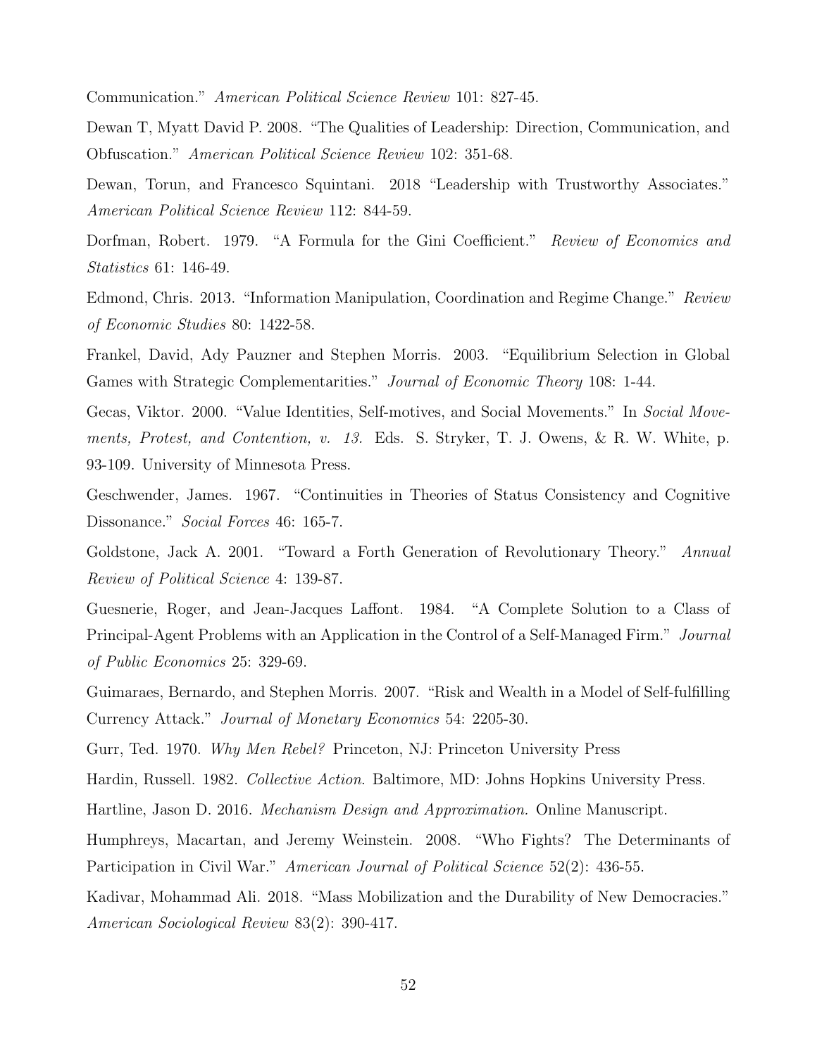Communication." *American Political Science Review* 101: 827-45.

Dewan T, Myatt David P. 2008. "The Qualities of Leadership: Direction, Communication, and Obfuscation." *American Political Science Review* 102: 351-68.

Dewan, Torun, and Francesco Squintani. 2018 "Leadership with Trustworthy Associates." *American Political Science Review* 112: 844-59.

Dorfman, Robert. 1979. "A Formula for the Gini Coefficient." *Review of Economics and Statistics* 61: 146-49.

Edmond, Chris. 2013. "Information Manipulation, Coordination and Regime Change." *Review of Economic Studies* 80: 1422-58.

Frankel, David, Ady Pauzner and Stephen Morris. 2003. "Equilibrium Selection in Global Games with Strategic Complementarities." *Journal of Economic Theory* 108: 1-44.

Gecas, Viktor. 2000. "Value Identities, Self-motives, and Social Movements." In *Social Movements, Protest, and Contention, v. 13.* Eds. S. Stryker, T. J. Owens, & R. W. White, p. 93-109. University of Minnesota Press.

Geschwender, James. 1967. "Continuities in Theories of Status Consistency and Cognitive Dissonance." *Social Forces* 46: 165-7.

Goldstone, Jack A. 2001. "Toward a Forth Generation of Revolutionary Theory." *Annual Review of Political Science* 4: 139-87.

Guesnerie, Roger, and Jean-Jacques Laffont. 1984. "A Complete Solution to a Class of Principal-Agent Problems with an Application in the Control of a Self-Managed Firm." *Journal of Public Economics* 25: 329-69.

Guimaraes, Bernardo, and Stephen Morris. 2007. "Risk and Wealth in a Model of Self-fulfilling Currency Attack." *Journal of Monetary Economics* 54: 2205-30.

Gurr, Ted. 1970. *Why Men Rebel?* Princeton, NJ: Princeton University Press

Hardin, Russell. 1982. *Collective Action*. Baltimore, MD: Johns Hopkins University Press.

Hartline, Jason D. 2016. *Mechanism Design and Approximation*. Online Manuscript.

Humphreys, Macartan, and Jeremy Weinstein. 2008. "Who Fights? The Determinants of Participation in Civil War." *American Journal of Political Science* 52(2): 436-55.

Kadivar, Mohammad Ali. 2018. "Mass Mobilization and the Durability of New Democracies." *American Sociological Review* 83(2): 390-417.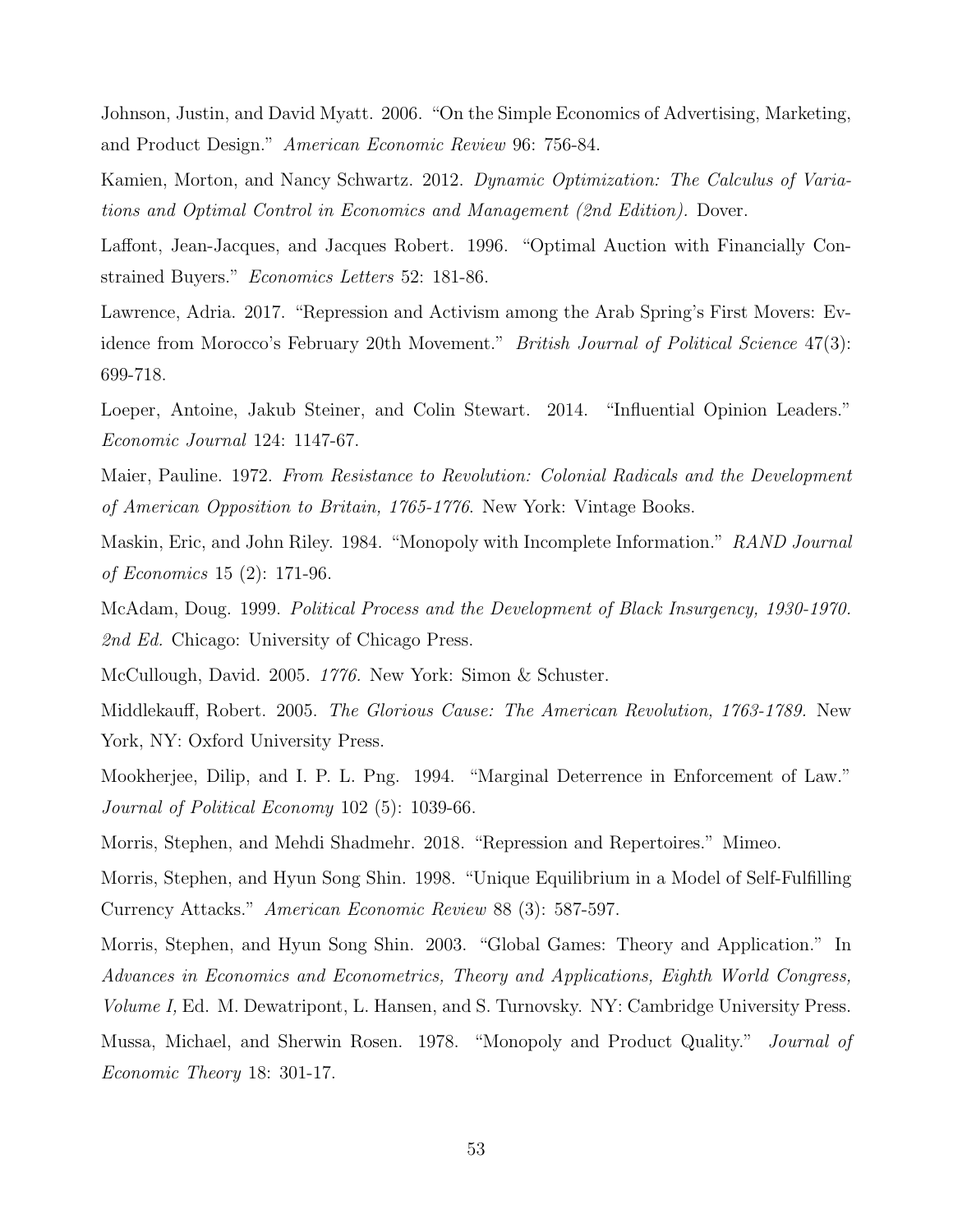Johnson, Justin, and David Myatt. 2006. "On the Simple Economics of Advertising, Marketing, and Product Design." *American Economic Review* 96: 756-84.

Kamien, Morton, and Nancy Schwartz. 2012. *Dynamic Optimization: The Calculus of Variations and Optimal Control in Economics and Management (2nd Edition).* Dover.

Laffont, Jean-Jacques, and Jacques Robert. 1996. "Optimal Auction with Financially Constrained Buyers." *Economics Letters* 52: 181-86.

Lawrence, Adria. 2017. "Repression and Activism among the Arab Spring's First Movers: Evidence from Morocco's February 20th Movement." *British Journal of Political Science* 47(3): 699-718.

Loeper, Antoine, Jakub Steiner, and Colin Stewart. 2014. "Influential Opinion Leaders." *Economic Journal* 124: 1147-67.

Maier, Pauline. 1972. *From Resistance to Revolution: Colonial Radicals and the Development of American Opposition to Britain, 1765-1776.* New York: Vintage Books.

Maskin, Eric, and John Riley. 1984. "Monopoly with Incomplete Information." *RAND Journal of Economics* 15 (2): 171-96.

McAdam, Doug. 1999. *Political Process and the Development of Black Insurgency, 1930-1970. 2nd Ed.* Chicago: University of Chicago Press.

McCullough, David. 2005. *1776.* New York: Simon & Schuster.

Middlekauff, Robert. 2005. *The Glorious Cause: The American Revolution, 1763-1789.* New York, NY: Oxford University Press.

Mookherjee, Dilip, and I. P. L. Png. 1994. "Marginal Deterrence in Enforcement of Law." *Journal of Political Economy* 102 (5): 1039-66.

Morris, Stephen, and Mehdi Shadmehr. 2018. "Repression and Repertoires." Mimeo.

Morris, Stephen, and Hyun Song Shin. 1998. "Unique Equilibrium in a Model of Self-Fulfilling Currency Attacks." *American Economic Review* 88 (3): 587-597.

Morris, Stephen, and Hyun Song Shin. 2003. "Global Games: Theory and Application." In *Advances in Economics and Econometrics, Theory and Applications, Eighth World Congress, Volume I,* Ed. M. Dewatripont, L. Hansen, and S. Turnovsky. NY: Cambridge University Press.

Mussa, Michael, and Sherwin Rosen. 1978. "Monopoly and Product Quality." *Journal of Economic Theory* 18: 301-17.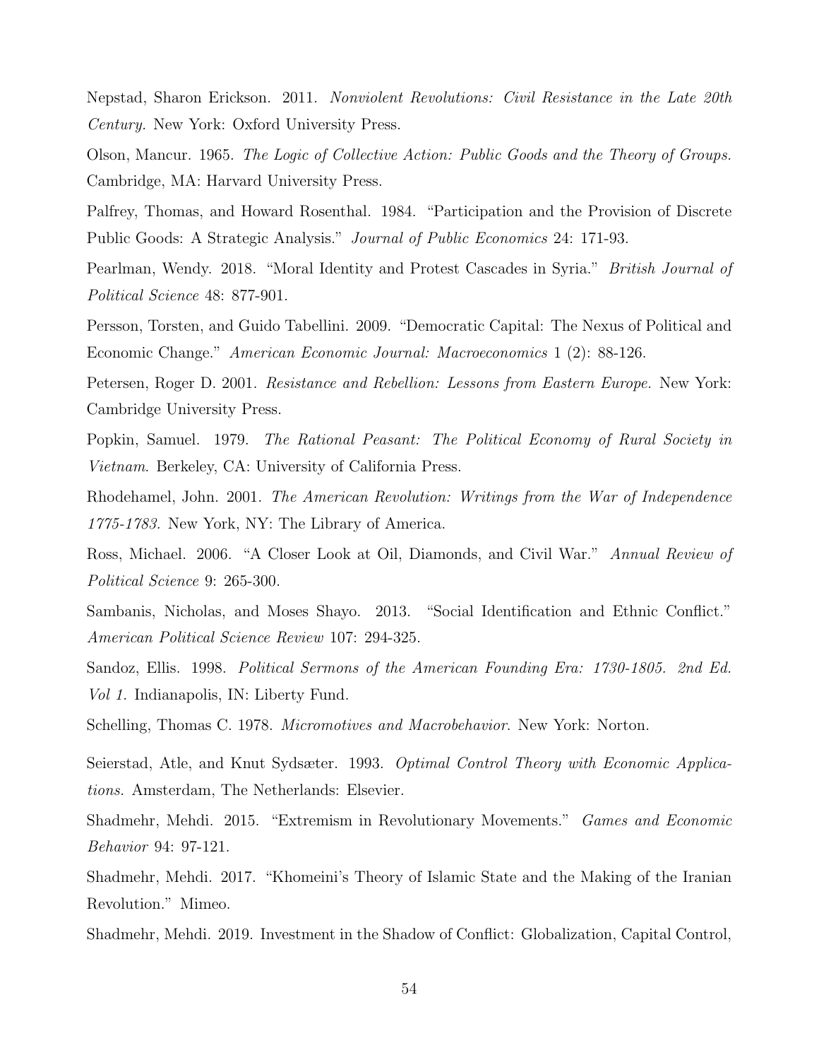Nepstad, Sharon Erickson. 2011. *Nonviolent Revolutions: Civil Resistance in the Late 20th Century.* New York: Oxford University Press.

Olson, Mancur. 1965. *The Logic of Collective Action: Public Goods and the Theory of Groups.* Cambridge, MA: Harvard University Press.

Palfrey, Thomas, and Howard Rosenthal. 1984. "Participation and the Provision of Discrete Public Goods: A Strategic Analysis." *Journal of Public Economics* 24: 171-93.

Pearlman, Wendy. 2018. "Moral Identity and Protest Cascades in Syria." *British Journal of Political Science* 48: 877-901.

Persson, Torsten, and Guido Tabellini. 2009. "Democratic Capital: The Nexus of Political and Economic Change." *American Economic Journal: Macroeconomics* 1 (2): 88-126.

Petersen, Roger D. 2001. *Resistance and Rebellion: Lessons from Eastern Europe.* New York: Cambridge University Press.

Popkin, Samuel. 1979. *The Rational Peasant: The Political Economy of Rural Society in Vietnam*. Berkeley, CA: University of California Press.

Rhodehamel, John. 2001. *The American Revolution: Writings from the War of Independence 1775-1783.* New York, NY: The Library of America.

Ross, Michael. 2006. "A Closer Look at Oil, Diamonds, and Civil War." *Annual Review of Political Science* 9: 265-300.

Sambanis, Nicholas, and Moses Shayo. 2013. "Social Identification and Ethnic Conflict." *American Political Science Review* 107: 294-325.

Sandoz, Ellis. 1998. *Political Sermons of the American Founding Era: 1730-1805. 2nd Ed. Vol 1.* Indianapolis, IN: Liberty Fund.

Schelling, Thomas C. 1978. *Micromotives and Macrobehavior*. New York: Norton.

Seierstad, Atle, and Knut Sydsæter. 1993. *Optimal Control Theory with Economic Applications.* Amsterdam, The Netherlands: Elsevier.

Shadmehr, Mehdi. 2015. "Extremism in Revolutionary Movements." *Games and Economic Behavior* 94: 97-121.

Shadmehr, Mehdi. 2017. "Khomeini's Theory of Islamic State and the Making of the Iranian Revolution." Mimeo.

Shadmehr, Mehdi. 2019. Investment in the Shadow of Conflict: Globalization, Capital Control,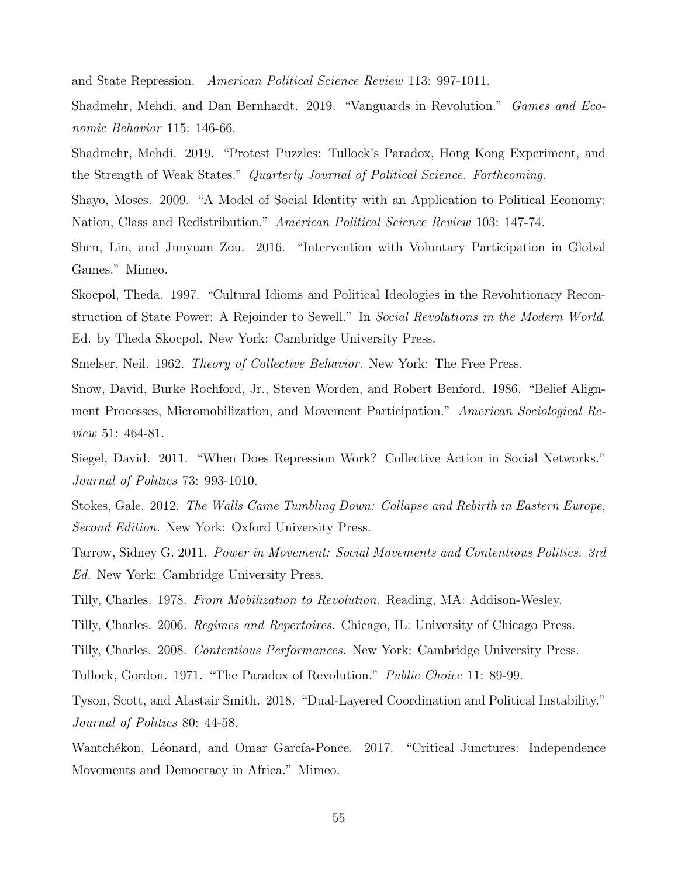and State Repression. *American Political Science Review* 113: 997-1011.

Shadmehr, Mehdi, and Dan Bernhardt. 2019. "Vanguards in Revolution." *Games and Economic Behavior* 115: 146-66.

Shadmehr, Mehdi. 2019. "Protest Puzzles: Tullock's Paradox, Hong Kong Experiment, and the Strength of Weak States." *Quarterly Journal of Political Science. Forthcoming.*

Shayo, Moses. 2009. "A Model of Social Identity with an Application to Political Economy: Nation, Class and Redistribution." *American Political Science Review* 103: 147-74.

Shen, Lin, and Junyuan Zou. 2016. "Intervention with Voluntary Participation in Global Games." Mimeo.

Skocpol, Theda. 1997. "Cultural Idioms and Political Ideologies in the Revolutionary Reconstruction of State Power: A Rejoinder to Sewell." In *Social Revolutions in the Modern World*. Ed. by Theda Skocpol. New York: Cambridge University Press.

Smelser, Neil. 1962. *Theory of Collective Behavior.* New York: The Free Press.

Snow, David, Burke Rochford, Jr., Steven Worden, and Robert Benford. 1986. "Belief Alignment Processes, Micromobilization, and Movement Participation." *American Sociological Review* 51: 464-81.

Siegel, David. 2011. "When Does Repression Work? Collective Action in Social Networks." *Journal of Politics* 73: 993-1010.

Stokes, Gale. 2012. *The Walls Came Tumbling Down: Collapse and Rebirth in Eastern Europe, Second Edition.* New York: Oxford University Press.

Tarrow, Sidney G. 2011. *Power in Movement: Social Movements and Contentious Politics. 3rd Ed.* New York: Cambridge University Press.

Tilly, Charles. 1978. *From Mobilization to Revolution.* Reading, MA: Addison-Wesley.

Tilly, Charles. 2006. *Regimes and Repertoires.* Chicago, IL: University of Chicago Press.

Tilly, Charles. 2008. *Contentious Performances.* New York: Cambridge University Press.

Tullock, Gordon. 1971. "The Paradox of Revolution." *Public Choice* 11: 89-99.

Tyson, Scott, and Alastair Smith. 2018. "Dual-Layered Coordination and Political Instability." *Journal of Politics* 80: 44-58.

Wantchékon, Léonard, and Omar García-Ponce. 2017. "Critical Junctures: Independence Movements and Democracy in Africa." Mimeo.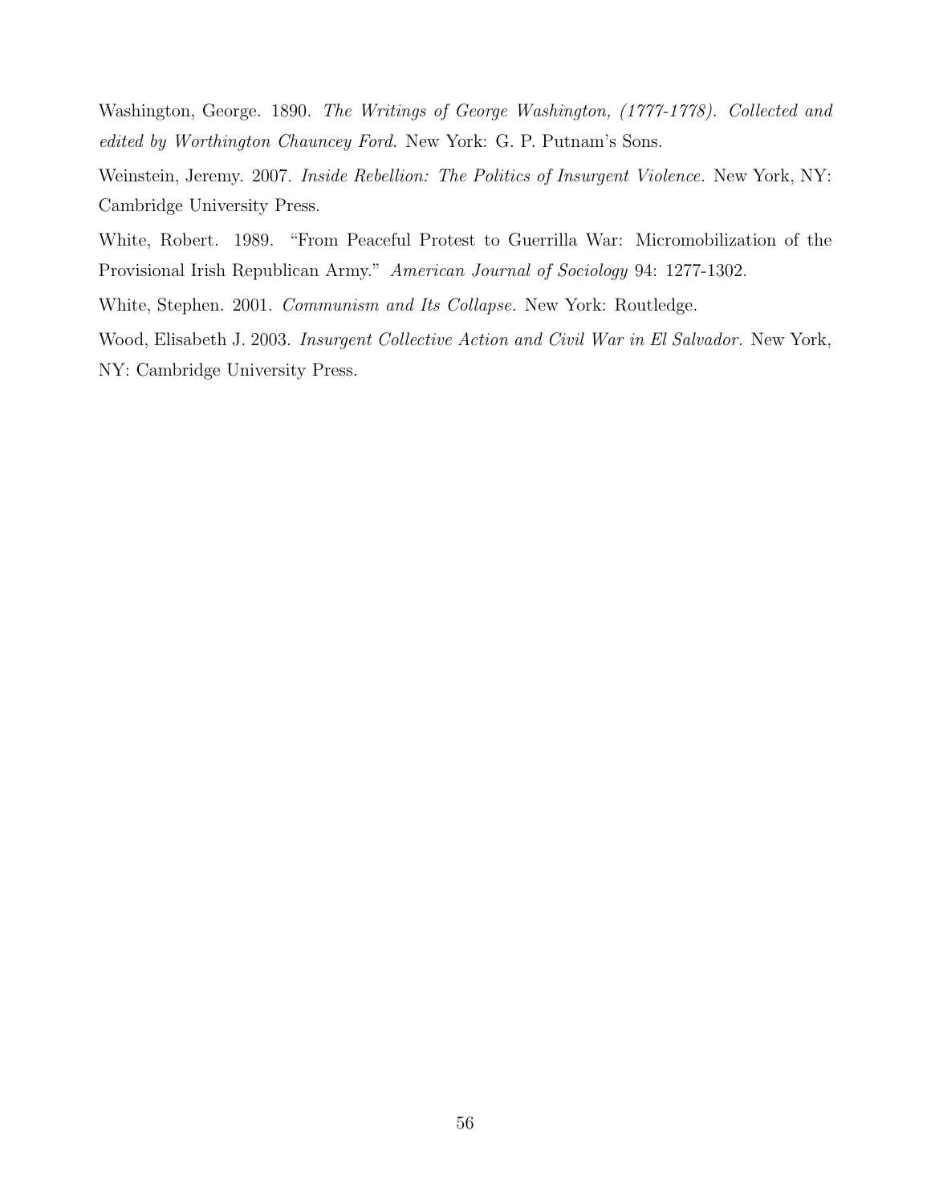Washington, George. 1890. *The Writings of George Washington, (1777-1778). Collected and edited by Worthington Chauncey Ford.* New York: G. P. Putnam's Sons.

Weinstein, Jeremy. 2007. *Inside Rebellion: The Politics of Insurgent Violence.* New York, NY: Cambridge University Press.

White, Robert. 1989. "From Peaceful Protest to Guerrilla War: Micromobilization of the Provisional Irish Republican Army." *American Journal of Sociology* 94: 1277-1302.

White, Stephen. 2001. *Communism and Its Collapse.* New York: Routledge.

Wood, Elisabeth J. 2003. *Insurgent Collective Action and Civil War in El Salvador.* New York, NY: Cambridge University Press.